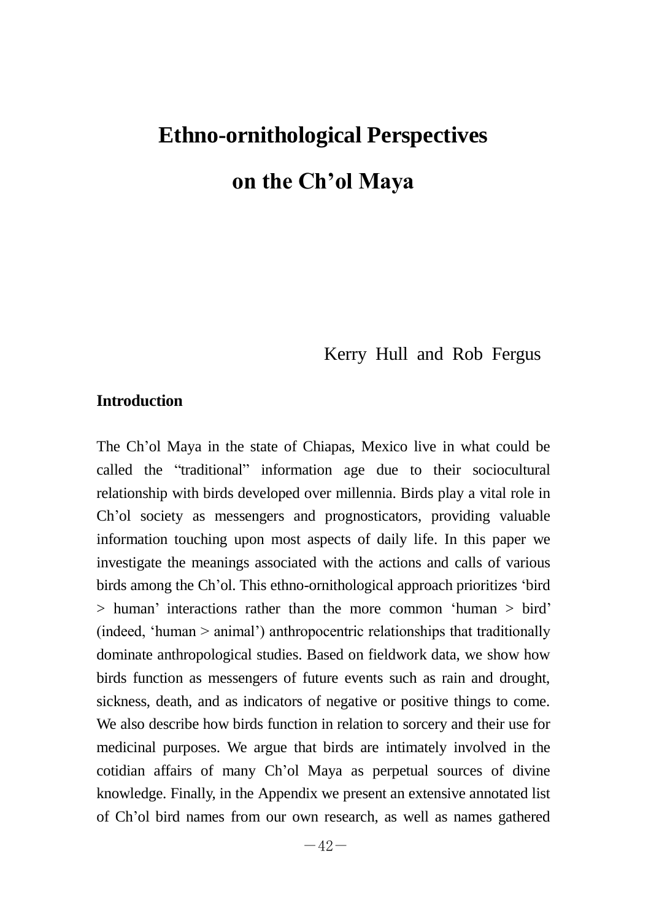# Ethno-ornithological Perspectives on the Ch'ol Maya

Kerry Hull and Rob Fergus

## Introduction

The Ch'ol Maya in the state of Chiapas, Mexico live in what could be called the "traditional" information age due to their sociocultural relationship with birds developed over millennia. Birds play a vital role in Ch'ol society as messengers and prognosticators, providing valuable information touching upon most aspects of daily life. In this paper we investigate the meanings associated with the actions and calls of various birds among the Ch'ol. This ethno-ornithological approach prioritizes 'bird > human' interactions rather than the more common 'human > bird' (indeed, 'human > animal') anthropocentric relationships that traditionally dominate anthropological studies. Based on fieldwork data, we show how birds function as messengers of future events such as rain and drought, sickness, death, and as indicators of negative or positive things to come. We also describe how birds function in relation to sorcery and their use for medicinal purposes. We argue that birds are intimately involved in the cotidian affairs of many Ch'ol Maya as perpetual sources of divine knowledge. Finally, in the Appendix we present an extensive annotated list of Ch'ol bird names from our own research, as well as names gathered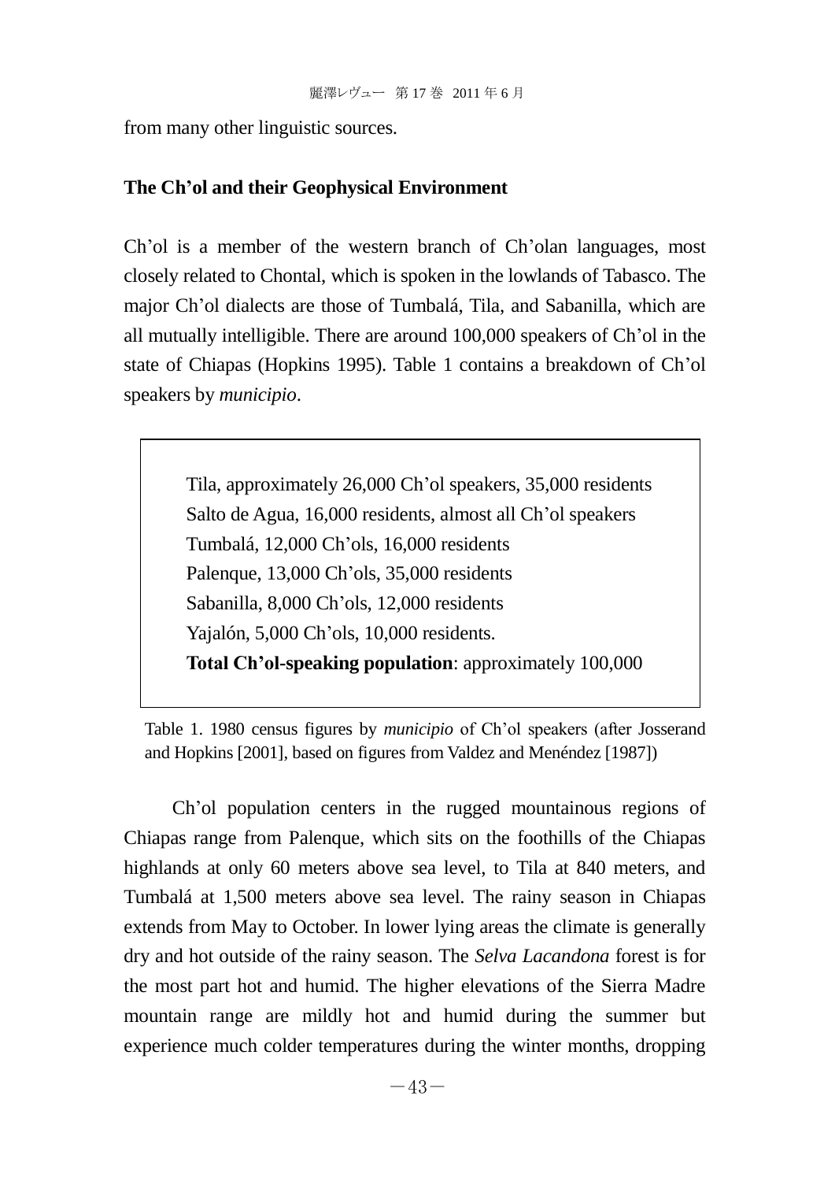from many other linguistic sources.

## The Ch'ol and their Geophysical Environment

Ch'ol is a member of the western branch of Ch'olan languages, most closely related to Chontal, which is spoken in the lowlands of Tabasco. The major Ch'ol dialects are those of Tumbalá, Tila, and Sabanilla, which are all mutually intelligible. There are around 100,000 speakers of Ch'ol in the state of Chiapas (Hopkins 1995). Table 1 contains a breakdown of Ch'ol speakers by *municipio*.

> Tila, approximately 26,000 Ch'ol speakers, 35,000 residents
> Salto de Agua, 16,000 residents, almost all Ch'ol speakers
> Tumbalá, 12,000 Ch'ols, 16,000 residents
> Palenque, 13,000 Ch'ols, 35,000 residents
> Sabanilla, 8,000 Ch'ols, 12,000 residents
> Yajalón, 5,000 Ch'ols, 10,000 residents.
> **Total Ch'ol-speaking population**: approximately 100,000

Table 1. 1980 census figures by *municipio* of Ch'ol speakers (after Josserand and Hopkins [2001], based on figures from Valdez and Menéndez [1987])

Ch'ol population centers in the rugged mountainous regions of Chiapas range from Palenque, which sits on the foothills of the Chiapas highlands at only 60 meters above sea level, to Tila at 840 meters, and Tumbalá at 1,500 meters above sea level. The rainy season in Chiapas extends from May to October. In lower lying areas the climate is generally dry and hot outside of the rainy season. The *Selva Lacandona* forest is for the most part hot and humid. The higher elevations of the Sierra Madre mountain range are mildly hot and humid during the summer but experience much colder temperatures during the winter months, dropping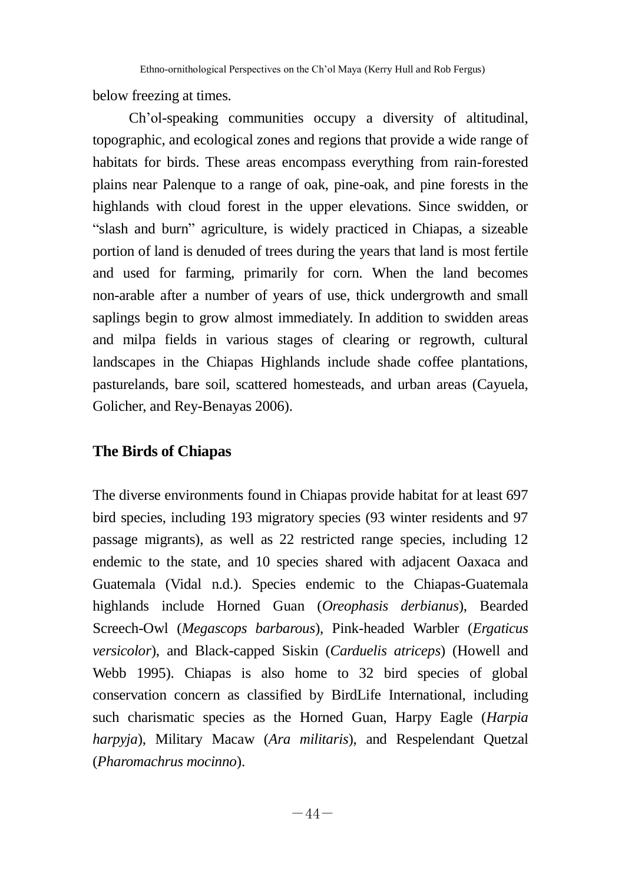below freezing at times.

Ch'ol-speaking communities occupy a diversity of altitudinal, topographic, and ecological zones and regions that provide a wide range of habitats for birds. These areas encompass everything from rain-forested plains near Palenque to a range of oak, pine-oak, and pine forests in the highlands with cloud forest in the upper elevations. Since swidden, or "slash and burn" agriculture, is widely practiced in Chiapas, a sizeable portion of land is denuded of trees during the years that land is most fertile and used for farming, primarily for corn. When the land becomes non-arable after a number of years of use, thick undergrowth and small saplings begin to grow almost immediately. In addition to swidden areas and milpa fields in various stages of clearing or regrowth, cultural landscapes in the Chiapas Highlands include shade coffee plantations, pasturelands, bare soil, scattered homesteads, and urban areas (Cayuela, Golicher, and Rey-Benayas 2006).

## The Birds of Chiapas

The diverse environments found in Chiapas provide habitat for at least 697 bird species, including 193 migratory species (93 winter residents and 97 passage migrants), as well as 22 restricted range species, including 12 endemic to the state, and 10 species shared with adjacent Oaxaca and Guatemala (Vidal n.d.). Species endemic to the Chiapas-Guatemala highlands include Horned Guan (*Oreophasis derbianus*), Bearded Screech-Owl (*Megascops barbarous*), Pink-headed Warbler (*Ergaticus versicolor*), and Black-capped Siskin (*Carduelis atriceps*) (Howell and Webb 1995). Chiapas is also home to 32 bird species of global conservation concern as classified by BirdLife International, including such charismatic species as the Horned Guan, Harpy Eagle (*Harpia harpyja*), Military Macaw (*Ara militaris*), and Respelendant Quetzal (*Pharomachrus mocinno*).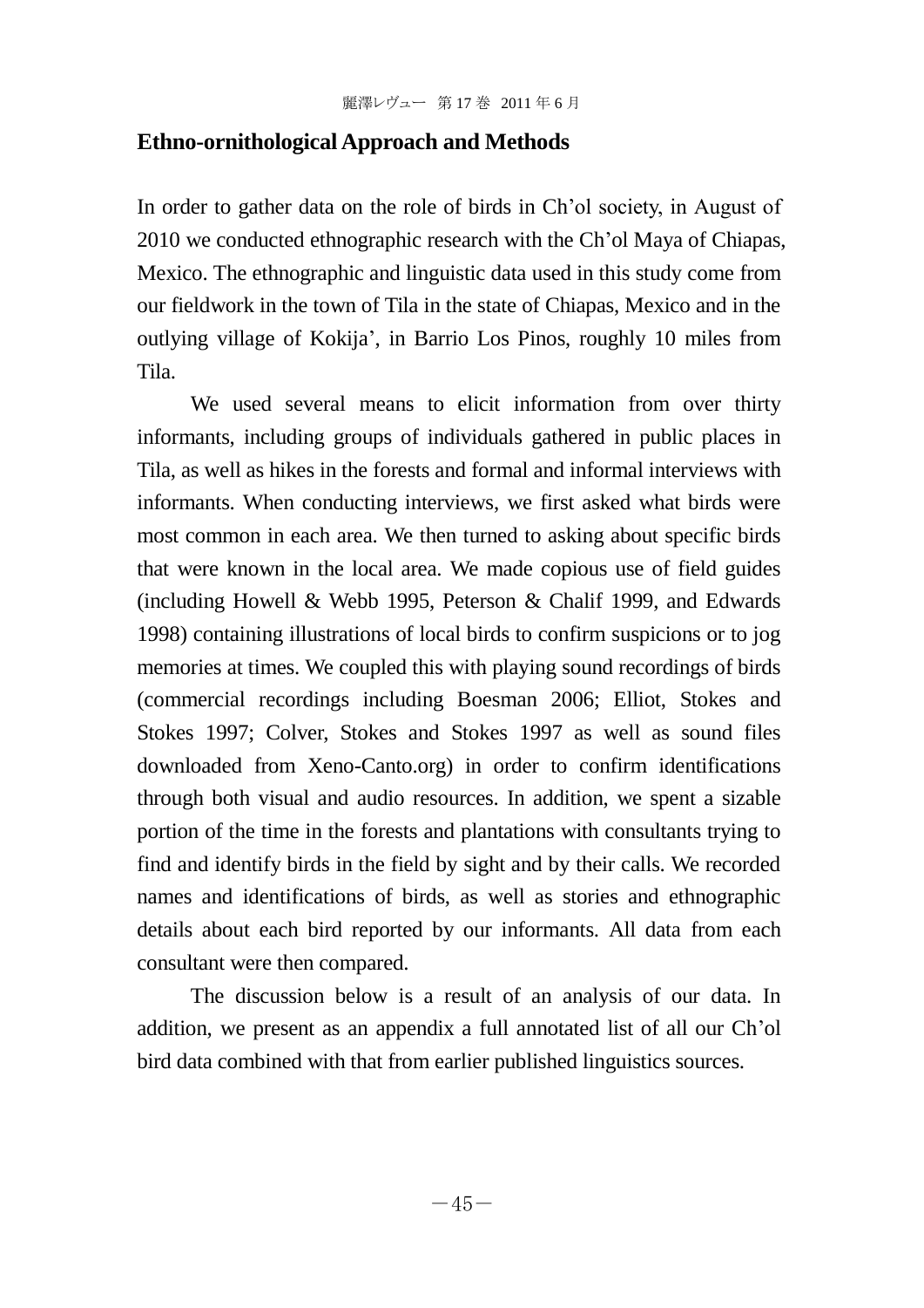## Ethno-ornithological Approach and Methods

In order to gather data on the role of birds in Ch'ol society, in August of 2010 we conducted ethnographic research with the Ch'ol Maya of Chiapas, Mexico. The ethnographic and linguistic data used in this study come from our fieldwork in the town of Tila in the state of Chiapas, Mexico and in the outlying village of Kokija', in Barrio Los Pinos, roughly 10 miles from Tila.

We used several means to elicit information from over thirty informants, including groups of individuals gathered in public places in Tila, as well as hikes in the forests and formal and informal interviews with informants. When conducting interviews, we first asked what birds were most common in each area. We then turned to asking about specific birds that were known in the local area. We made copious use of field guides (including Howell & Webb 1995, Peterson & Chalif 1999, and Edwards 1998) containing illustrations of local birds to confirm suspicions or to jog memories at times. We coupled this with playing sound recordings of birds (commercial recordings including Boesman 2006; Elliot, Stokes and Stokes 1997; Colver, Stokes and Stokes 1997 as well as sound files downloaded from Xeno-Canto.org) in order to confirm identifications through both visual and audio resources. In addition, we spent a sizable portion of the time in the forests and plantations with consultants trying to find and identify birds in the field by sight and by their calls. We recorded names and identifications of birds, as well as stories and ethnographic details about each bird reported by our informants. All data from each consultant were then compared.

The discussion below is a result of an analysis of our data. In addition, we present as an appendix a full annotated list of all our Ch'ol bird data combined with that from earlier published linguistics sources.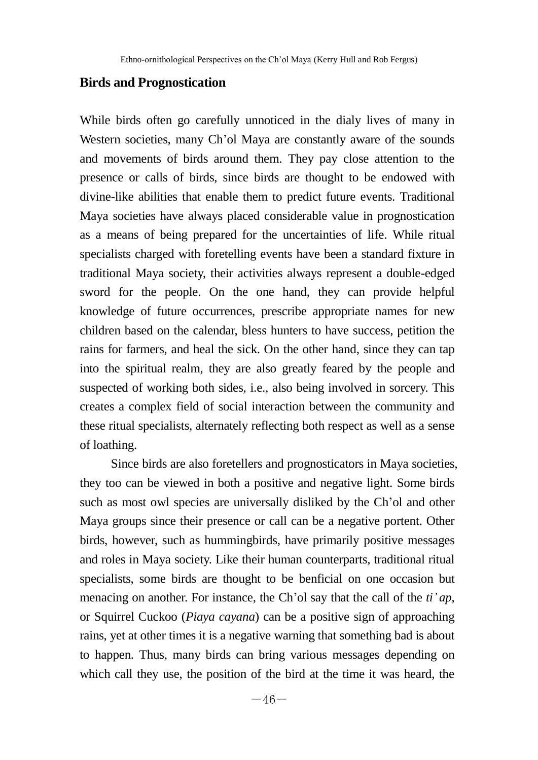## Birds and Prognostication

While birds often go carefully unnoticed in the dialy lives of many in Western societies, many Ch'ol Maya are constantly aware of the sounds and movements of birds around them. They pay close attention to the presence or calls of birds, since birds are thought to be endowed with divine-like abilities that enable them to predict future events. Traditional Maya societies have always placed considerable value in prognostication as a means of being prepared for the uncertainties of life. While ritual specialists charged with foretelling events have been a standard fixture in traditional Maya society, their activities always represent a double-edged sword for the people. On the one hand, they can provide helpful knowledge of future occurrences, prescribe appropriate names for new children based on the calendar, bless hunters to have success, petition the rains for farmers, and heal the sick. On the other hand, since they can tap into the spiritual realm, they are also greatly feared by the people and suspected of working both sides, i.e., also being involved in sorcery. This creates a complex field of social interaction between the community and these ritual specialists, alternately reflecting both respect as well as a sense of loathing.

Since birds are also foretellers and prognosticators in Maya societies, they too can be viewed in both a positive and negative light. Some birds such as most owl species are universally disliked by the Ch'ol and other Maya groups since their presence or call can be a negative portent. Other birds, however, such as hummingbirds, have primarily positive messages and roles in Maya society. Like their human counterparts, traditional ritual specialists, some birds are thought to be benficial on one occasion but menacing on another. For instance, the Ch'ol say that the call of the *ti'ap*, or Squirrel Cuckoo (*Piaya cayana*) can be a positive sign of approaching rains, yet at other times it is a negative warning that something bad is about to happen. Thus, many birds can bring various messages depending on which call they use, the position of the bird at the time it was heard, the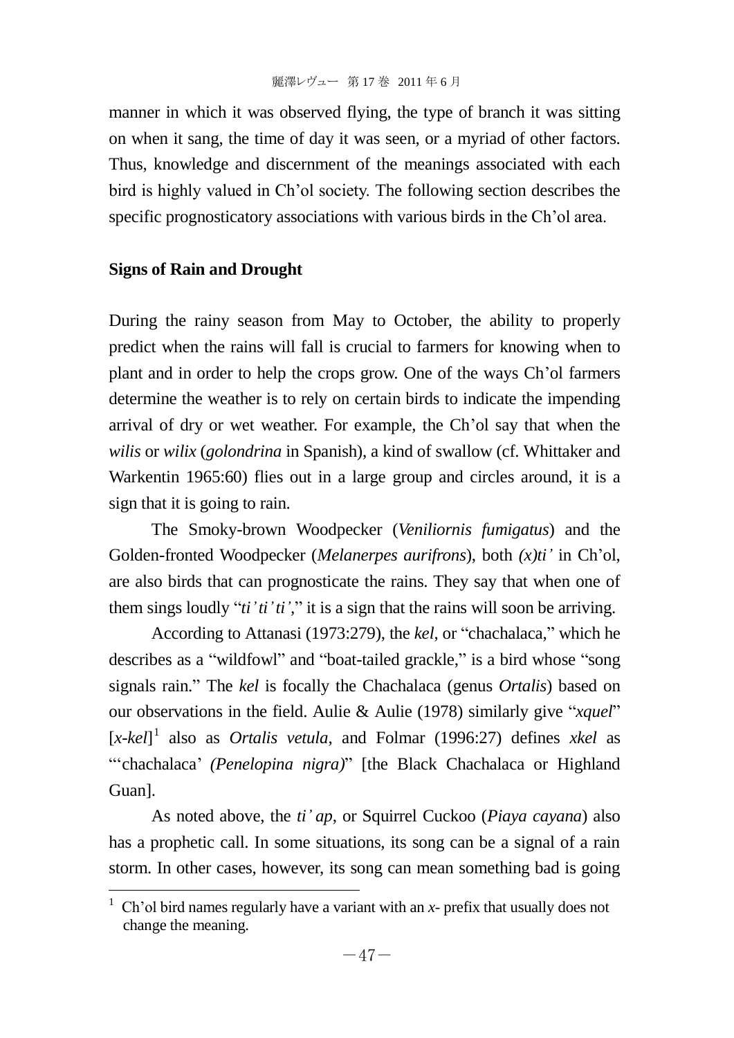manner in which it was observed flying, the type of branch it was sitting on when it sang, the time of day it was seen, or a myriad of other factors. Thus, knowledge and discernment of the meanings associated with each bird is highly valued in Ch'ol society. The following section describes the specific prognosticatory associations with various birds in the Ch'ol area.

## Signs of Rain and Drought

During the rainy season from May to October, the ability to properly predict when the rains will fall is crucial to farmers for knowing when to plant and in order to help the crops grow. One of the ways Ch'ol farmers determine the weather is to rely on certain birds to indicate the impending arrival of dry or wet weather. For example, the Ch'ol say that when the *wilis* or *wilix* (*golondrina* in Spanish), a kind of swallow (cf. Whittaker and Warkentin 1965:60) flies out in a large group and circles around, it is a sign that it is going to rain.

The Smoky-brown Woodpecker (*Veniliornis fumigatus*) and the Golden-fronted Woodpecker (*Melanerpes aurifrons*), both *(x)ti'* in Ch'ol, are also birds that can prognosticate the rains. They say that when one of them sings loudly "*ti'ti'ti'*," it is a sign that the rains will soon be arriving.

According to Attanasi (1973:279), the *kel*, or "chachalaca," which he describes as a "wildfowl" and "boat-tailed grackle," is a bird whose "song signals rain." The *kel* is focally the Chachalaca (genus *Ortalis*) based on our observations in the field. Aulie & Aulie (1978) similarly give "*xquel*" [*x-kel*][1] also as *Ortalis vetula*, and Folmar (1996:27) defines *xkel* as "'chachalaca' *(Penelopina nigra)*" [the Black Chachalaca or Highland Guan].

As noted above, the *ti'ap*, or Squirrel Cuckoo (*Piaya cayana*) also has a prophetic call. In some situations, its song can be a signal of a rain storm. In other cases, however, its song can mean something bad is going

[1] Ch'ol bird names regularly have a variant with an *x*- prefix that usually does not change the meaning.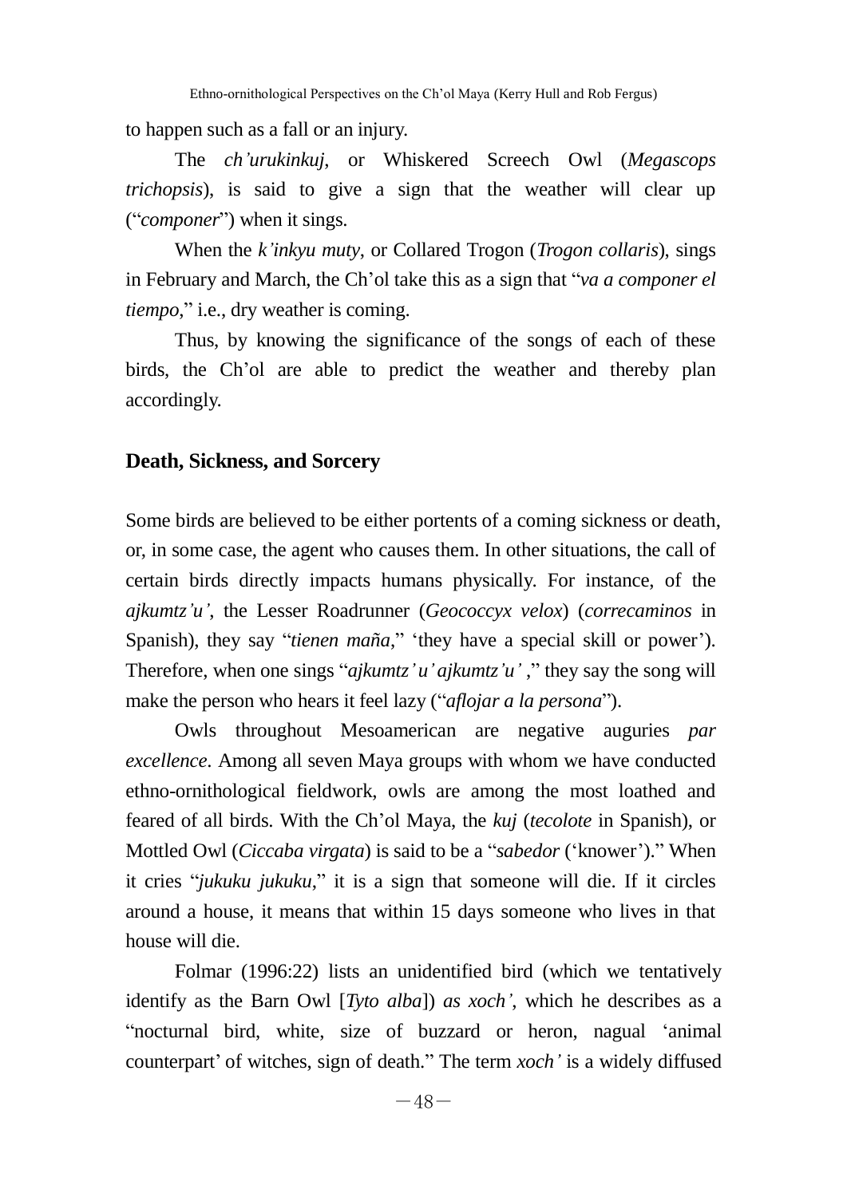to happen such as a fall or an injury.

The *ch'urukinkuj*, or Whiskered Screech Owl (*Megascops trichopsis*), is said to give a sign that the weather will clear up ("*componer*") when it sings.

When the *k'inkyu muty*, or Collared Trogon (*Trogon collaris*), sings in February and March, the Ch'ol take this as a sign that "*va a componer el tiempo*," i.e., dry weather is coming.

Thus, by knowing the significance of the songs of each of these birds, the Ch'ol are able to predict the weather and thereby plan accordingly.

## Death, Sickness, and Sorcery

Some birds are believed to be either portents of a coming sickness or death, or, in some case, the agent who causes them. In other situations, the call of certain birds directly impacts humans physically. For instance, of the *ajkumtz'u'*, the Lesser Roadrunner (*Geococcyx velox*) (*correcaminos* in Spanish), they say "*tienen maña*," 'they have a special skill or power'). Therefore, when one sings "*ajkumtz'u' ajkumtz'u'* ," they say the song will make the person who hears it feel lazy ("*aflojar a la persona*").

Owls throughout Mesoamerican are negative auguries *par excellence*. Among all seven Maya groups with whom we have conducted ethno-ornithological fieldwork, owls are among the most loathed and feared of all birds. With the Ch'ol Maya, the *kuj* (*tecolote* in Spanish), or Mottled Owl (*Ciccaba virgata*) is said to be a "*sabedor* ('knower')." When it cries "*jukuku jukuku*," it is a sign that someone will die. If it circles around a house, it means that within 15 days someone who lives in that house will die.

Folmar (1996:22) lists an unidentified bird (which we tentatively identify as the Barn Owl [*Tyto alba*]) *as xoch'*, which he describes as a "nocturnal bird, white, size of buzzard or heron, nagual 'animal counterpart' of witches, sign of death." The term *xoch'* is a widely diffused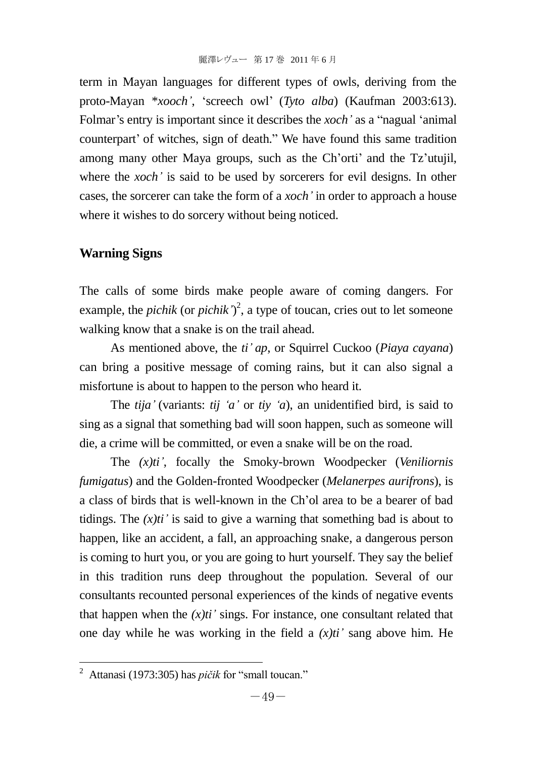term in Mayan languages for different types of owls, deriving from the proto-Mayan *\*xooch'*, 'screech owl' (*Tyto alba*) (Kaufman 2003:613). Folmar's entry is important since it describes the *xoch'* as a "nagual 'animal counterpart' of witches, sign of death." We have found this same tradition among many other Maya groups, such as the Ch'orti' and the Tz'utujil, where the *xoch'* is said to be used by sorcerers for evil designs. In other cases, the sorcerer can take the form of a *xoch'* in order to approach a house where it wishes to do sorcery without being noticed.

## Warning Signs

The calls of some birds make people aware of coming dangers. For example, the *pichik* (or *pichik'*)[2], a type of toucan, cries out to let someone walking know that a snake is on the trail ahead.

As mentioned above, the *ti' ap*, or Squirrel Cuckoo (*Piaya cayana*) can bring a positive message of coming rains, but it can also signal a misfortune is about to happen to the person who heard it.

The *tija'* (variants: *tij 'a'* or *tiy 'a*), an unidentified bird, is said to sing as a signal that something bad will soon happen, such as someone will die, a crime will be committed, or even a snake will be on the road.

The *(x)ti'*, focally the Smoky-brown Woodpecker (*Veniliornis fumigatus*) and the Golden-fronted Woodpecker (*Melanerpes aurifrons*), is a class of birds that is well-known in the Ch'ol area to be a bearer of bad tidings. The *(x)ti'* is said to give a warning that something bad is about to happen, like an accident, a fall, an approaching snake, a dangerous person is coming to hurt you, or you are going to hurt yourself. They say the belief in this tradition runs deep throughout the population. Several of our consultants recounted personal experiences of the kinds of negative events that happen when the *(x)ti'* sings. For instance, one consultant related that one day while he was working in the field a *(x)ti'* sang above him. He

---

[2] Attanasi (1973:305) has *pičik* for "small toucan."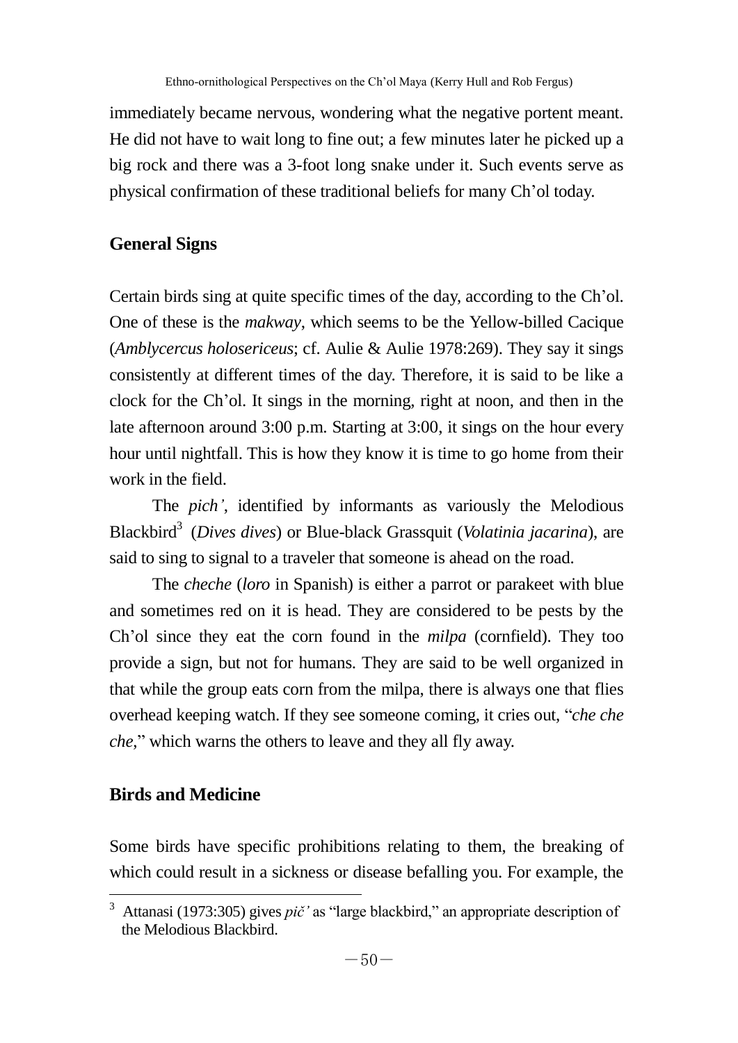immediately became nervous, wondering what the negative portent meant. He did not have to wait long to fine out; a few minutes later he picked up a big rock and there was a 3-foot long snake under it. Such events serve as physical confirmation of these traditional beliefs for many Ch'ol today.

## General Signs

Certain birds sing at quite specific times of the day, according to the Ch'ol. One of these is the *makway*, which seems to be the Yellow-billed Cacique (*Amblycercus holosericeus*; cf. Aulie & Aulie 1978:269). They say it sings consistently at different times of the day. Therefore, it is said to be like a clock for the Ch'ol. It sings in the morning, right at noon, and then in the late afternoon around 3:00 p.m. Starting at 3:00, it sings on the hour every hour until nightfall. This is how they know it is time to go home from their work in the field.

The *pich'*, identified by informants as variously the Melodious Blackbird[3] (*Dives dives*) or Blue-black Grassquit (*Volatinia jacarina*), are said to sing to signal to a traveler that someone is ahead on the road.

The *cheche* (*loro* in Spanish) is either a parrot or parakeet with blue and sometimes red on it is head. They are considered to be pests by the Ch'ol since they eat the corn found in the *milpa* (cornfield). They too provide a sign, but not for humans. They are said to be well organized in that while the group eats corn from the milpa, there is always one that flies overhead keeping watch. If they see someone coming, it cries out, "*che che che*," which warns the others to leave and they all fly away.

## Birds and Medicine

Some birds have specific prohibitions relating to them, the breaking of which could result in a sickness or disease befalling you. For example, the

---

[3] Attanasi (1973:305) gives *pič'* as "large blackbird," an appropriate description of the Melodious Blackbird.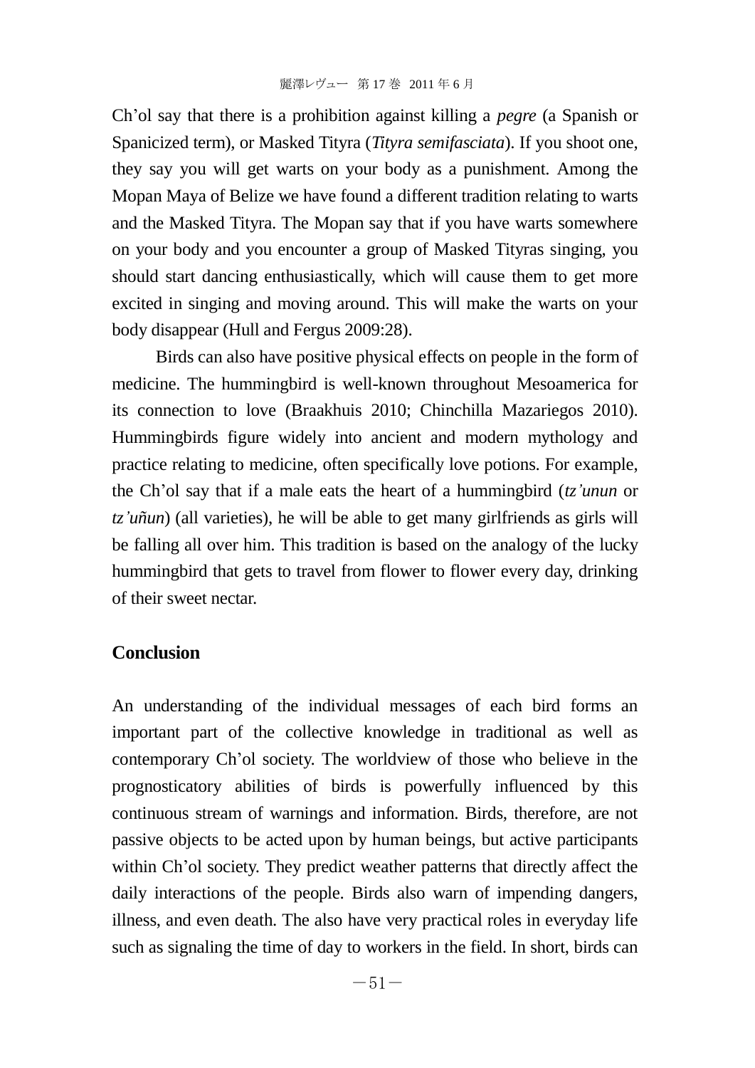Ch'ol say that there is a prohibition against killing a *pegre* (a Spanish or Spanicized term), or Masked Tityra (*Tityra semifasciata*). If you shoot one, they say you will get warts on your body as a punishment. Among the Mopan Maya of Belize we have found a different tradition relating to warts and the Masked Tityra. The Mopan say that if you have warts somewhere on your body and you encounter a group of Masked Tityras singing, you should start dancing enthusiastically, which will cause them to get more excited in singing and moving around. This will make the warts on your body disappear (Hull and Fergus 2009:28).

Birds can also have positive physical effects on people in the form of medicine. The hummingbird is well-known throughout Mesoamerica for its connection to love (Braakhuis 2010; Chinchilla Mazariegos 2010). Hummingbirds figure widely into ancient and modern mythology and practice relating to medicine, often specifically love potions. For example, the Ch'ol say that if a male eats the heart of a hummingbird (*tz'unun* or *tz'uñun*) (all varieties), he will be able to get many girlfriends as girls will be falling all over him. This tradition is based on the analogy of the lucky hummingbird that gets to travel from flower to flower every day, drinking of their sweet nectar.

## Conclusion

An understanding of the individual messages of each bird forms an important part of the collective knowledge in traditional as well as contemporary Ch'ol society. The worldview of those who believe in the prognosticatory abilities of birds is powerfully influenced by this continuous stream of warnings and information. Birds, therefore, are not passive objects to be acted upon by human beings, but active participants within Ch'ol society. They predict weather patterns that directly affect the daily interactions of the people. Birds also warn of impending dangers, illness, and even death. The also have very practical roles in everyday life such as signaling the time of day to workers in the field. In short, birds can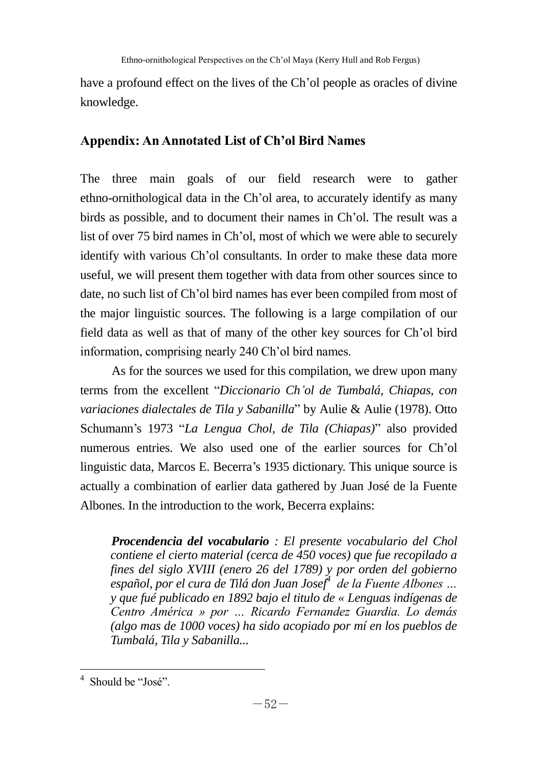have a profound effect on the lives of the Ch'ol people as oracles of divine knowledge.

## Appendix: An Annotated List of Ch'ol Bird Names

The three main goals of our field research were to gather ethno-ornithological data in the Ch'ol area, to accurately identify as many birds as possible, and to document their names in Ch'ol. The result was a list of over 75 bird names in Ch'ol, most of which we were able to securely identify with various Ch'ol consultants. In order to make these data more useful, we will present them together with data from other sources since to date, no such list of Ch'ol bird names has ever been compiled from most of the major linguistic sources. The following is a large compilation of our field data as well as that of many of the other key sources for Ch'ol bird information, comprising nearly 240 Ch'ol bird names.

As for the sources we used for this compilation, we drew upon many terms from the excellent "*Diccionario Ch'ol de Tumbalá, Chiapas, con variaciones dialectales de Tila y Sabanilla*" by Aulie & Aulie (1978). Otto Schumann's 1973 "*La Lengua Chol, de Tila (Chiapas)*" also provided numerous entries. We also used one of the earlier sources for Ch'ol linguistic data, Marcos E. Becerra's 1935 dictionary. This unique source is actually a combination of earlier data gathered by Juan José de la Fuente Albones. In the introduction to the work, Becerra explains:

> ***Procendencia del vocabulario*** *: El presente vocabulario del Chol contiene el cierto material (cerca de 450 voces) que fue recopilado a fines del siglo XVIII (enero 26 del 1789) y por orden del gobierno español, por el cura de Tilá don Juan Josef*[4] *de la Fuente Albones … y que fué publicado en 1892 bajo el titulo de « Lenguas indígenas de Centro América » por … Ricardo Fernandez Guardia. Lo demás (algo mas de 1000 voces) ha sido acopiado por mí en los pueblos de Tumbalá, Tila y Sabanilla...*

[4] Should be "José".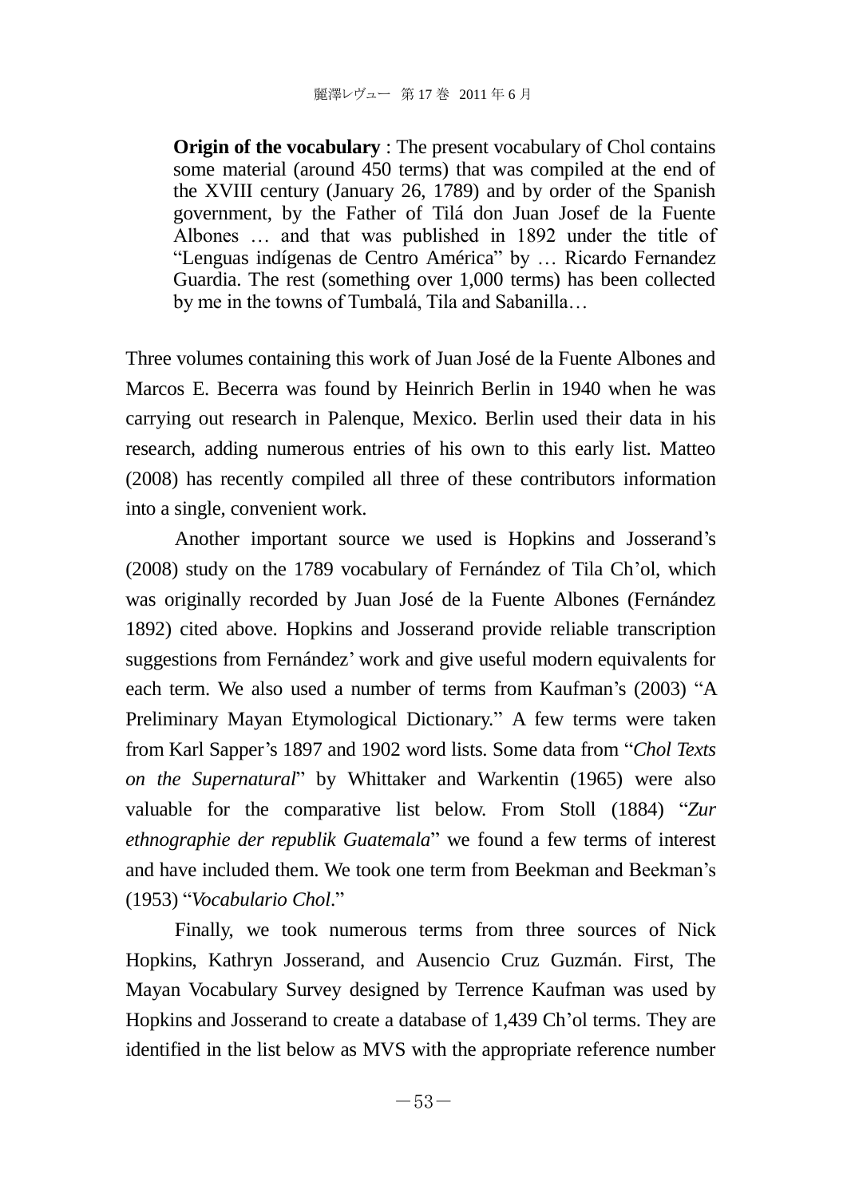> **Origin of the vocabulary** : The present vocabulary of Chol contains some material (around 450 terms) that was compiled at the end of the XVIII century (January 26, 1789) and by order of the Spanish government, by the Father of Tilá don Juan Josef de la Fuente Albones … and that was published in 1892 under the title of "Lenguas indígenas de Centro América" by … Ricardo Fernandez Guardia. The rest (something over 1,000 terms) has been collected by me in the towns of Tumbalá, Tila and Sabanilla…

Three volumes containing this work of Juan José de la Fuente Albones and Marcos E. Becerra was found by Heinrich Berlin in 1940 when he was carrying out research in Palenque, Mexico. Berlin used their data in his research, adding numerous entries of his own to this early list. Matteo (2008) has recently compiled all three of these contributors information into a single, convenient work.

Another important source we used is Hopkins and Josserand's (2008) study on the 1789 vocabulary of Fernández of Tila Ch'ol, which was originally recorded by Juan José de la Fuente Albones (Fernández 1892) cited above. Hopkins and Josserand provide reliable transcription suggestions from Fernández' work and give useful modern equivalents for each term. We also used a number of terms from Kaufman's (2003) "A Preliminary Mayan Etymological Dictionary." A few terms were taken from Karl Sapper's 1897 and 1902 word lists. Some data from "*Chol Texts on the Supernatural*" by Whittaker and Warkentin (1965) were also valuable for the comparative list below. From Stoll (1884) "*Zur ethnographie der republik Guatemala*" we found a few terms of interest and have included them. We took one term from Beekman and Beekman's (1953) "*Vocabulario Chol*."

Finally, we took numerous terms from three sources of Nick Hopkins, Kathryn Josserand, and Ausencio Cruz Guzmán. First, The Mayan Vocabulary Survey designed by Terrence Kaufman was used by Hopkins and Josserand to create a database of 1,439 Ch'ol terms. They are identified in the list below as MVS with the appropriate reference number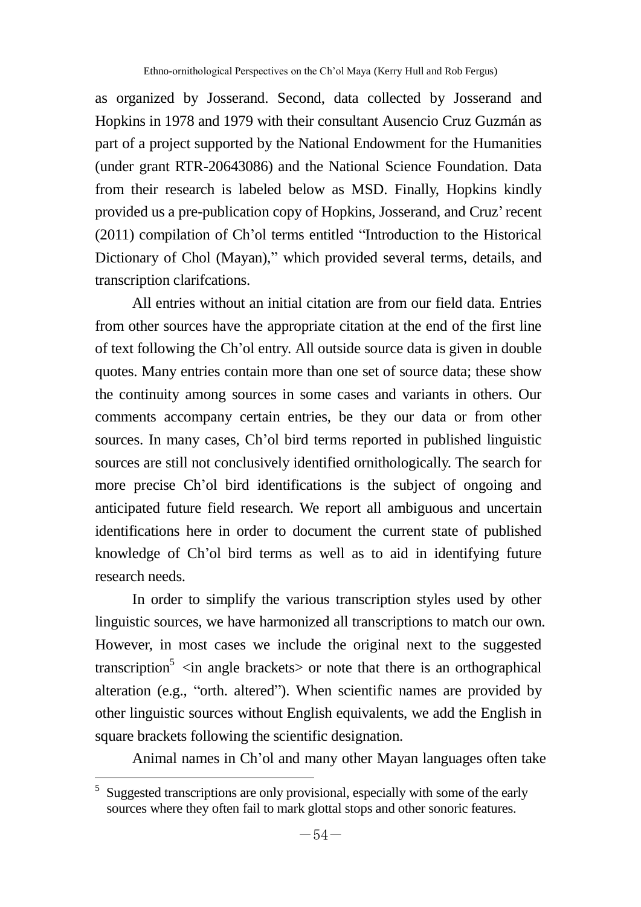as organized by Josserand. Second, data collected by Josserand and Hopkins in 1978 and 1979 with their consultant Ausencio Cruz Guzmán as part of a project supported by the National Endowment for the Humanities (under grant RTR-20643086) and the National Science Foundation. Data from their research is labeled below as MSD. Finally, Hopkins kindly provided us a pre-publication copy of Hopkins, Josserand, and Cruz' recent (2011) compilation of Ch'ol terms entitled "Introduction to the Historical Dictionary of Chol (Mayan)," which provided several terms, details, and transcription clarifcations.

All entries without an initial citation are from our field data. Entries from other sources have the appropriate citation at the end of the first line of text following the Ch'ol entry. All outside source data is given in double quotes. Many entries contain more than one set of source data; these show the continuity among sources in some cases and variants in others. Our comments accompany certain entries, be they our data or from other sources. In many cases, Ch'ol bird terms reported in published linguistic sources are still not conclusively identified ornithologically. The search for more precise Ch'ol bird identifications is the subject of ongoing and anticipated future field research. We report all ambiguous and uncertain identifications here in order to document the current state of published knowledge of Ch'ol bird terms as well as to aid in identifying future research needs.

In order to simplify the various transcription styles used by other linguistic sources, we have harmonized all transcriptions to match our own. However, in most cases we include the original next to the suggested transcription[5] <in angle brackets> or note that there is an orthographical alteration (e.g., "orth. altered"). When scientific names are provided by other linguistic sources without English equivalents, we add the English in square brackets following the scientific designation.

Animal names in Ch'ol and many other Mayan languages often take

[5] Suggested transcriptions are only provisional, especially with some of the early sources where they often fail to mark glottal stops and other sonoric features.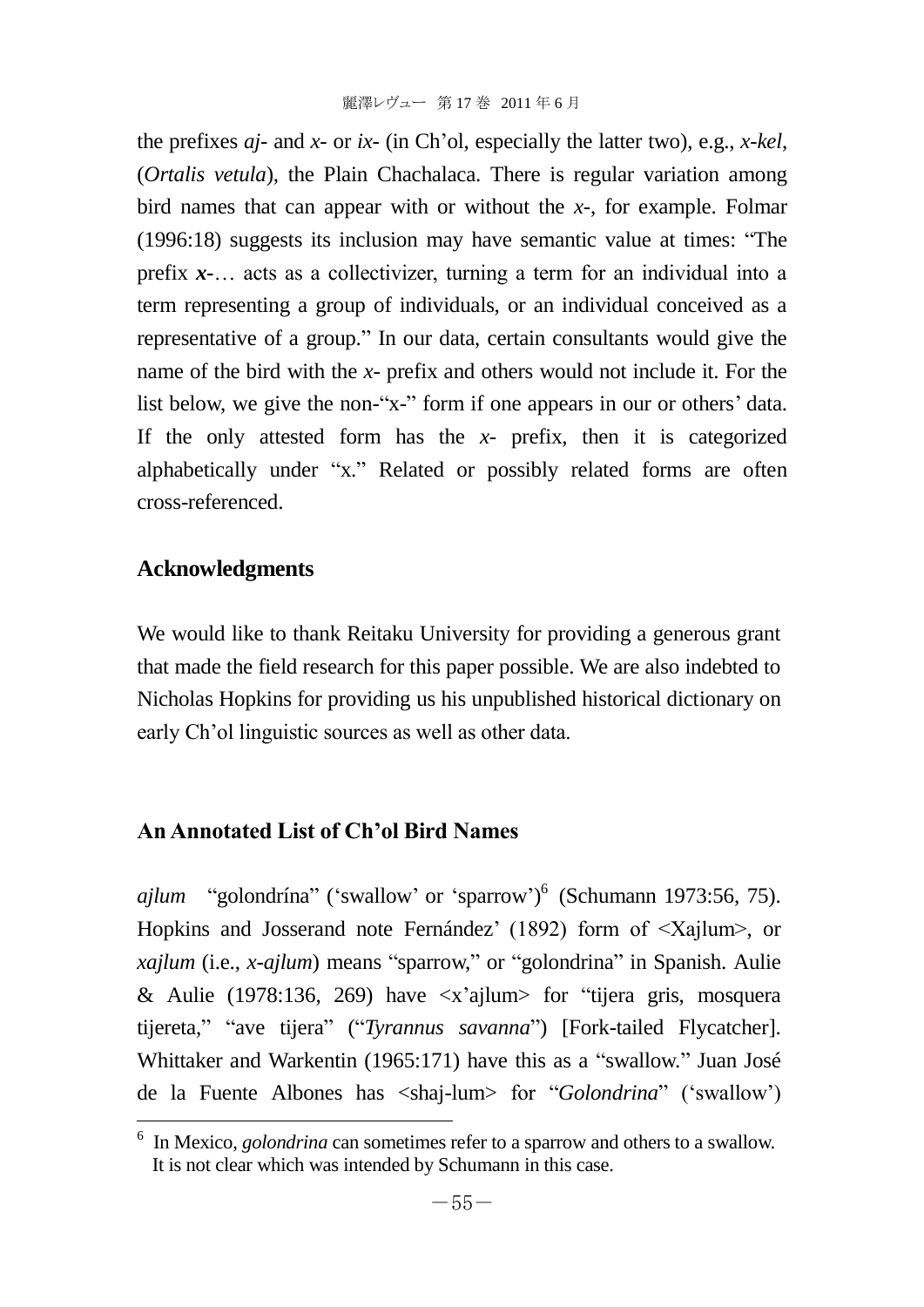the prefixes *aj-* and *x-* or *ix-* (in Ch'ol, especially the latter two), e.g., *x-kel*, (*Ortalis vetula*), the Plain Chachalaca. There is regular variation among bird names that can appear with or without the *x-*, for example. Folmar (1996:18) suggests its inclusion may have semantic value at times: "The prefix ***x-***… acts as a collectivizer, turning a term for an individual into a term representing a group of individuals, or an individual conceived as a representative of a group." In our data, certain consultants would give the name of the bird with the *x-* prefix and others would not include it. For the list below, we give the non-"x-" form if one appears in our or others' data. If the only attested form has the *x-* prefix, then it is categorized alphabetically under "x." Related or possibly related forms are often cross-referenced.

## Acknowledgments

We would like to thank Reitaku University for providing a generous grant that made the field research for this paper possible. We are also indebted to Nicholas Hopkins for providing us his unpublished historical dictionary on early Ch'ol linguistic sources as well as other data.

## An Annotated List of Ch'ol Bird Names

*ajlum* "golondrína" ('swallow' or 'sparrow')[6] (Schumann 1973:56, 75). Hopkins and Josserand note Fernández' (1892) form of <Xajlum>, or *xajlum* (i.e., *x-ajlum*) means "sparrow," or "golondrina" in Spanish. Aulie & Aulie (1978:136, 269) have <x'ajlum> for "tijera gris, mosquera tijereta," "ave tijera" ("*Tyrannus savanna*") [Fork-tailed Flycatcher]. Whittaker and Warkentin (1965:171) have this as a "swallow." Juan José de la Fuente Albones has <shaj-lum> for "*Golondrina*" ('swallow')

[6] In Mexico, *golondrina* can sometimes refer to a sparrow and others to a swallow. It is not clear which was intended by Schumann in this case.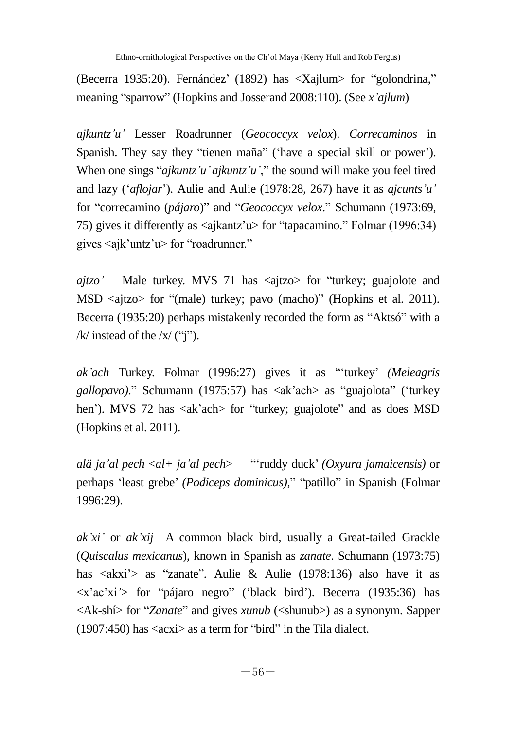(Becerra 1935:20). Fernández' (1892) has <Xajlum> for "golondrina," meaning "sparrow" (Hopkins and Josserand 2008:110). (See *x'ajlum*)

*ajkuntz'u'* Lesser Roadrunner (*Geococcyx velox*). *Correcaminos* in Spanish. They say they "tienen maña" ('have a special skill or power'). When one sings "*ajkuntz'u' ajkuntz'u'*," the sound will make you feel tired and lazy ('*aflojar*'). Aulie and Aulie (1978:28, 267) have it as *ajcunts'u'* for "correcamino (*pájaro*)" and "*Geococcyx velox*." Schumann (1973:69, 75) gives it differently as <ajkantz'u> for "tapacamino." Folmar (1996:34) gives <ajk'untz'u> for "roadrunner."

*ajtzo'* Male turkey. MVS 71 has <ajtzo> for "turkey; guajolote and MSD <ajtzo> for "(male) turkey; pavo (macho)" (Hopkins et al. 2011). Becerra (1935:20) perhaps mistakenly recorded the form as "Aktsó" with a /k/ instead of the /x/ ("j").

*ak'ach* Turkey. Folmar (1996:27) gives it as "'turkey' *(Meleagris gallopavo)*." Schumann (1975:57) has <ak'ach> as "guajolota" ('turkey hen'). MVS 72 has <ak'ach> for "turkey; guajolote" and as does MSD (Hopkins et al. 2011).

*alä ja'al pech <al+ ja'al pech>* "'ruddy duck' *(Oxyura jamaicensis)* or perhaps 'least grebe' *(Podiceps dominicus)*," "patillo" in Spanish (Folmar 1996:29).

*ak'xi'* or *ak'xij* A common black bird, usually a Great-tailed Grackle (*Quiscalus mexicanus*), known in Spanish as *zanate*. Schumann (1973:75) has <akxi'> as "zanate". Aulie & Aulie (1978:136) also have it as <x'ac'xi'> for "pájaro negro" ('black bird'). Becerra (1935:36) has <Ak-shí> for "*Zanate*" and gives *xunub* (<shunub>) as a synonym. Sapper (1907:450) has <acxi> as a term for "bird" in the Tila dialect.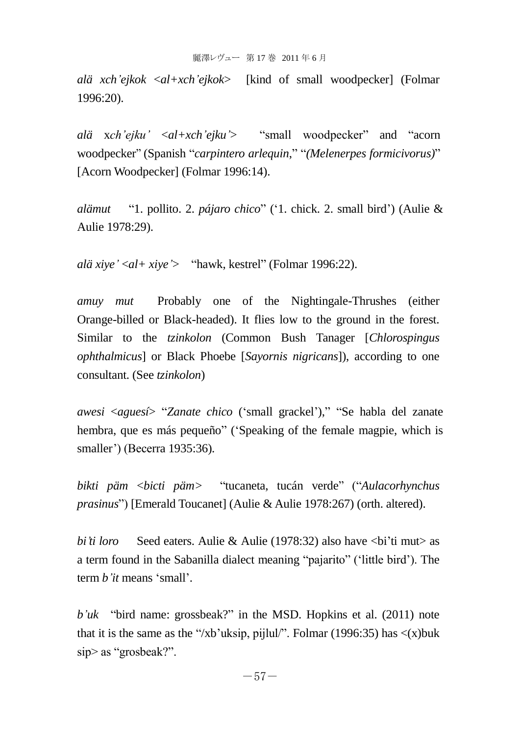*alä xch'ejkok* <*al+xch'ejkok*> [kind of small woodpecker] (Folmar 1996:20).

*alä xch'ejku'* <*al+xch'ejku'*> "small woodpecker" and "acorn woodpecker" (Spanish "*carpintero arlequin*," "*(Melenerpes formicivorus)*" [Acorn Woodpecker] (Folmar 1996:14).

*alämut* "1. pollito. 2. *pájaro chico*" ('1. chick. 2. small bird') (Aulie & Aulie 1978:29).

*alä xiye'* <*al+ xiye'*> "hawk, kestrel" (Folmar 1996:22).

*amuy mut* Probably one of the Nightingale-Thrushes (either Orange-billed or Black-headed). It flies low to the ground in the forest. Similar to the *tzinkolon* (Common Bush Tanager [*Chlorospingus ophthalmicus*] or Black Phoebe [*Sayornis nigricans*]), according to one consultant. (See *tzinkolon*)

*awesi* <*aguesí*> "*Zanate chico* ('small grackel')," "Se habla del zanate hembra, que es más pequeño" ('Speaking of the female magpie, which is smaller') (Becerra 1935:36).

*bikti päm* <*bicti päm*> "tucaneta, tucán verde" ("*Aulacorhynchus prasinus*") [Emerald Toucanet] (Aulie & Aulie 1978:267) (orth. altered).

*bi'ti loro* Seed eaters. Aulie & Aulie (1978:32) also have <bi'ti mut> as a term found in the Sabanilla dialect meaning "pajarito" ('little bird'). The term *b'it* means 'small'.

*b'uk* "bird name: grossbeak?" in the MSD. Hopkins et al. (2011) note that it is the same as the "/xb'uksip, pijlul/". Folmar (1996:35) has <(x)buk sip> as "grosbeak?".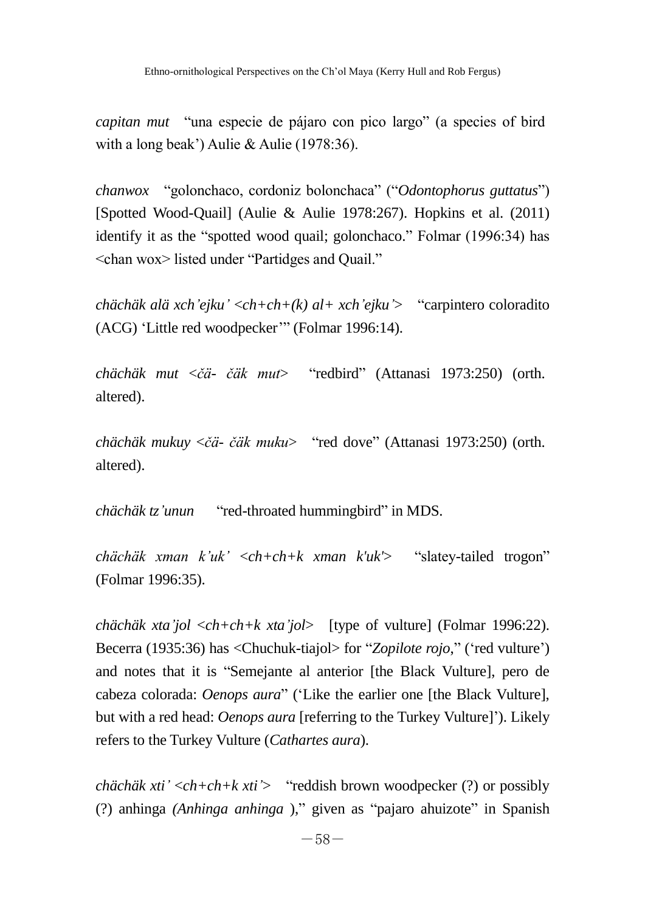*capitan mut* "una especie de pájaro con pico largo" (a species of bird with a long beak') Aulie & Aulie (1978:36).

*chanwox* "golonchaco, cordoniz bolonchaca" ("*Odontophorus guttatus*") [Spotted Wood-Quail] (Aulie & Aulie 1978:267). Hopkins et al. (2011) identify it as the "spotted wood quail; golonchaco." Folmar (1996:34) has <chan wox> listed under "Partidges and Quail."

*chächäk alä xch'ejku' <ch+ch+(k) al+ xch'ejku'>* "carpintero coloradito (ACG) 'Little red woodpecker'" (Folmar 1996:14).

*chächäk mut <čä- čäk mut>* "redbird" (Attanasi 1973:250) (orth. altered).

*chächäk mukuy <čä- čäk muku>* "red dove" (Attanasi 1973:250) (orth. altered).

*chächäk tz'unun* "red-throated hummingbird" in MDS.

*chächäk xman k'uk' <ch+ch+k xman k'uk'>* "slatey-tailed trogon" (Folmar 1996:35).

*chächäk xta'jol <ch+ch+k xta'jol>* [type of vulture] (Folmar 1996:22). Becerra (1935:36) has <Chuchuk-tiajol> for "*Zopilote rojo*," ('red vulture') and notes that it is "Semejante al anterior [the Black Vulture], pero de cabeza colorada: *Oenops aura*" ('Like the earlier one [the Black Vulture], but with a red head: *Oenops aura* [referring to the Turkey Vulture]'). Likely refers to the Turkey Vulture (*Cathartes aura*).

*chächäk xti' <ch+ch+k xti'>* "reddish brown woodpecker (?) or possibly (?) anhinga *(Anhinga anhinga* )," given as "pajaro ahuizote" in Spanish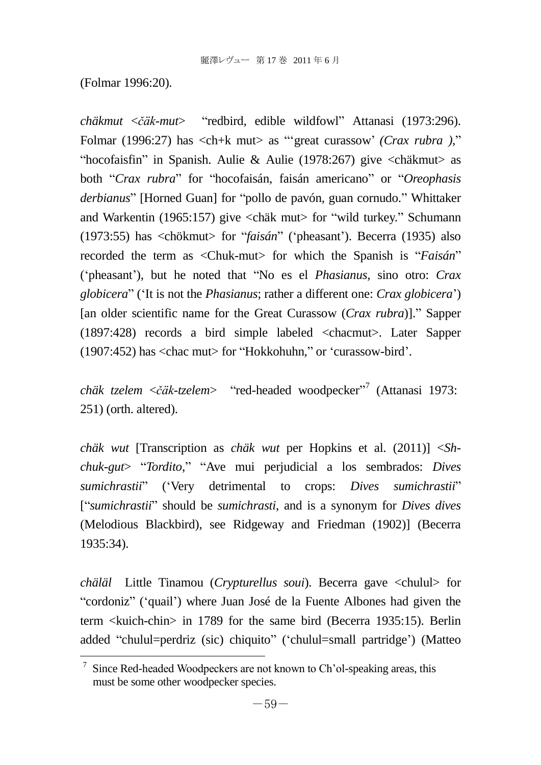(Folmar 1996:20).

*chäkmut* <*čäk-mut*> "redbird, edible wildfowl" Attanasi (1973:296). Folmar (1996:27) has <ch+k mut> as "'great curassow' *(Crax rubra )*," "hocofaisfin" in Spanish. Aulie & Aulie (1978:267) give <chäkmut> as both "*Crax rubra*" for "hocofaisán, faisán americano" or "*Oreophasis derbianus*" [Horned Guan] for "pollo de pavón, guan cornudo." Whittaker and Warkentin (1965:157) give <chäk mut> for "wild turkey." Schumann (1973:55) has <chökmut> for "*faisán*" ('pheasant'). Becerra (1935) also recorded the term as <Chuk-mut> for which the Spanish is "*Faisán*" ('pheasant'), but he noted that "No es el *Phasianus,* sino otro: *Crax globicera*" ('It is not the *Phasianus*; rather a different one: *Crax globicera*') [an older scientific name for the Great Curassow (*Crax rubra*)]." Sapper (1897:428) records a bird simple labeled <chacmut>. Later Sapper (1907:452) has <chac mut> for "Hokkohuhn," or 'curassow-bird'.

*chäk tzelem* <*čäk-tzelem*> "red-headed woodpecker"[7] (Attanasi 1973: 251) (orth. altered).

*chäk wut* [Transcription as *chäk wut* per Hopkins et al. (2011)] <*Sh-chuk-gut*> "*Tordito*," "Ave mui perjudicial a los sembrados: *Dives sumichrastii*" ('Very detrimental to crops: *Dives sumichrastii*" ["*sumichrastii*" should be *sumichrasti*, and is a synonym for *Dives dives* (Melodious Blackbird), see Ridgeway and Friedman (1902)] (Becerra 1935:34).

*chäläl* Little Tinamou (*Crypturellus soui*). Becerra gave <chulul> for "cordoniz" ('quail') where Juan José de la Fuente Albones had given the term <kuich-chin> in 1789 for the same bird (Becerra 1935:15). Berlin added "chulul=perdriz (sic) chiquito" ('chulul=small partridge') (Matteo

[7] Since Red-headed Woodpeckers are not known to Ch'ol-speaking areas, this must be some other woodpecker species.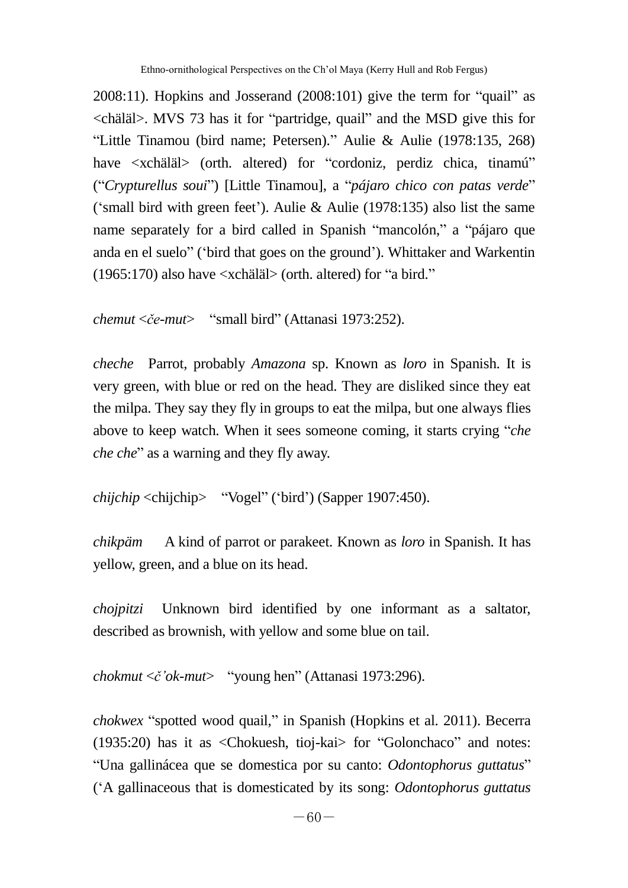2008:11). Hopkins and Josserand (2008:101) give the term for "quail" as <chäläl>. MVS 73 has it for "partridge, quail" and the MSD give this for "Little Tinamou (bird name; Petersen)." Aulie & Aulie (1978:135, 268) have <xchäläl> (orth. altered) for "cordoniz, perdiz chica, tinamú" ("*Crypturellus soui*") [Little Tinamou], a "*pájaro chico con patas verde*" ('small bird with green feet'). Aulie & Aulie (1978:135) also list the same name separately for a bird called in Spanish "mancolón," a "pájaro que anda en el suelo" ('bird that goes on the ground'). Whittaker and Warkentin (1965:170) also have <xchäläl> (orth. altered) for "a bird."

*chemut* <*če-mut*> "small bird" (Attanasi 1973:252).

*cheche* Parrot, probably *Amazona* sp. Known as *loro* in Spanish. It is very green, with blue or red on the head. They are disliked since they eat the milpa. They say they fly in groups to eat the milpa, but one always flies above to keep watch. When it sees someone coming, it starts crying "*che che che*" as a warning and they fly away.

*chijchip* <chijchip> "Vogel" ('bird') (Sapper 1907:450).

*chikpäm* A kind of parrot or parakeet. Known as *loro* in Spanish. It has yellow, green, and a blue on its head.

*chojpitzi* Unknown bird identified by one informant as a saltator, described as brownish, with yellow and some blue on tail.

*chokmut* <*č'ok-mut*> "young hen" (Attanasi 1973:296).

*chokwex* "spotted wood quail," in Spanish (Hopkins et al. 2011). Becerra (1935:20) has it as <Chokuesh, tioj-kai> for "Golonchaco" and notes: "Una gallinácea que se domestica por su canto: *Odontophorus guttatus*" ('A gallinaceous that is domesticated by its song: *Odontophorus guttatus*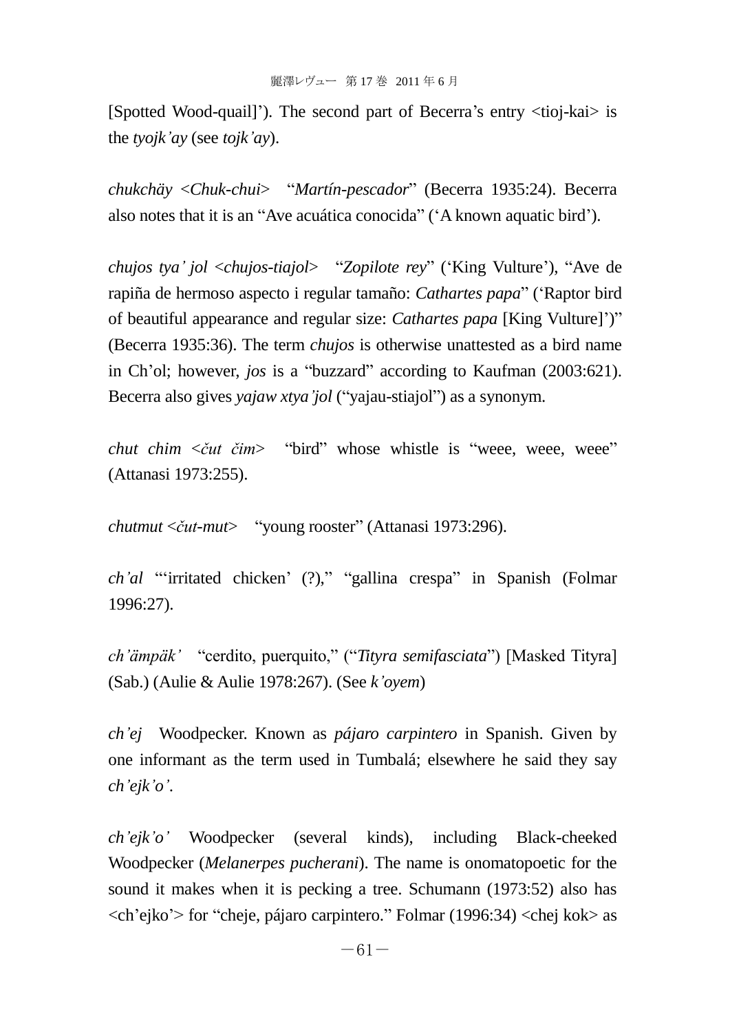[Spotted Wood-quail]'). The second part of Becerra's entry <tioj-kai> is the *tyojk'ay* (see *tojk'ay*).

*chukchäy* <*Chuk-chui*> "*Martín-pescador*" (Becerra 1935:24). Becerra also notes that it is an "Ave acuática conocida" ('A known aquatic bird').

*chujos tya' jol* <*chujos-tiajol*> "*Zopilote rey*" ('King Vulture'), "Ave de rapiña de hermoso aspecto i regular tamaño: *Cathartes papa*" ('Raptor bird of beautiful appearance and regular size: *Cathartes papa* [King Vulture]')" (Becerra 1935:36). The term *chujos* is otherwise unattested as a bird name in Ch'ol; however, *jos* is a "buzzard" according to Kaufman (2003:621). Becerra also gives *yajaw xtya'jol* ("yajau-stiajol") as a synonym.

*chut chim* <*čut čim*> "bird" whose whistle is "weee, weee, weee" (Attanasi 1973:255).

*chutmut* <*čut-mut*> "young rooster" (Attanasi 1973:296).

*ch'al* "'irritated chicken' (?)," "gallina crespa" in Spanish (Folmar 1996:27).

*ch'ämpäk'* "cerdito, puerquito," ("*Tityra semifasciata*") [Masked Tityra] (Sab.) (Aulie & Aulie 1978:267). (See *k'oyem*)

*ch'ej* Woodpecker. Known as *pájaro carpintero* in Spanish. Given by one informant as the term used in Tumbalá; elsewhere he said they say *ch'ejk'o'*.

*ch'ejk'o'* Woodpecker (several kinds), including Black-cheeked Woodpecker (*Melanerpes pucherani*). The name is onomatopoetic for the sound it makes when it is pecking a tree. Schumann (1973:52) also has <ch'ejko'> for "cheje, pájaro carpintero." Folmar (1996:34) <chej kok> as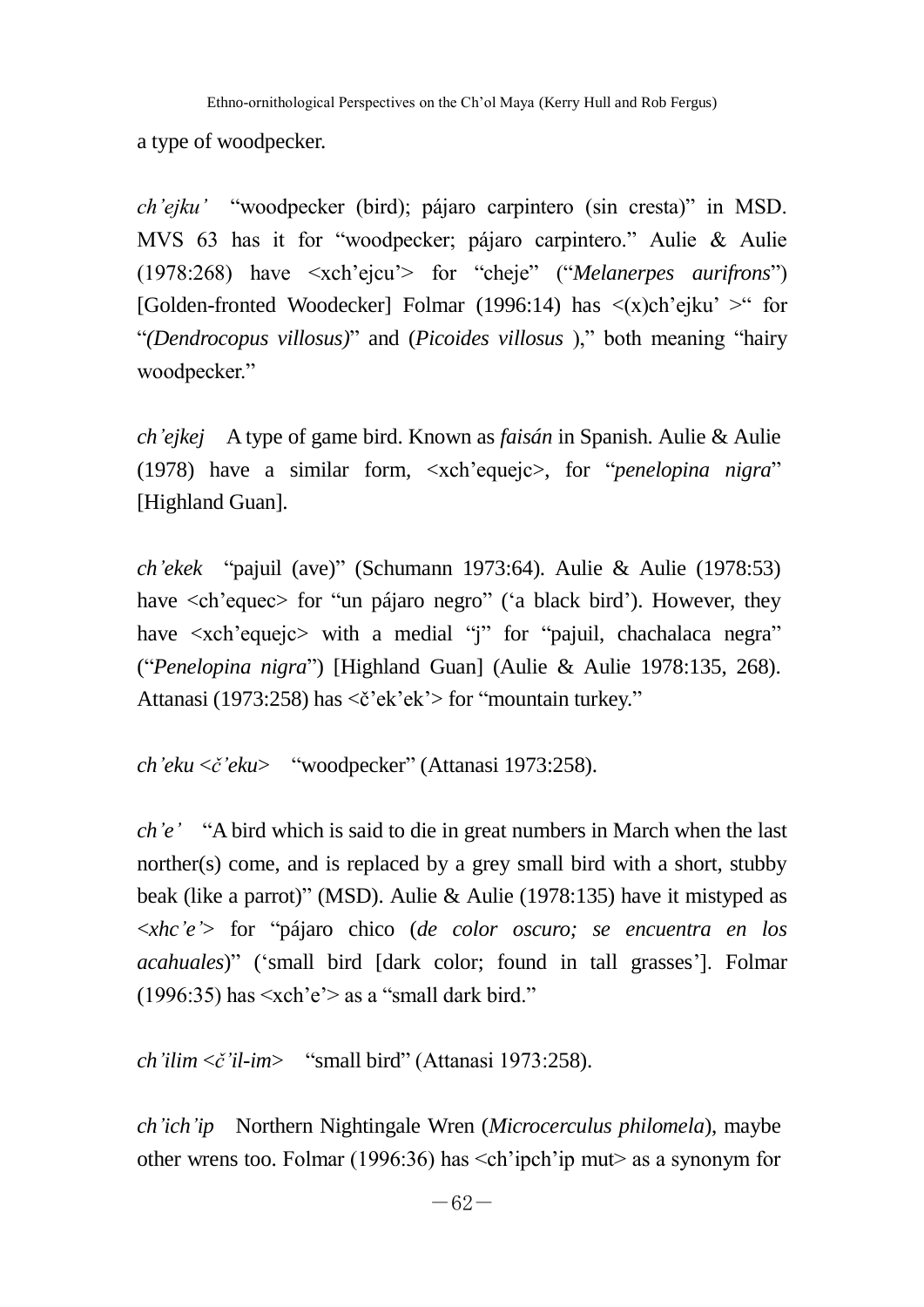a type of woodpecker.

*ch'ejku'* "woodpecker (bird); pájaro carpintero (sin cresta)" in MSD. MVS 63 has it for "woodpecker; pájaro carpintero." Aulie & Aulie (1978:268) have <xch'ejcu'> for "cheje" ("*Melanerpes aurifrons*") [Golden-fronted Woodecker] Folmar (1996:14) has <(x)ch'ejku' >" for "*(Dendrocopus villosus)*" and (*Picoides villosus* )," both meaning "hairy woodpecker."

*ch'ejkej* A type of game bird. Known as *faisán* in Spanish. Aulie & Aulie (1978) have a similar form, <xch'equejc>, for "*penelopina nigra*" [Highland Guan].

*ch'ekek* "pajuil (ave)" (Schumann 1973:64). Aulie & Aulie (1978:53) have <ch'equec> for "un pájaro negro" ('a black bird'). However, they have <xch'equejc> with a medial "j" for "pajuil, chachalaca negra" ("*Penelopina nigra*") [Highland Guan] (Aulie & Aulie 1978:135, 268). Attanasi (1973:258) has <č'ek'ek'> for "mountain turkey."

*ch'eku* <*č'eku*> "woodpecker" (Attanasi 1973:258).

*ch'e'* "A bird which is said to die in great numbers in March when the last norther(s) come, and is replaced by a grey small bird with a short, stubby beak (like a parrot)" (MSD). Aulie & Aulie (1978:135) have it mistyped as <*xhc'e'*> for "pájaro chico (*de color oscuro; se encuentra en los acahuales*)" ('small bird [dark color; found in tall grasses']. Folmar (1996:35) has <xch'e'> as a "small dark bird."

*ch'ilim* <*č'il-im*> "small bird" (Attanasi 1973:258).

*ch'ich'ip* Northern Nightingale Wren (*Microcerculus philomela*), maybe other wrens too. Folmar (1996:36) has <ch'ipch'ip mut> as a synonym for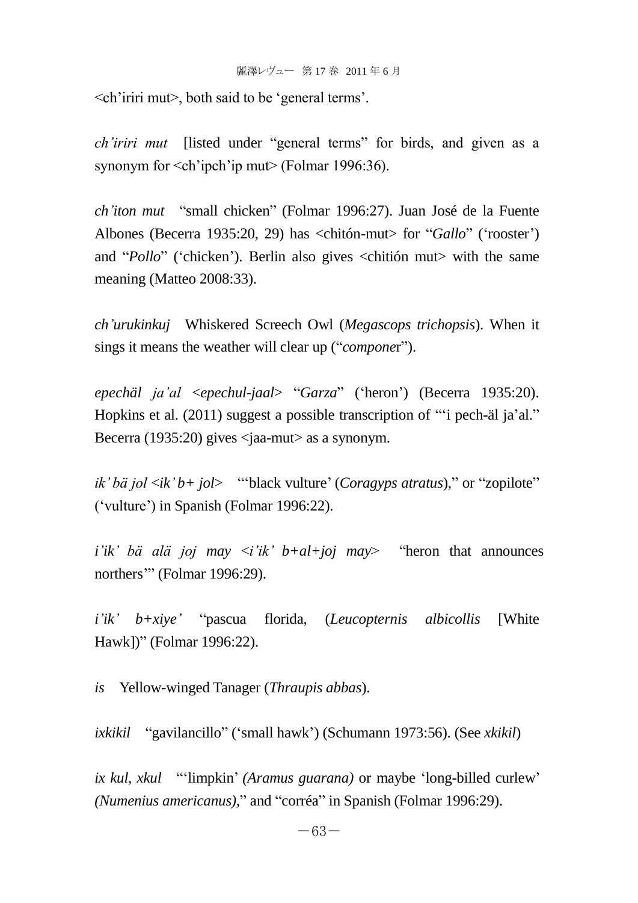<ch'iriri mut>, both said to be 'general terms'.

*ch'iriri mut* [listed under "general terms" for birds, and given as a synonym for <ch'ipch'ip mut> (Folmar 1996:36).

*ch'iton mut* "small chicken" (Folmar 1996:27). Juan José de la Fuente Albones (Becerra 1935:20, 29) has <chitón-mut> for "*Gallo*" ('rooster') and "*Pollo*" ('chicken'). Berlin also gives <chitión mut> with the same meaning (Matteo 2008:33).

*ch'urukinkuj* Whiskered Screech Owl (*Megascops trichopsis*). When it sings it means the weather will clear up ("*compone*r").

*epechäl ja'al <epechul-jaal>* "*Garza*" ('heron') (Becerra 1935:20). Hopkins et al. (2011) suggest a possible transcription of "'i pech-äl ja'al." Becerra (1935:20) gives <jaa-mut> as a synonym.

*ik' bä jol <ik' b+ jol>* "'black vulture' (*Coragyps atratus*)," or "zopilote" ('vulture') in Spanish (Folmar 1996:22).

*i'ik' bä alä joj may <i'ik' b+al+joj may>* "heron that announces northers'" (Folmar 1996:29).

*i'ik' b+xiye'* "pascua florida, (*Leucopternis albicollis* [White Hawk])" (Folmar 1996:22).

*is* Yellow-winged Tanager (*Thraupis abbas*).

*ixkikil* "gavilancillo" ('small hawk') (Schumann 1973:56). (See *xkikil*)

*ix kul, xkul* "'limpkin' *(Aramus guarana)* or maybe 'long-billed curlew' *(Numenius americanus),*" and "corréa" in Spanish (Folmar 1996:29).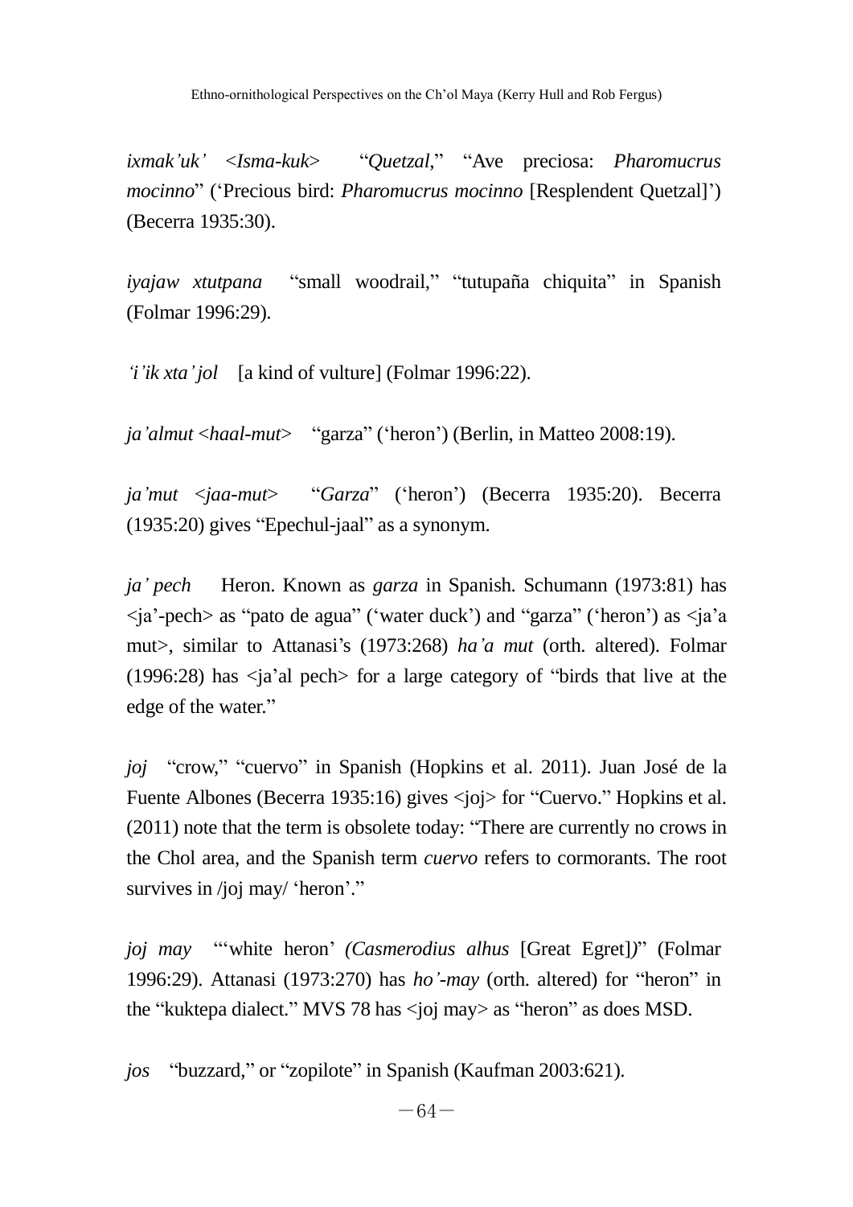*ixmak'uk'* <*Isma-kuk*> "*Quetzal*," "Ave preciosa: *Pharomucrus mocinno*" ('Precious bird: *Pharomucrus mocinno* [Resplendent Quetzal]') (Becerra 1935:30).

*iyajaw xtutpana* "small woodrail," "tutupaña chiquita" in Spanish (Folmar 1996:29).

*'i'ik xta'jol* [a kind of vulture] (Folmar 1996:22).

*ja'almut* <*haal-mut*> "garza" ('heron') (Berlin, in Matteo 2008:19).

*ja'mut* <*jaa-mut*> "*Garza*" ('heron') (Becerra 1935:20). Becerra (1935:20) gives "Epechul-jaal" as a synonym.

*ja' pech* Heron. Known as *garza* in Spanish. Schumann (1973:81) has <ja'-pech> as "pato de agua" ('water duck') and "garza" ('heron') as <ja'a mut>, similar to Attanasi's (1973:268) *ha'a mut* (orth. altered). Folmar (1996:28) has <ja'al pech> for a large category of "birds that live at the edge of the water."

*joj* "crow," "cuervo" in Spanish (Hopkins et al. 2011). Juan José de la Fuente Albones (Becerra 1935:16) gives <joj> for "Cuervo." Hopkins et al. (2011) note that the term is obsolete today: "There are currently no crows in the Chol area, and the Spanish term *cuervo* refers to cormorants. The root survives in /joj may/ 'heron'."

*joj may* "'white heron' *(Casmerodius alhus* [Great Egret]*)*" (Folmar 1996:29). Attanasi (1973:270) has *ho'-may* (orth. altered) for "heron" in the "kuktepa dialect." MVS 78 has <joj may> as "heron" as does MSD.

*jos* "buzzard," or "zopilote" in Spanish (Kaufman 2003:621).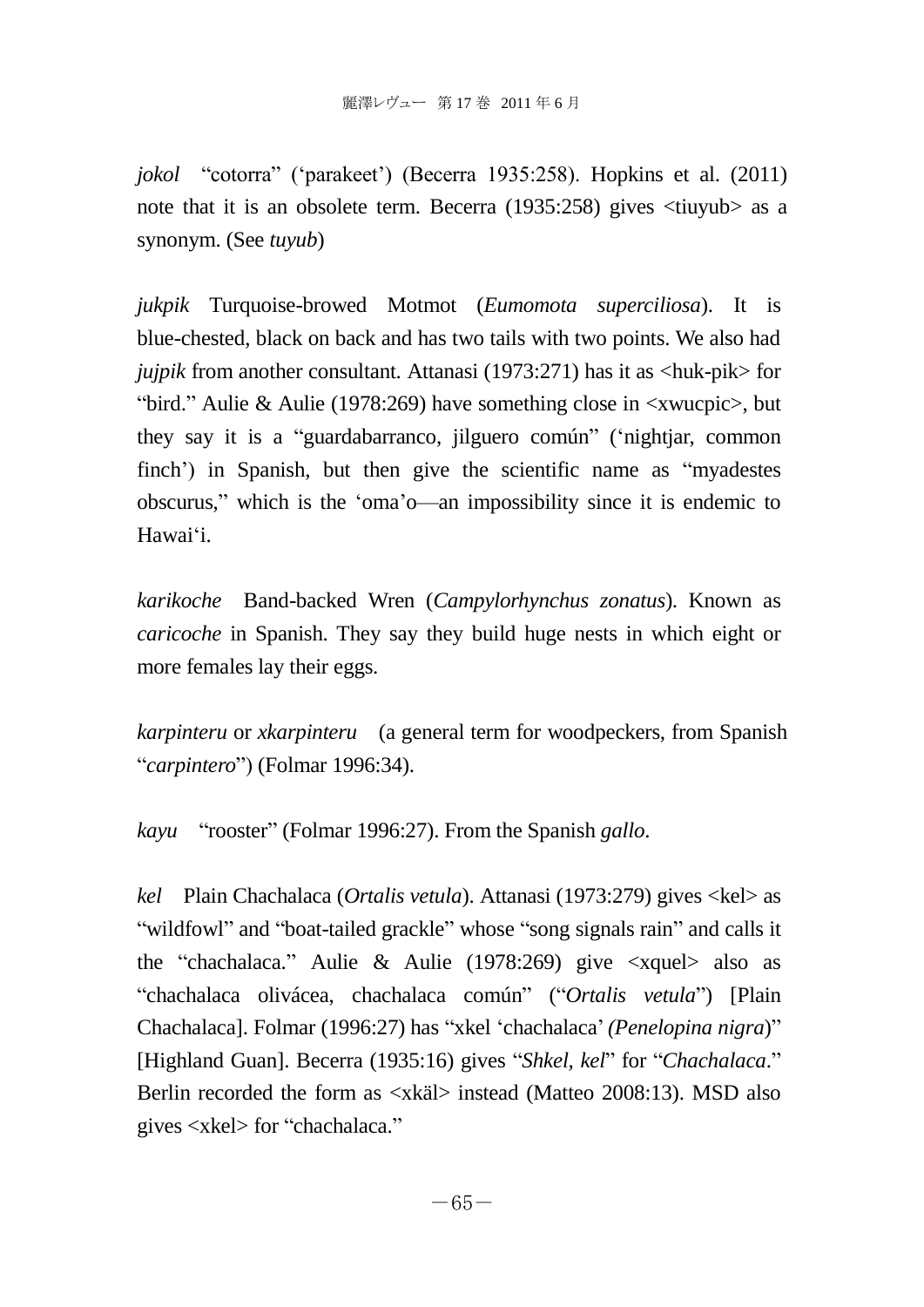*jokol* "cotorra" ('parakeet') (Becerra 1935:258). Hopkins et al. (2011) note that it is an obsolete term. Becerra (1935:258) gives <tiuyub> as a synonym. (See *tuyub*)

*jukpik* Turquoise-browed Motmot (*Eumomota superciliosa*). It is blue-chested, black on back and has two tails with two points. We also had *jujpik* from another consultant. Attanasi (1973:271) has it as <huk-pik> for "bird." Aulie & Aulie (1978:269) have something close in <xwucpic>, but they say it is a "guardabarranco, jilguero común" ('nightjar, common finch') in Spanish, but then give the scientific name as "myadestes obscurus," which is the 'oma'o—an impossibility since it is endemic to Hawai'i.

*karikoche* Band-backed Wren (*Campylorhynchus zonatus*). Known as *caricoche* in Spanish. They say they build huge nests in which eight or more females lay their eggs.

*karpinteru* or *xkarpinteru* (a general term for woodpeckers, from Spanish "*carpintero*") (Folmar 1996:34).

*kayu* "rooster" (Folmar 1996:27). From the Spanish *gallo*.

*kel* Plain Chachalaca (*Ortalis vetula*). Attanasi (1973:279) gives <kel> as "wildfowl" and "boat-tailed grackle" whose "song signals rain" and calls it the "chachalaca." Aulie & Aulie (1978:269) give <xquel> also as "chachalaca olivácea, chachalaca común" ("*Ortalis vetula*") [Plain Chachalaca]. Folmar (1996:27) has "xkel 'chachalaca' *(Penelopina nigra*)" [Highland Guan]. Becerra (1935:16) gives "*Shkel, kel*" for "*Chachalaca*." Berlin recorded the form as <xkäl> instead (Matteo 2008:13). MSD also gives <xkel> for "chachalaca."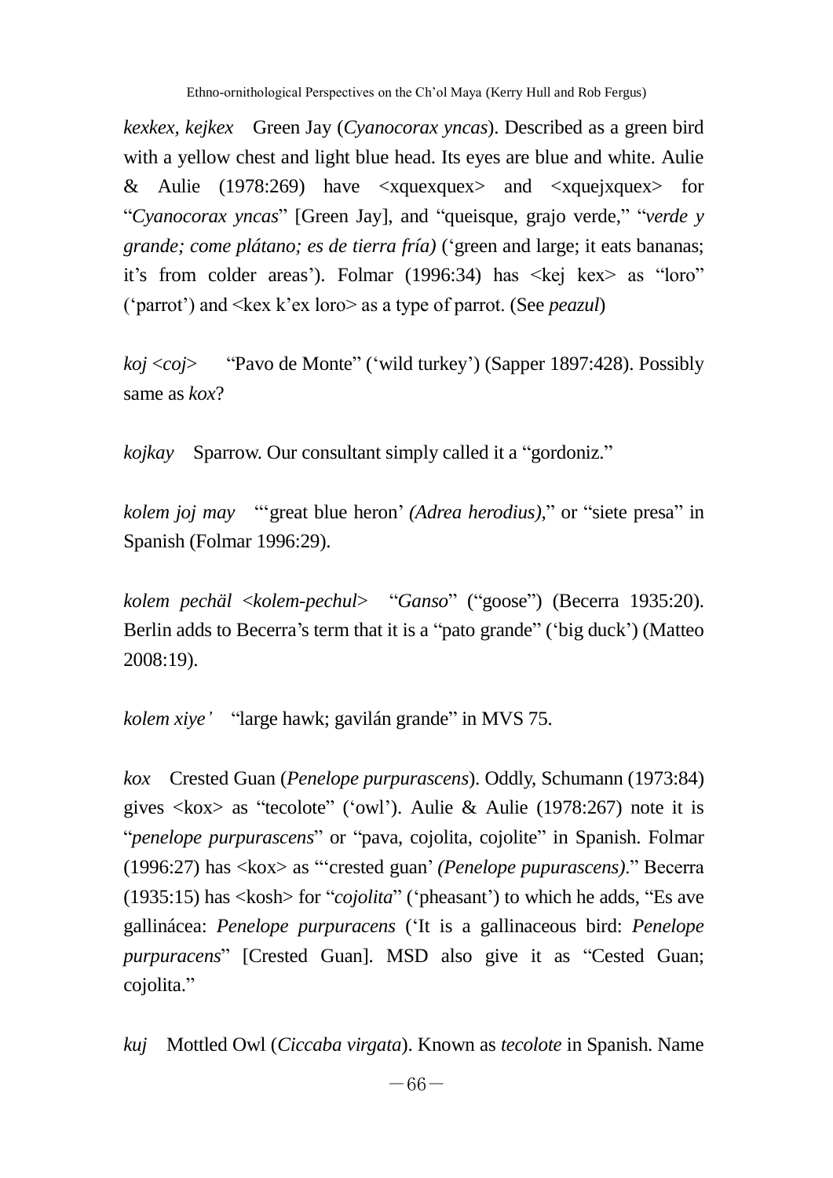*kexkex, kejkex* Green Jay (*Cyanocorax yncas*). Described as a green bird with a yellow chest and light blue head. Its eyes are blue and white. Aulie & Aulie (1978:269) have <xquexquex> and <xquejxquex> for "*Cyanocorax yncas*" [Green Jay], and "queisque, grajo verde," "*verde y grande; come plátano; es de tierra fría)* ('green and large; it eats bananas; it's from colder areas'). Folmar (1996:34) has <kej kex> as "loro" ('parrot') and <kex k'ex loro> as a type of parrot. (See *peazul*)

*koj* <*coj*> "Pavo de Monte" ('wild turkey') (Sapper 1897:428). Possibly same as *kox*?

*kojkay* Sparrow. Our consultant simply called it a "gordoniz."

*kolem joj may* "'great blue heron' *(Adrea herodius)*," or "siete presa" in Spanish (Folmar 1996:29).

*kolem pechäl* <*kolem-pechul*> "*Ganso*" ("goose") (Becerra 1935:20). Berlin adds to Becerra's term that it is a "pato grande" ('big duck') (Matteo 2008:19).

*kolem xiye'* "large hawk; gavilán grande" in MVS 75.

*kox* Crested Guan (*Penelope purpurascens*). Oddly, Schumann (1973:84) gives <kox> as "tecolote" ('owl'). Aulie & Aulie (1978:267) note it is "*penelope purpurascens*" or "pava, cojolita, cojolite" in Spanish. Folmar (1996:27) has <kox> as "'crested guan' *(Penelope pupurascens)*." Becerra (1935:15) has <kosh> for "*cojolita*" ('pheasant') to which he adds, "Es ave gallinácea: *Penelope purpuracens* ('It is a gallinaceous bird: *Penelope purpuracens*" [Crested Guan]. MSD also give it as "Cested Guan; cojolita."

*kuj* Mottled Owl (*Ciccaba virgata*). Known as *tecolote* in Spanish. Name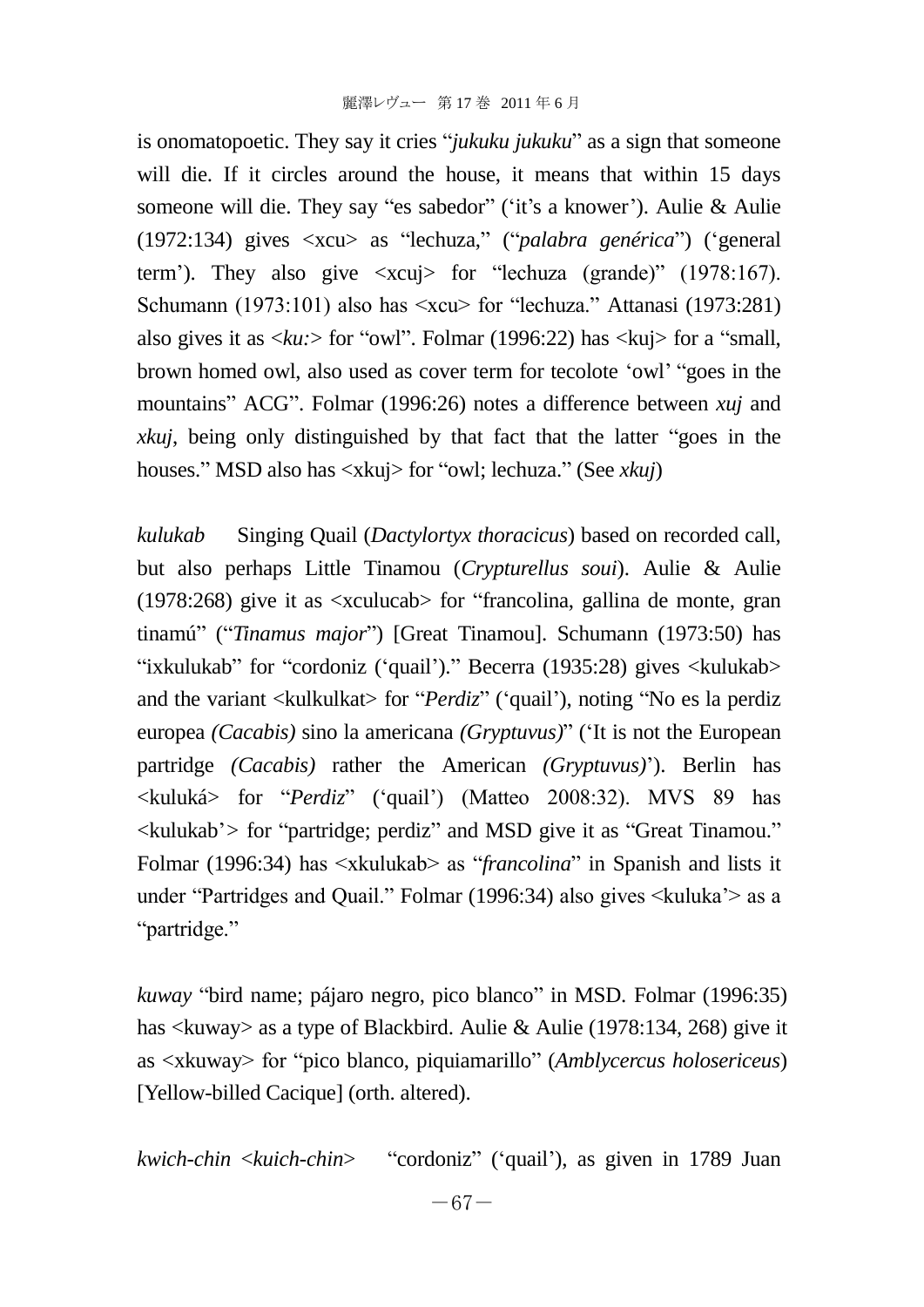is onomatopoetic. They say it cries "*jukuku jukuku*" as a sign that someone will die. If it circles around the house, it means that within 15 days someone will die. They say "es sabedor" ('it's a knower'). Aulie & Aulie (1972:134) gives <xcu> as "lechuza," ("*palabra genérica*") ('general term'). They also give <xcuj> for "lechuza (grande)" (1978:167). Schumann (1973:101) also has <xcu> for "lechuza." Attanasi (1973:281) also gives it as <*ku:*> for "owl". Folmar (1996:22) has <kuj> for a "small, brown homed owl, also used as cover term for tecolote 'owl' "goes in the mountains" ACG". Folmar (1996:26) notes a difference between *xuj* and *xkuj*, being only distinguished by that fact that the latter "goes in the houses." MSD also has <xkuj> for "owl; lechuza." (See *xkuj*)

*kulukab* Singing Quail (*Dactylortyx thoracicus*) based on recorded call, but also perhaps Little Tinamou (*Crypturellus soui*). Aulie & Aulie (1978:268) give it as <xculucab> for "francolina, gallina de monte, gran tinamú" ("*Tinamus major*") [Great Tinamou]. Schumann (1973:50) has "ixkulukab" for "cordoniz ('quail')." Becerra (1935:28) gives <kulukab> and the variant <kulkulkat> for "*Perdiz*" ('quail'), noting "No es la perdiz europea *(Cacabis)* sino la americana *(Gryptuvus)*" ('It is not the European partridge *(Cacabis)* rather the American *(Gryptuvus)*'). Berlin has <kuluká> for "*Perdiz*" ('quail') (Matteo 2008:32). MVS 89 has <kulukab'> for "partridge; perdiz" and MSD give it as "Great Tinamou." Folmar (1996:34) has <xkulukab> as "*francolina*" in Spanish and lists it under "Partridges and Quail." Folmar (1996:34) also gives <kuluka'> as a "partridge."

*kuway* "bird name; pájaro negro, pico blanco" in MSD. Folmar (1996:35) has <kuway> as a type of Blackbird. Aulie & Aulie (1978:134, 268) give it as <xkuway> for "pico blanco, piquiamarillo" (*Amblycercus holosericeus*) [Yellow-billed Cacique] (orth. altered).

*kwich-chin* <*kuich-chin*> "cordoniz" ('quail'), as given in 1789 Juan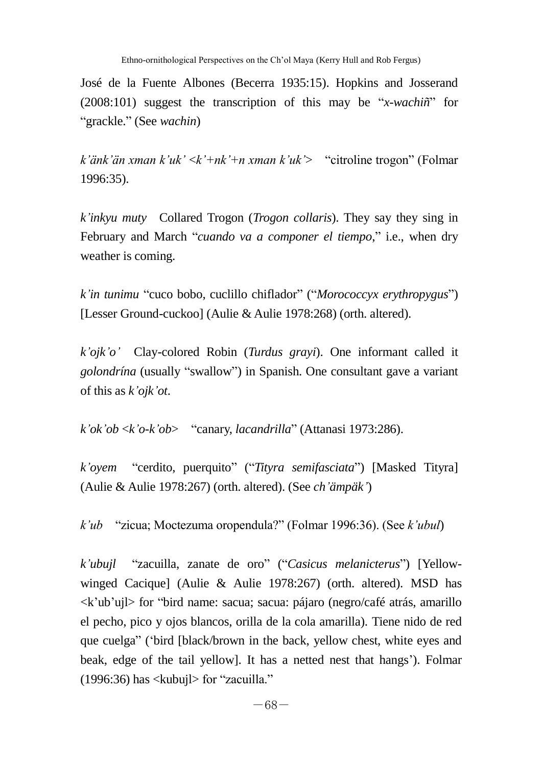José de la Fuente Albones (Becerra 1935:15). Hopkins and Josserand (2008:101) suggest the transcription of this may be "*x-wachiñ*" for "grackle." (See *wachin*)

*k'änk'än xman k'uk' <k'+nk'+n xman k'uk'>* "citroline trogon" (Folmar 1996:35).

*k'inkyu muty* Collared Trogon (*Trogon collaris*). They say they sing in February and March "*cuando va a componer el tiempo*," i.e., when dry weather is coming.

*k'in tunimu* "cuco bobo, cuclillo chiflador" ("*Morococcyx erythropygus*") [Lesser Ground-cuckoo] (Aulie & Aulie 1978:268) (orth. altered).

*k'ojk'o'* Clay-colored Robin (*Turdus grayi*). One informant called it *golondrína* (usually "swallow") in Spanish. One consultant gave a variant of this as *k'ojk'ot*.

*k'ok'ob <k'o-k'ob>* "canary, *lacandrilla*" (Attanasi 1973:286).

*k'oyem* "cerdito, puerquito" ("*Tityra semifasciata*") [Masked Tityra] (Aulie & Aulie 1978:267) (orth. altered). (See *ch'ämpäk'*)

*k'ub* "zicua; Moctezuma oropendula?" (Folmar 1996:36). (See *k'ubul*)

*k'ubujl* "zacuilla, zanate de oro" ("*Casicus melanicterus*") [Yellow-winged Cacique] (Aulie & Aulie 1978:267) (orth. altered). MSD has <k'ub'ujl> for "bird name: sacua; sacua: pájaro (negro/café atrás, amarillo el pecho, pico y ojos blancos, orilla de la cola amarilla). Tiene nido de red que cuelga" ('bird [black/brown in the back, yellow chest, white eyes and beak, edge of the tail yellow]. It has a netted nest that hangs'). Folmar (1996:36) has <kubujl> for "zacuilla."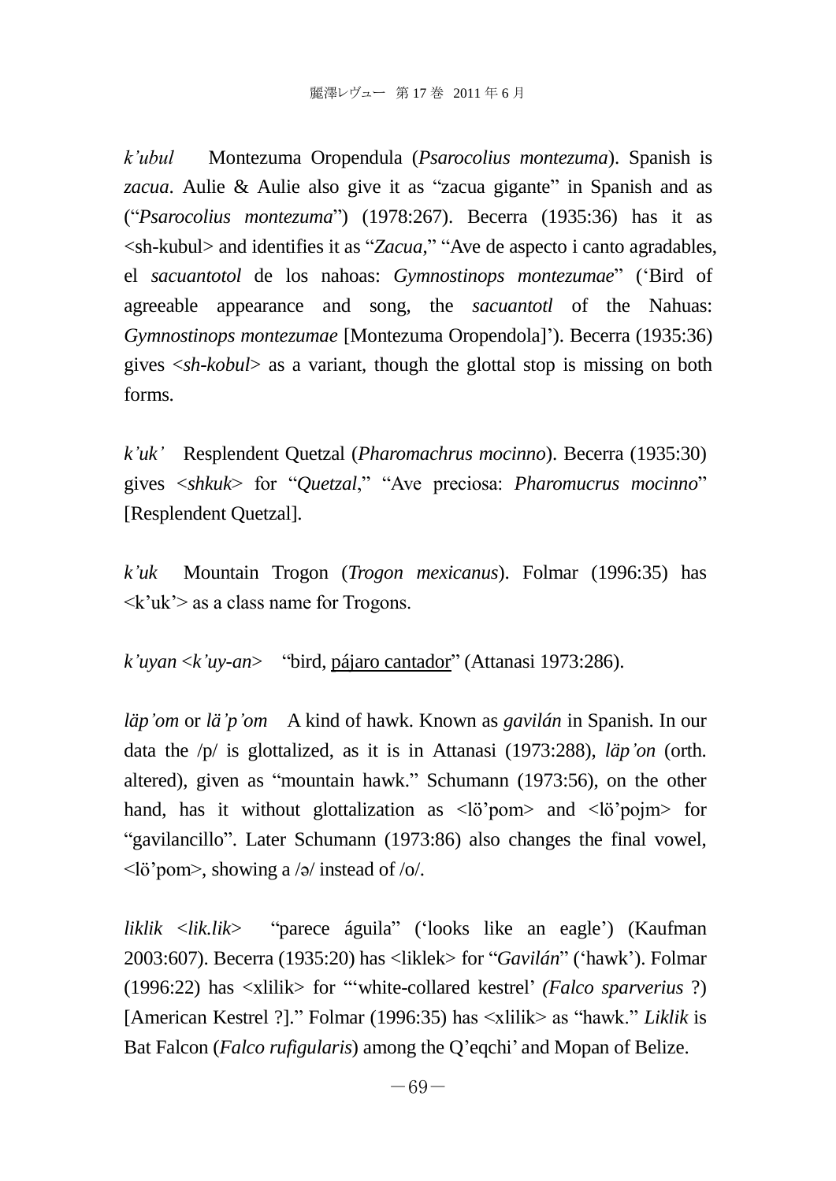*k'ubul* Montezuma Oropendula (*Psarocolius montezuma*). Spanish is *zacua*. Aulie & Aulie also give it as "zacua gigante" in Spanish and as ("*Psarocolius montezuma*") (1978:267). Becerra (1935:36) has it as <sh-kubul> and identifies it as "*Zacua*," "Ave de aspecto i canto agradables, el *sacuantotol* de los nahoas: *Gymnostinops montezumae*" ('Bird of agreeable appearance and song, the *sacuantotl* of the Nahuas: *Gymnostinops montezumae* [Montezuma Oropendola]'). Becerra (1935:36) gives <*sh-kobul*> as a variant, though the glottal stop is missing on both forms.

*k'uk'* Resplendent Quetzal (*Pharomachrus mocinno*). Becerra (1935:30) gives <*shkuk*> for "*Quetzal*," "Ave preciosa: *Pharomucrus mocinno*" [Resplendent Quetzal].

*k'uk* Mountain Trogon (*Trogon mexicanus*). Folmar (1996:35) has <k'uk'> as a class name for Trogons.

*k'uyan* <*k'uy-an*> "bird, <u>pájaro cantador</u>" (Attanasi 1973:286).

*läp'om* or *lä'p'om* A kind of hawk. Known as *gavilán* in Spanish. In our data the /p/ is glottalized, as it is in Attanasi (1973:288), *läp'on* (orth. altered), given as "mountain hawk." Schumann (1973:56), on the other hand, has it without glottalization as <lö'pom> and <lö'pojm> for "gavilancillo". Later Schumann (1973:86) also changes the final vowel, <lö'pom>, showing a /ə/ instead of /o/.

*liklik* <*lik.lik*> "parece águila" ('looks like an eagle') (Kaufman 2003:607). Becerra (1935:20) has <liklek> for "*Gavilán*" ('hawk'). Folmar (1996:22) has <xlilik> for "'white-collared kestrel' *(Falco sparverius* ?) [American Kestrel ?]." Folmar (1996:35) has <xlilik> as "hawk." *Liklik* is Bat Falcon (*Falco rufigularis*) among the Q'eqchi' and Mopan of Belize.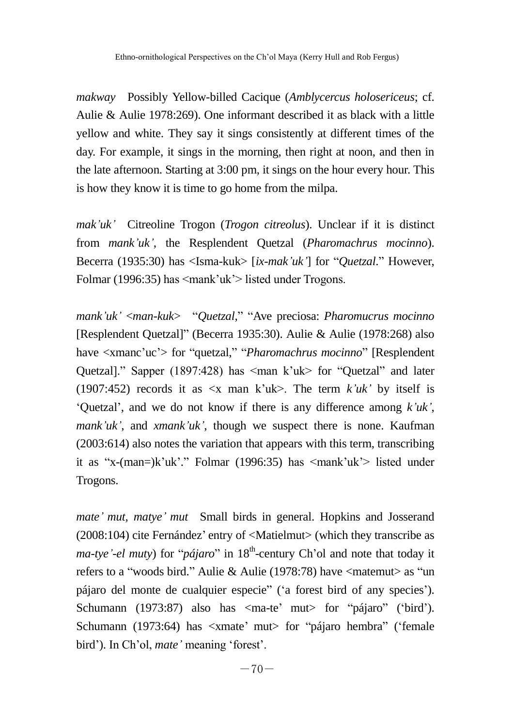*makway* Possibly Yellow-billed Cacique (*Amblycercus holosericeus*; cf. Aulie & Aulie 1978:269). One informant described it as black with a little yellow and white. They say it sings consistently at different times of the day. For example, it sings in the morning, then right at noon, and then in the late afternoon. Starting at 3:00 pm, it sings on the hour every hour. This is how they know it is time to go home from the milpa.

*mak'uk'* Citreoline Trogon (*Trogon citreolus*). Unclear if it is distinct from *mank'uk'*, the Resplendent Quetzal (*Pharomachrus mocinno*). Becerra (1935:30) has <Isma-kuk> [*ix-mak'uk'*] for "*Quetzal*." However, Folmar (1996:35) has <mank'uk'> listed under Trogons.

*mank'uk'* <*man-kuk*> "*Quetzal*," "Ave preciosa: *Pharomucrus mocinno* [Resplendent Quetzal]" (Becerra 1935:30). Aulie & Aulie (1978:268) also have <xmanc'uc'> for "quetzal," "*Pharomachrus mocinno*" [Resplendent Quetzal]." Sapper (1897:428) has <man k'uk> for "Quetzal" and later (1907:452) records it as <x man k'uk>. The term *k'uk'* by itself is 'Quetzal', and we do not know if there is any difference among *k'uk'*, *mank'uk'*, and *xmank'uk'*, though we suspect there is none. Kaufman (2003:614) also notes the variation that appears with this term, transcribing it as "x-(man=)k'uk'." Folmar (1996:35) has <mank'uk'> listed under Trogons.

*mate' mut, matye' mut* Small birds in general. Hopkins and Josserand (2008:104) cite Fernández' entry of <Matielmut> (which they transcribe as *ma-tye'-el muty*) for "*pájaro*" in 18th-century Ch'ol and note that today it refers to a "woods bird." Aulie & Aulie (1978:78) have <matemut> as "un pájaro del monte de cualquier especie" ('a forest bird of any species'). Schumann (1973:87) also has <ma-te' mut> for "pájaro" ('bird'). Schumann (1973:64) has <xmate' mut> for "pájaro hembra" ('female bird'). In Ch'ol, *mate'* meaning 'forest'.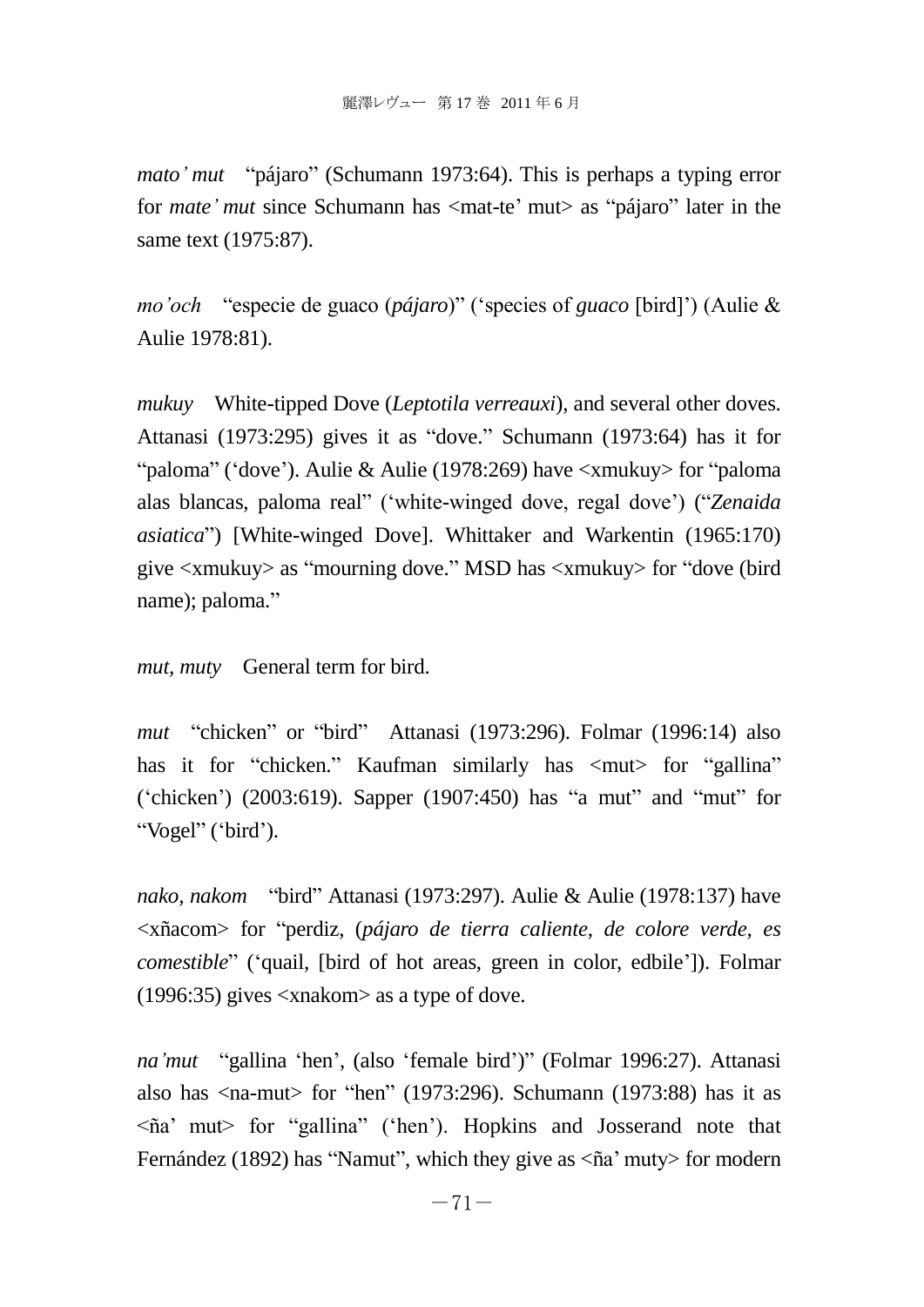*mato' mut* "pájaro" (Schumann 1973:64). This is perhaps a typing error for *mate' mut* since Schumann has <mat-te' mut> as "pájaro" later in the same text (1975:87).

*mo'och* "especie de guaco (*pájaro*)" ('species of *guaco* [bird]') (Aulie & Aulie 1978:81).

*mukuy* White-tipped Dove (*Leptotila verreauxi*), and several other doves. Attanasi (1973:295) gives it as "dove." Schumann (1973:64) has it for "paloma" ('dove'). Aulie & Aulie (1978:269) have <xmukuy> for "paloma alas blancas, paloma real" ('white-winged dove, regal dove') ("*Zenaida asiatica*") [White-winged Dove]. Whittaker and Warkentin (1965:170) give <xmukuy> as "mourning dove." MSD has <xmukuy> for "dove (bird name); paloma."

*mut, muty* General term for bird.

*mut* "chicken" or "bird" Attanasi (1973:296). Folmar (1996:14) also has it for "chicken." Kaufman similarly has <mut> for "gallina" ('chicken') (2003:619). Sapper (1907:450) has "a mut" and "mut" for "Vogel" ('bird').

*nako, nakom* "bird" Attanasi (1973:297). Aulie & Aulie (1978:137) have <xñacom> for "perdiz, (*pájaro de tierra caliente, de colore verde, es comestible*" ('quail, [bird of hot areas, green in color, edbile']). Folmar (1996:35) gives <xnakom> as a type of dove.

*na'mut* "gallina 'hen', (also 'female bird')" (Folmar 1996:27). Attanasi also has <na-mut> for "hen" (1973:296). Schumann (1973:88) has it as <ña' mut> for "gallina" ('hen'). Hopkins and Josserand note that Fernández (1892) has "Namut", which they give as <ña' muty> for modern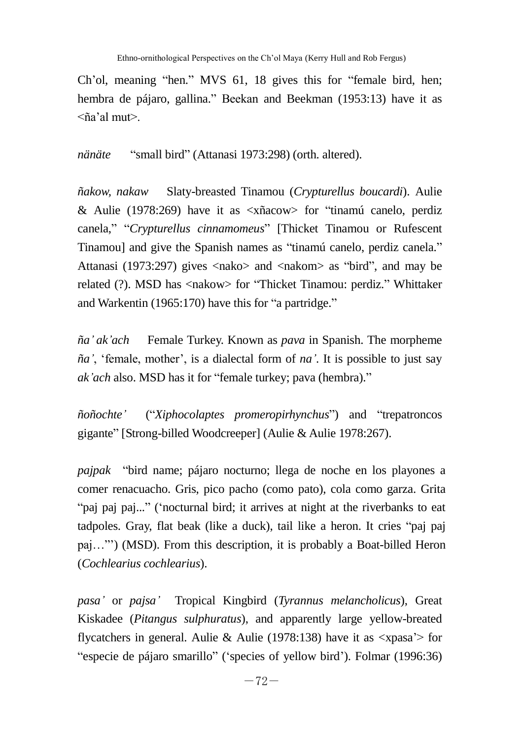Ch'ol, meaning "hen." MVS 61, 18 gives this for "female bird, hen; hembra de pájaro, gallina." Beekan and Beekman (1953:13) have it as <ña'al mut>.

*nänäte* "small bird" (Attanasi 1973:298) (orth. altered).

*ñakow, nakaw* Slaty-breasted Tinamou (*Crypturellus boucardi*). Aulie & Aulie (1978:269) have it as <xñacow> for "tinamú canelo, perdiz canela," "*Crypturellus cinnamomeus*" [Thicket Tinamou or Rufescent Tinamou] and give the Spanish names as "tinamú canelo, perdiz canela." Attanasi (1973:297) gives <nako> and <nakom> as "bird", and may be related (?). MSD has <nakow> for "Thicket Tinamou: perdiz." Whittaker and Warkentin (1965:170) have this for "a partridge."

*ña' ak'ach* Female Turkey. Known as *pava* in Spanish. The morpheme *ña'*, 'female, mother', is a dialectal form of *na'*. It is possible to just say *ak'ach* also. MSD has it for "female turkey; pava (hembra)."

*ñoñochte'* ("*Xiphocolaptes promeropirhynchus*") and "trepatroncos gigante" [Strong-billed Woodcreeper] (Aulie & Aulie 1978:267).

*pajpak* "bird name; pájaro nocturno; llega de noche en los playones a comer renacuacho. Gris, pico pacho (como pato), cola como garza. Grita "paj paj paj..." ('nocturnal bird; it arrives at night at the riverbanks to eat tadpoles. Gray, flat beak (like a duck), tail like a heron. It cries "paj paj paj…"') (MSD). From this description, it is probably a Boat-billed Heron (*Cochlearius cochlearius*).

*pasa'* or *pajsa'* Tropical Kingbird (*Tyrannus melancholicus*), Great Kiskadee (*Pitangus sulphuratus*), and apparently large yellow-breated flycatchers in general. Aulie & Aulie (1978:138) have it as <xpasa'> for "especie de pájaro smarillo" ('species of yellow bird'). Folmar (1996:36)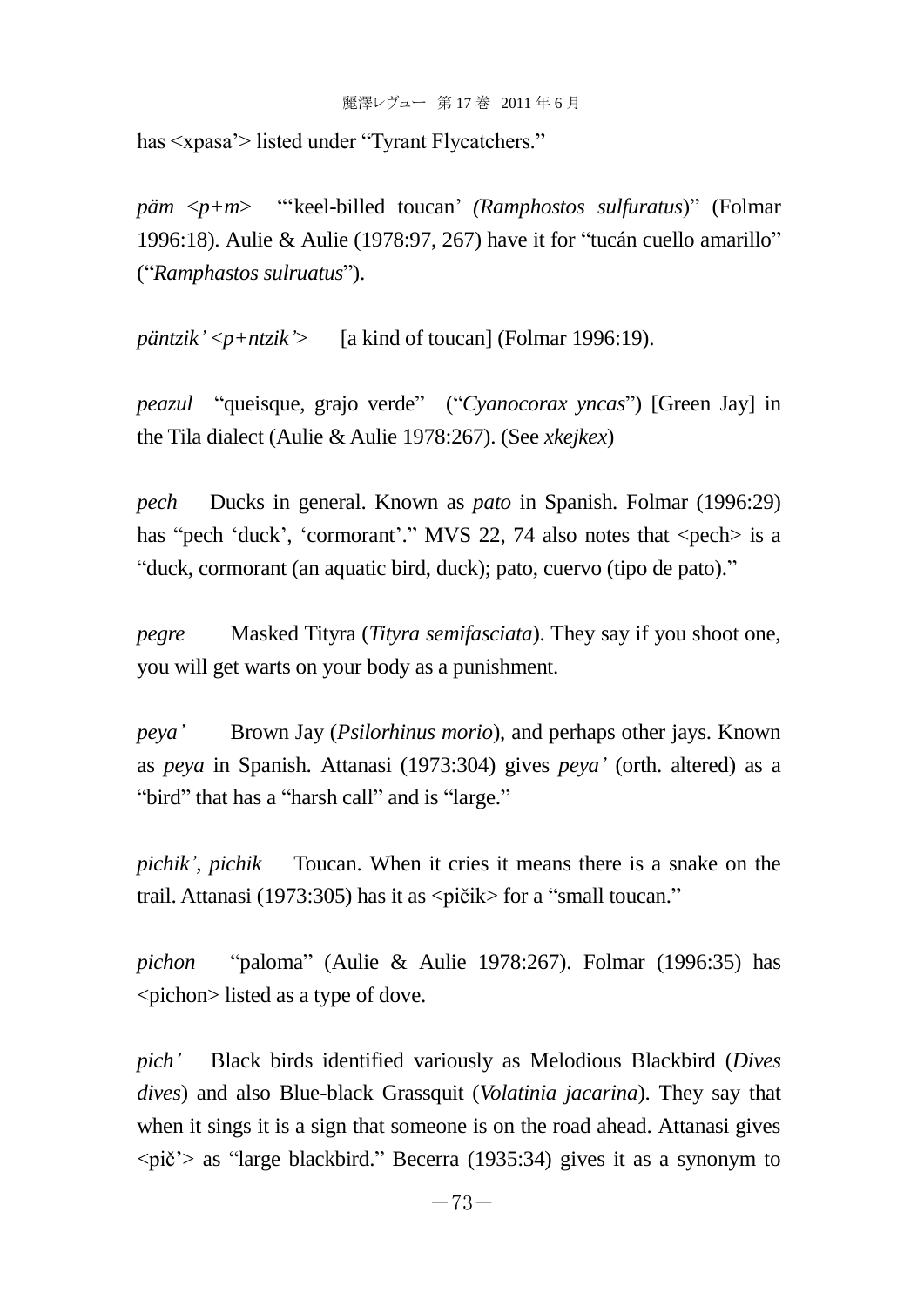has <xpasa'> listed under "Tyrant Flycatchers."

*päm* <*p+m*> "'keel-billed toucan' *(Ramphostos sulfuratus*)" (Folmar 1996:18). Aulie & Aulie (1978:97, 267) have it for "tucán cuello amarillo" ("*Ramphastos sulruatus*").

*päntzik'* <*p+ntzik'*> [a kind of toucan] (Folmar 1996:19).

*peazul* "queisque, grajo verde" ("*Cyanocorax yncas*") [Green Jay] in the Tila dialect (Aulie & Aulie 1978:267). (See *xkejkex*)

*pech* Ducks in general. Known as *pato* in Spanish. Folmar (1996:29) has "pech 'duck', 'cormorant'." MVS 22, 74 also notes that <pech> is a "duck, cormorant (an aquatic bird, duck); pato, cuervo (tipo de pato)."

*pegre* Masked Tityra (*Tityra semifasciata*). They say if you shoot one, you will get warts on your body as a punishment.

*peya'* Brown Jay (*Psilorhinus morio*), and perhaps other jays. Known as *peya* in Spanish. Attanasi (1973:304) gives *peya'* (orth. altered) as a "bird" that has a "harsh call" and is "large."

*pichik'*, *pichik* Toucan. When it cries it means there is a snake on the trail. Attanasi (1973:305) has it as <pičik> for a "small toucan."

*pichon* "paloma" (Aulie & Aulie 1978:267). Folmar (1996:35) has <pichon> listed as a type of dove.

*pich'* Black birds identified variously as Melodious Blackbird (*Dives dives*) and also Blue-black Grassquit (*Volatinia jacarina*). They say that when it sings it is a sign that someone is on the road ahead. Attanasi gives <pič'> as "large blackbird." Becerra (1935:34) gives it as a synonym to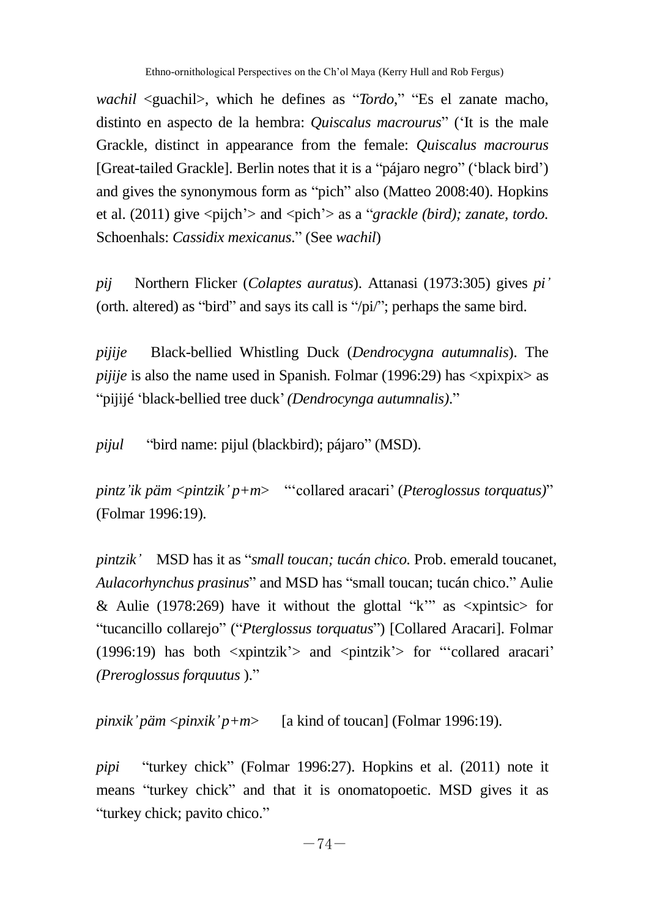*wachil* <guachil>, which he defines as "*Tordo*," "Es el zanate macho, distinto en aspecto de la hembra: *Quiscalus macrourus*" ('It is the male Grackle, distinct in appearance from the female: *Quiscalus macrourus* [Great-tailed Grackle]. Berlin notes that it is a "pájaro negro" ('black bird') and gives the synonymous form as "pich" also (Matteo 2008:40). Hopkins et al. (2011) give <pijch'> and <pich'> as a "*grackle (bird); zanate, tordo.* Schoenhals: *Cassidix mexicanus*." (See *wachil*)

*pij* Northern Flicker (*Colaptes auratus*). Attanasi (1973:305) gives *pi'* (orth. altered) as "bird" and says its call is "/pi/"; perhaps the same bird.

*pijije* Black-bellied Whistling Duck (*Dendrocygna autumnalis*). The *pijije* is also the name used in Spanish. Folmar (1996:29) has <xpixpix> as "pijijé 'black-bellied tree duck' *(Dendrocynga autumnalis)*."

*pijul* "bird name: pijul (blackbird); pájaro" (MSD).

*pintz'ik päm <pintzik' p+m>* "'collared aracari' (*Pteroglossus torquatus)*" (Folmar 1996:19).

*pintzik'* MSD has it as "*small toucan; tucán chico.* Prob. emerald toucanet, *Aulacorhynchus prasinus*" and MSD has "small toucan; tucán chico." Aulie & Aulie (1978:269) have it without the glottal "k'" as <xpintsic> for "tucancillo collarejo" ("*Pterglossus torquatus*") [Collared Aracari]. Folmar (1996:19) has both <xpintzik'> and <pintzik'> for "'collared aracari' *(Preroglossus forquutus* )."

*pinxik' päm <pinxik' p+m>* [a kind of toucan] (Folmar 1996:19).

*pipi* "turkey chick" (Folmar 1996:27). Hopkins et al. (2011) note it means "turkey chick" and that it is onomatopoetic. MSD gives it as "turkey chick; pavito chico."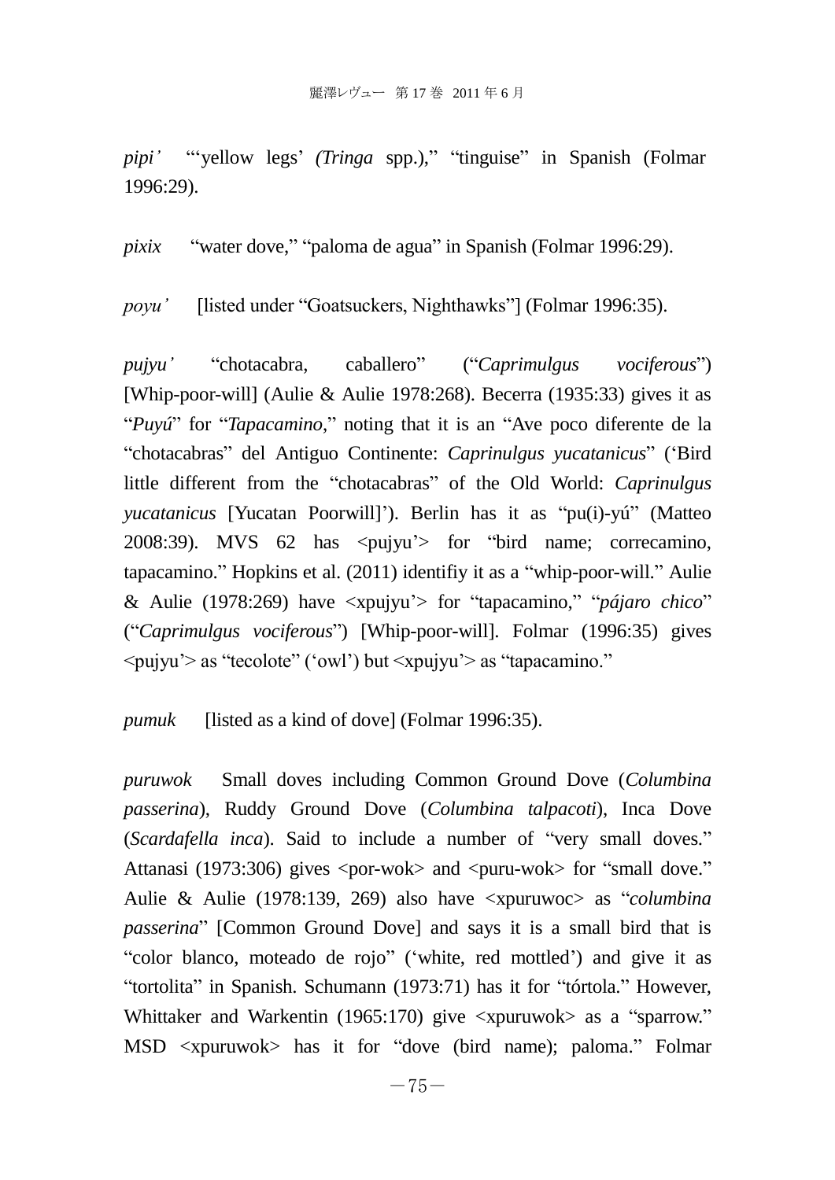*pipi'* "'yellow legs' (*Tringa* spp.)," "tinguise" in Spanish (Folmar 1996:29).

*pixix* "water dove," "paloma de agua" in Spanish (Folmar 1996:29).

*poyu'* [listed under "Goatsuckers, Nighthawks"] (Folmar 1996:35).

*pujyu'* "chotacabra, caballero" ("*Caprimulgus vociferous*") [Whip-poor-will] (Aulie & Aulie 1978:268). Becerra (1935:33) gives it as "*Puyú*" for "*Tapacamino*," noting that it is an "Ave poco diferente de la "chotacabras" del Antiguo Continente: *Caprinulgus yucatanicus*" ('Bird little different from the "chotacabras" of the Old World: *Caprinulgus yucatanicus* [Yucatan Poorwill]'). Berlin has it as "pu(i)-yú" (Matteo 2008:39). MVS 62 has <pujyu'> for "bird name; correcamino, tapacamino." Hopkins et al. (2011) identifiy it as a "whip-poor-will." Aulie & Aulie (1978:269) have <xpujyu'> for "tapacamino," "*pájaro chico*" ("*Caprimulgus vociferous*") [Whip-poor-will]. Folmar (1996:35) gives <pujyu'> as "tecolote" ('owl') but <xpujyu'> as "tapacamino."

*pumuk* [listed as a kind of dove] (Folmar 1996:35).

*puruwok* Small doves including Common Ground Dove (*Columbina passerina*), Ruddy Ground Dove (*Columbina talpacoti*), Inca Dove (*Scardafella inca*). Said to include a number of "very small doves." Attanasi (1973:306) gives <por-wok> and <puru-wok> for "small dove." Aulie & Aulie (1978:139, 269) also have <xpuruwoc> as "*columbina passerina*" [Common Ground Dove] and says it is a small bird that is "color blanco, moteado de rojo" ('white, red mottled') and give it as "tortolita" in Spanish. Schumann (1973:71) has it for "tórtola." However, Whittaker and Warkentin (1965:170) give <xpuruwok> as a "sparrow." MSD <xpuruwok> has it for "dove (bird name); paloma." Folmar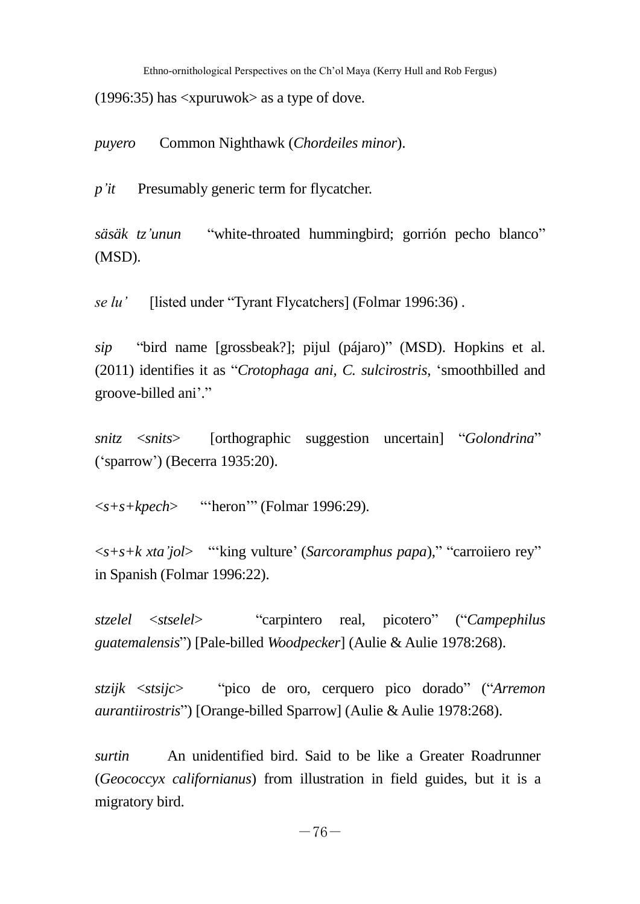(1996:35) has <xpuruwok> as a type of dove.

*puyero* Common Nighthawk (*Chordeiles minor*).

*p'it* Presumably generic term for flycatcher.

*säsäk tz'unun* "white-throated hummingbird; gorrión pecho blanco" (MSD).

*se lu'* [listed under "Tyrant Flycatchers] (Folmar 1996:36) .

*sip* "bird name [grossbeak?]; pijul (pájaro)" (MSD). Hopkins et al. (2011) identifies it as "*Crotophaga ani, C. sulcirostris*, 'smoothbilled and groove-billed ani'."

*snitz* <*snits*> [orthographic suggestion uncertain] "*Golondrina*" ('sparrow') (Becerra 1935:20).

<*s+s+kpech*> "'heron'" (Folmar 1996:29).

<*s+s+k xta'jol*> "'king vulture' (*Sarcoramphus papa*)," "carroiiero rey" in Spanish (Folmar 1996:22).

*stzelel* <*stselel*> "carpintero real, picotero" ("*Campephilus guatemalensis*") [Pale-billed *Woodpecker*] (Aulie & Aulie 1978:268).

*stzijk* <*stsijc*> "pico de oro, cerquero pico dorado" ("*Arremon aurantiirostris*") [Orange-billed Sparrow] (Aulie & Aulie 1978:268).

*surtin* An unidentified bird. Said to be like a Greater Roadrunner (*Geococcyx californianus*) from illustration in field guides, but it is a migratory bird.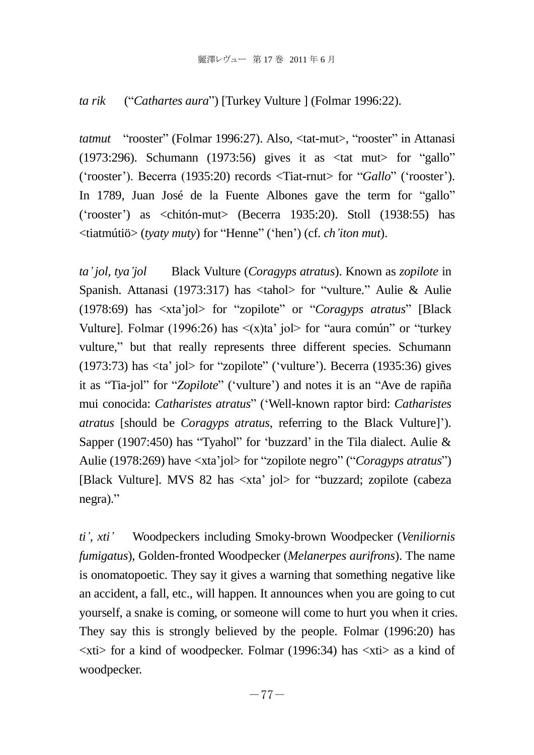*ta rik* ("*Cathartes aura*") [Turkey Vulture ] (Folmar 1996:22).

*tatmut* "rooster" (Folmar 1996:27). Also, <tat-mut>, "rooster" in Attanasi (1973:296). Schumann (1973:56) gives it as <tat mut> for "gallo" ('rooster'). Becerra (1935:20) records <Tiat-rnut> for "*Gallo*" ('rooster'). In 1789, Juan José de la Fuente Albones gave the term for "gallo" ('rooster') as <chitón-mut> (Becerra 1935:20). Stoll (1938:55) has <tiatmútiö> (*tyaty muty*) for "Henne" ('hen') (cf. *ch'iton mut*).

*ta'jol, tya'jol* Black Vulture (*Coragyps atratus*). Known as *zopilote* in Spanish. Attanasi (1973:317) has <tahol> for "vulture." Aulie & Aulie (1978:69) has <xta'jol> for "zopilote" or "*Coragyps atratus*" [Black Vulture]. Folmar (1996:26) has <(x)ta' jol> for "aura común" or "turkey vulture," but that really represents three different species. Schumann (1973:73) has <ta' jol> for "zopilote" ('vulture'). Becerra (1935:36) gives it as "Tia-jol" for "*Zopilote*" ('vulture') and notes it is an "Ave de rapiña mui conocida: *Catharistes atratus*" ('Well-known raptor bird: *Catharistes atratus* [should be *Coragyps atratus*, referring to the Black Vulture]'). Sapper (1907:450) has "Tyahol" for 'buzzard' in the Tila dialect. Aulie & Aulie (1978:269) have <xta'jol> for "zopilote negro" ("*Coragyps atratus*") [Black Vulture]. MVS 82 has <xta' jol> for "buzzard; zopilote (cabeza negra)."

*ti', xti'* Woodpeckers including Smoky-brown Woodpecker (*Veniliornis fumigatus*), Golden-fronted Woodpecker (*Melanerpes aurifrons*). The name is onomatopoetic. They say it gives a warning that something negative like an accident, a fall, etc., will happen. It announces when you are going to cut yourself, a snake is coming, or someone will come to hurt you when it cries. They say this is strongly believed by the people. Folmar (1996:20) has <xti> for a kind of woodpecker. Folmar (1996:34) has <xti> as a kind of woodpecker.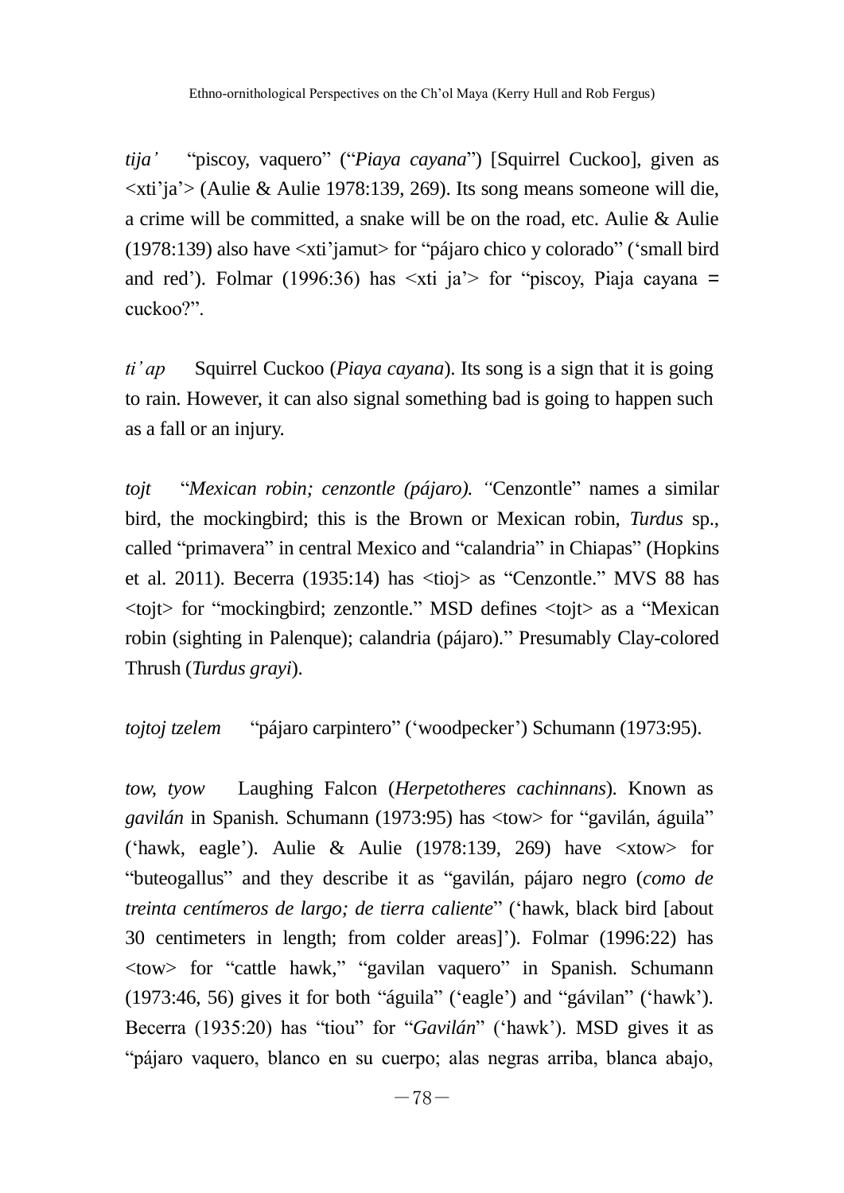*tija'* "piscoy, vaquero" ("*Piaya cayana*") [Squirrel Cuckoo], given as <xti'ja'> (Aulie & Aulie 1978:139, 269). Its song means someone will die, a crime will be committed, a snake will be on the road, etc. Aulie & Aulie (1978:139) also have <xti'jamut> for "pájaro chico y colorado" ('small bird and red'). Folmar (1996:36) has <xti ja'> for "piscoy, Piaja cayana = cuckoo?".

*ti'ap* Squirrel Cuckoo (*Piaya cayana*). Its song is a sign that it is going to rain. However, it can also signal something bad is going to happen such as a fall or an injury.

*tojt* "*Mexican robin; cenzontle (pájaro). "*Cenzontle" names a similar bird, the mockingbird; this is the Brown or Mexican robin, *Turdus* sp., called "primavera" in central Mexico and "calandria" in Chiapas" (Hopkins et al. 2011). Becerra (1935:14) has <tioj> as "Cenzontle." MVS 88 has <tojt> for "mockingbird; zenzontle." MSD defines <tojt> as a "Mexican robin (sighting in Palenque); calandria (pájaro)." Presumably Clay-colored Thrush (*Turdus grayi*).

*tojtoj tzelem* "pájaro carpintero" ('woodpecker') Schumann (1973:95).

*tow, tyow* Laughing Falcon (*Herpetotheres cachinnans*). Known as *gavilán* in Spanish. Schumann (1973:95) has <tow> for "gavilán, águila" ('hawk, eagle'). Aulie & Aulie (1978:139, 269) have <xtow> for "buteogallus" and they describe it as "gavilán, pájaro negro (*como de treinta centímeros de largo; de tierra caliente*" ('hawk, black bird [about 30 centimeters in length; from colder areas]'). Folmar (1996:22) has <tow> for "cattle hawk," "gavilan vaquero" in Spanish. Schumann (1973:46, 56) gives it for both "águila" ('eagle') and "gávilan" ('hawk'). Becerra (1935:20) has "tiou" for "*Gavilán*" ('hawk'). MSD gives it as "pájaro vaquero, blanco en su cuerpo; alas negras arriba, blanca abajo,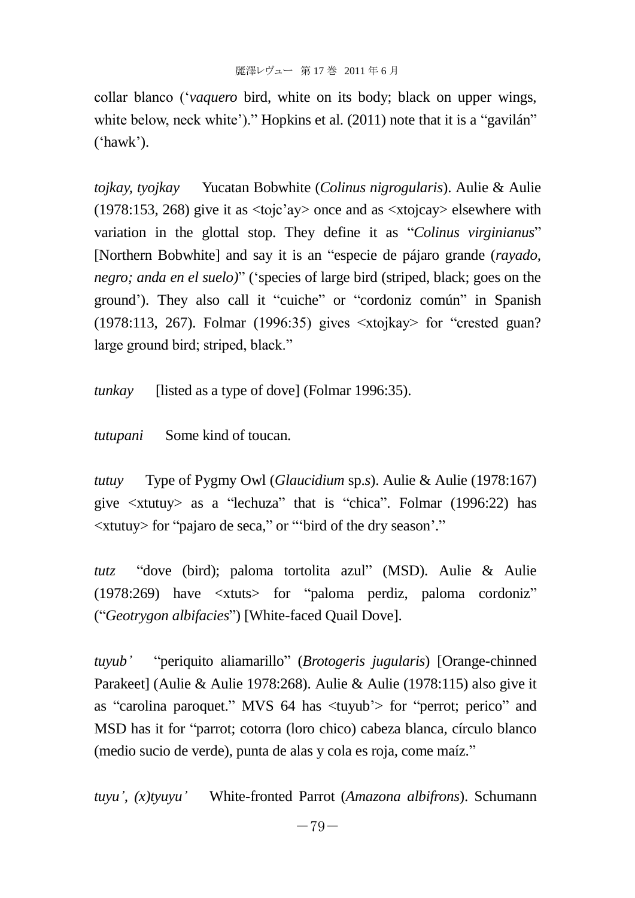collar blanco ('*vaquero* bird, white on its body; black on upper wings, white below, neck white')." Hopkins et al. (2011) note that it is a "gavilán" ('hawk').

*tojkay, tyojkay* Yucatan Bobwhite (*Colinus nigrogularis*). Aulie & Aulie (1978:153, 268) give it as <tojc'ay> once and as <xtojcay> elsewhere with variation in the glottal stop. They define it as "*Colinus virginianus*" [Northern Bobwhite] and say it is an "especie de pájaro grande (*rayado, negro; anda en el suelo)*" ('species of large bird (striped, black; goes on the ground'). They also call it "cuiche" or "cordoniz común" in Spanish (1978:113, 267). Folmar (1996:35) gives <xtojkay> for "crested guan? large ground bird; striped, black."

*tunkay* [listed as a type of dove] (Folmar 1996:35).

*tutupani* Some kind of toucan.

*tutuy* Type of Pygmy Owl (*Glaucidium* sp.*s*). Aulie & Aulie (1978:167) give <xtutuy> as a "lechuza" that is "chica". Folmar (1996:22) has <xtutuy> for "pajaro de seca," or "'bird of the dry season'."

*tutz* "dove (bird); paloma tortolita azul" (MSD). Aulie & Aulie (1978:269) have <xtuts> for "paloma perdiz, paloma cordoniz" ("*Geotrygon albifacies*") [White-faced Quail Dove].

*tuyub'* "periquito aliamarillo" (*Brotogeris jugularis*) [Orange-chinned Parakeet] (Aulie & Aulie 1978:268). Aulie & Aulie (1978:115) also give it as "carolina paroquet." MVS 64 has <tuyub'> for "perrot; perico" and MSD has it for "parrot; cotorra (loro chico) cabeza blanca, círculo blanco (medio sucio de verde), punta de alas y cola es roja, come maíz."

*tuyu', (x)tyuyu'* White-fronted Parrot (*Amazona albifrons*). Schumann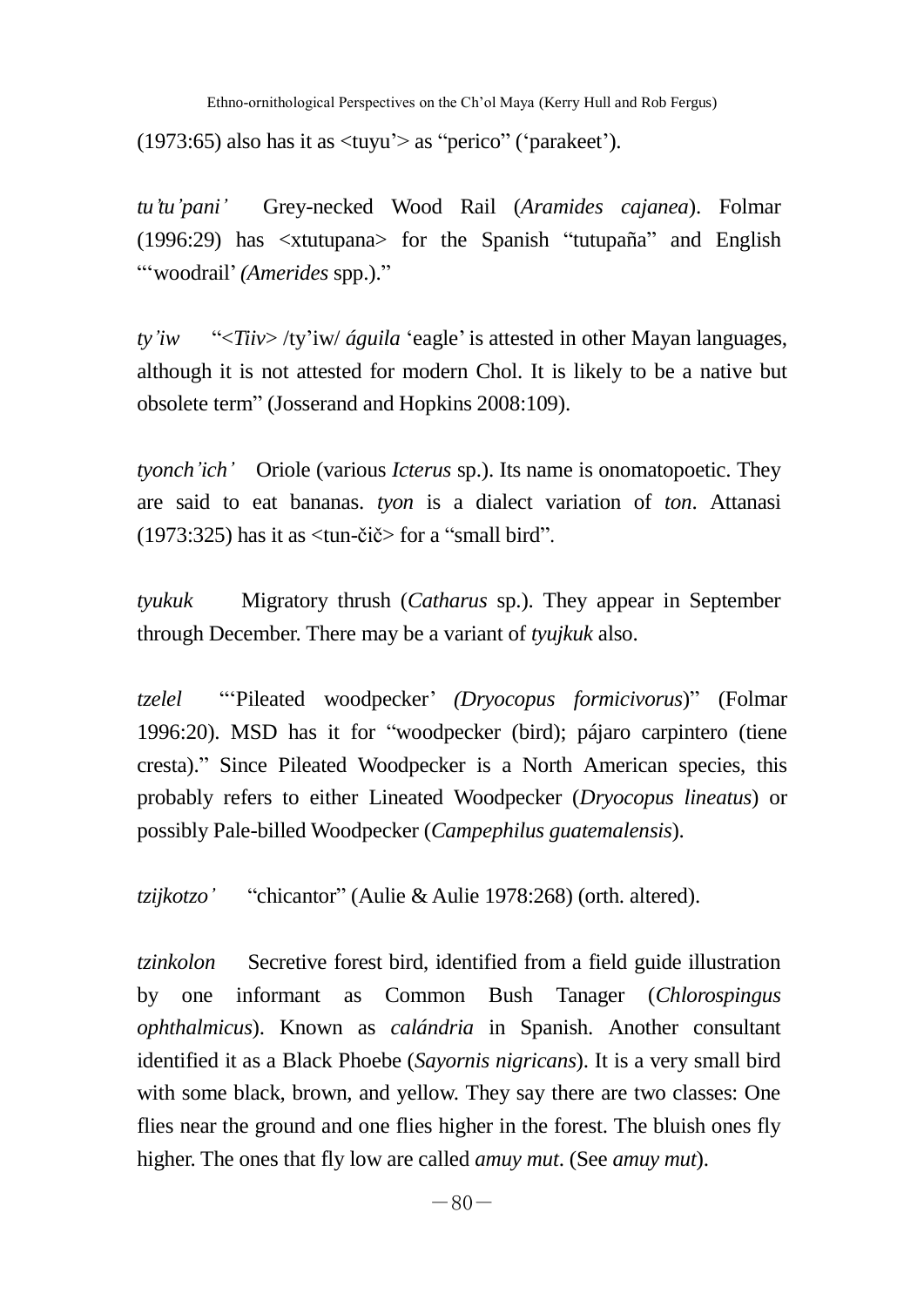(1973:65) also has it as <tuyu'> as "perico" ('parakeet').

*tu'tu'pani'* Grey-necked Wood Rail (*Aramides cajanea*). Folmar (1996:29) has <xtutupana> for the Spanish "tutupaña" and English "'woodrail' *(Amerides* spp.)."

*ty'iw* "<*Tiiv*> /ty'iw/ *águila* 'eagle' is attested in other Mayan languages, although it is not attested for modern Chol. It is likely to be a native but obsolete term" (Josserand and Hopkins 2008:109).

*tyonch'ich'* Oriole (various *Icterus* sp.). Its name is onomatopoetic. They are said to eat bananas. *tyon* is a dialect variation of *ton*. Attanasi (1973:325) has it as <tun-čič> for a "small bird".

*tyukuk* Migratory thrush (*Catharus* sp.). They appear in September through December. There may be a variant of *tyujkuk* also.

*tzelel* "'Pileated woodpecker' *(Dryocopus formicivorus*)" (Folmar 1996:20). MSD has it for "woodpecker (bird); pájaro carpintero (tiene cresta)." Since Pileated Woodpecker is a North American species, this probably refers to either Lineated Woodpecker (*Dryocopus lineatus*) or possibly Pale-billed Woodpecker (*Campephilus guatemalensis*).

*tzijkotzo'* "chicantor" (Aulie & Aulie 1978:268) (orth. altered).

*tzinkolon* Secretive forest bird, identified from a field guide illustration by one informant as Common Bush Tanager (*Chlorospingus ophthalmicus*). Known as *calándria* in Spanish. Another consultant identified it as a Black Phoebe (*Sayornis nigricans*). It is a very small bird with some black, brown, and yellow. They say there are two classes: One flies near the ground and one flies higher in the forest. The bluish ones fly higher. The ones that fly low are called *amuy mut*. (See *amuy mut*).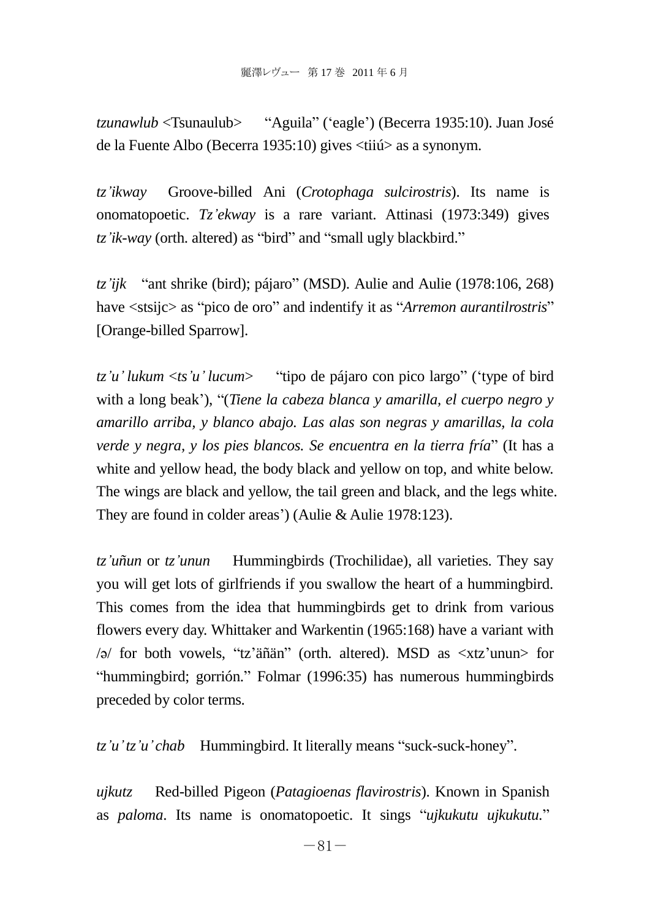*tzunawlub* <Tsunaulub> “Aguila” (‘eagle’) (Becerra 1935:10). Juan José de la Fuente Albo (Becerra 1935:10) gives <tiiú> as a synonym.

*tz’ikway* Groove-billed Ani (*Crotophaga sulcirostris*). Its name is onomatopoetic. *Tz’ekway* is a rare variant. Attinasi (1973:349) gives *tz’ik-way* (orth. altered) as “bird” and “small ugly blackbird.”

*tz’ijk* “ant shrike (bird); pájaro” (MSD). Aulie and Aulie (1978:106, 268) have <stsijc> as “pico de oro” and indentify it as “*Arremon aurantilrostris*” [Orange-billed Sparrow].

*tz’u’ lukum* <*ts’u’ lucum*> “tipo de pájaro con pico largo” (‘type of bird with a long beak’), “(*Tiene la cabeza blanca y amarilla, el cuerpo negro y amarillo arriba, y blanco abajo. Las alas son negras y amarillas, la cola verde y negra, y los pies blancos. Se encuentra en la tierra fría*” (It has a white and yellow head, the body black and yellow on top, and white below. The wings are black and yellow, the tail green and black, and the legs white. They are found in colder areas’) (Aulie & Aulie 1978:123).

*tz’uñun* or *tz’unun* Hummingbirds (Trochilidae), all varieties. They say you will get lots of girlfriends if you swallow the heart of a hummingbird. This comes from the idea that hummingbirds get to drink from various flowers every day. Whittaker and Warkentin (1965:168) have a variant with /ə/ for both vowels, “tz’äñän” (orth. altered). MSD as <xtz’unun> for “hummingbird; gorrión.” Folmar (1996:35) has numerous hummingbirds preceded by color terms.

*tz’u’tz’u’chab* Hummingbird. It literally means “suck-suck-honey”.

*ujkutz* Red-billed Pigeon (*Patagioenas flavirostris*). Known in Spanish as *paloma*. Its name is onomatopoetic. It sings “*ujkukutu ujkukutu.*”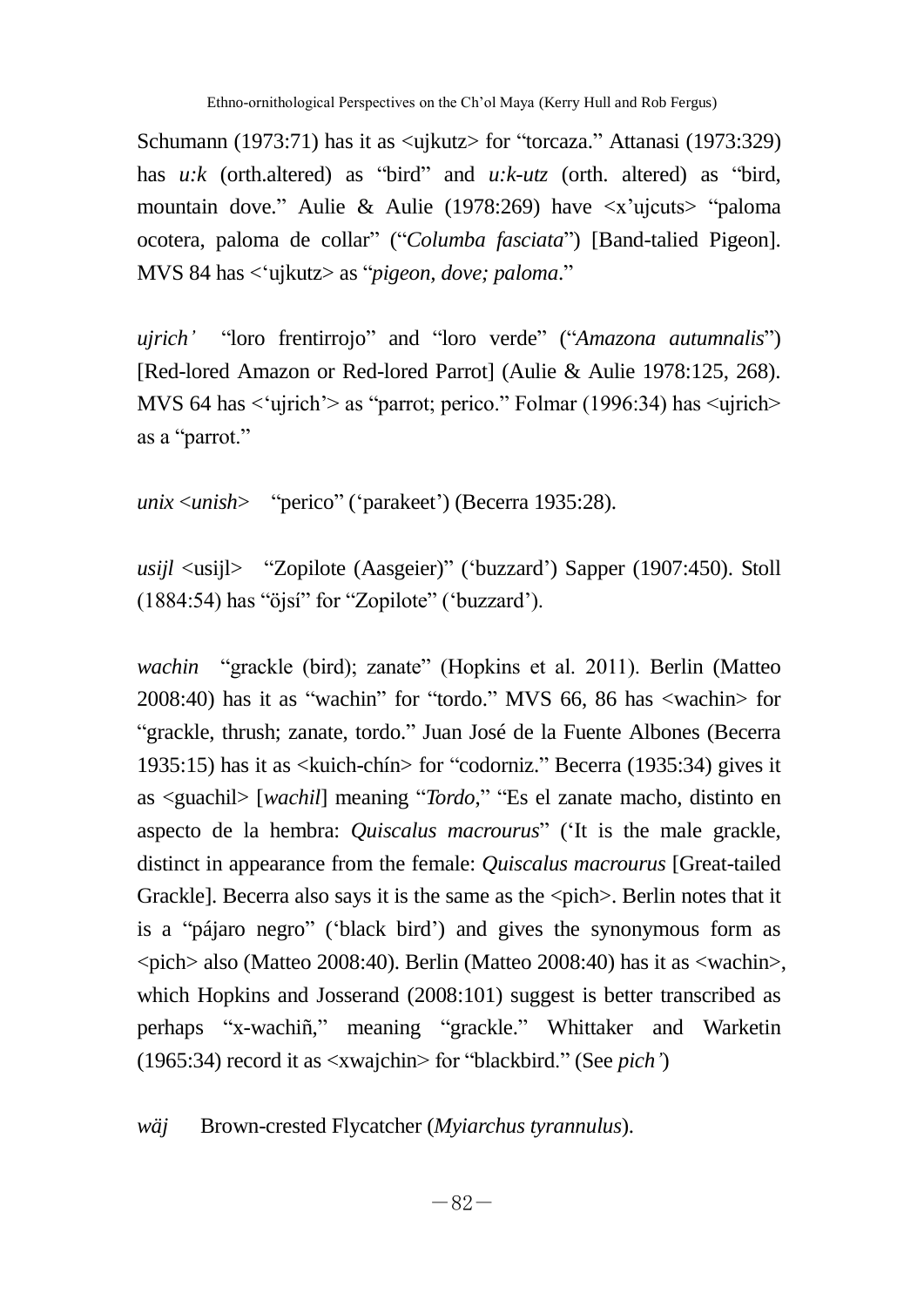Schumann (1973:71) has it as <ujkutz> for "torcaza." Attanasi (1973:329) has *u:k* (orth.altered) as "bird" and *u:k-utz* (orth. altered) as "bird, mountain dove." Aulie & Aulie (1978:269) have <x'ujcuts> "paloma ocotera, paloma de collar" ("*Columba fasciata*") [Band-talied Pigeon]. MVS 84 has <'ujkutz> as "*pigeon, dove; paloma*."

*ujrich'* "loro frentirrojo" and "loro verde" ("*Amazona autumnalis*") [Red-lored Amazon or Red-lored Parrot] (Aulie & Aulie 1978:125, 268). MVS 64 has <'ujrich'> as "parrot; perico." Folmar (1996:34) has <ujrich> as a "parrot."

*unix* <*unish*> "perico" ('parakeet') (Becerra 1935:28).

*usijl* <usijl> "Zopilote (Aasgeier)" ('buzzard') Sapper (1907:450). Stoll (1884:54) has "öjsí" for "Zopilote" ('buzzard').

*wachin* "grackle (bird); zanate" (Hopkins et al. 2011). Berlin (Matteo 2008:40) has it as "wachin" for "tordo." MVS 66, 86 has <wachin> for "grackle, thrush; zanate, tordo." Juan José de la Fuente Albones (Becerra 1935:15) has it as <kuich-chín> for "codorniz." Becerra (1935:34) gives it as <guachil> [*wachil*] meaning "*Tordo*," "Es el zanate macho, distinto en aspecto de la hembra: *Quiscalus macrourus*" ('It is the male grackle, distinct in appearance from the female: *Quiscalus macrourus* [Great-tailed Grackle]. Becerra also says it is the same as the <pich>. Berlin notes that it is a "pájaro negro" ('black bird') and gives the synonymous form as <pich> also (Matteo 2008:40). Berlin (Matteo 2008:40) has it as <wachin>, which Hopkins and Josserand (2008:101) suggest is better transcribed as perhaps "x-wachiñ," meaning "grackle." Whittaker and Warketin (1965:34) record it as <xwajchin> for "blackbird." (See *pich'*)

*wäj* Brown-crested Flycatcher (*Myiarchus tyrannulus*).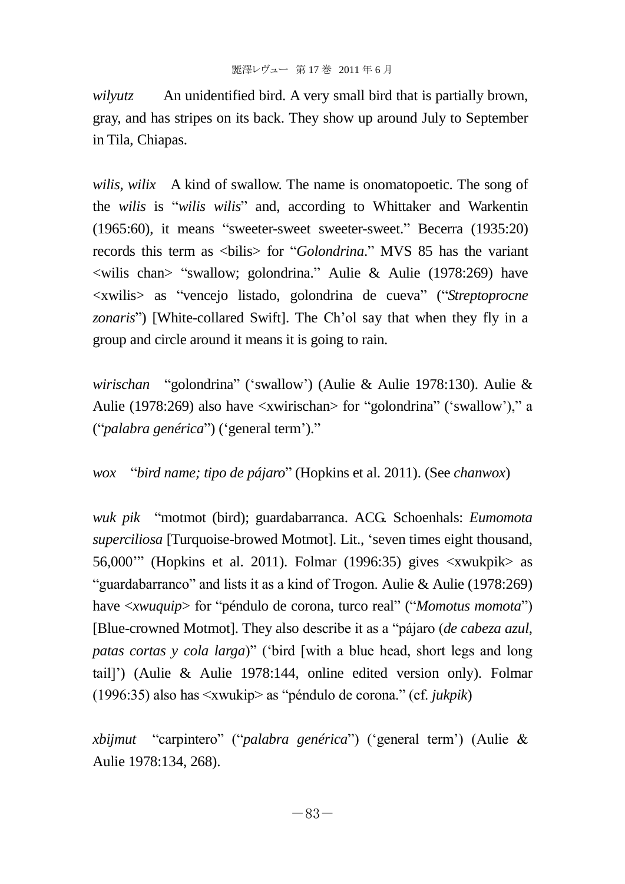*wilyutz* An unidentified bird. A very small bird that is partially brown, gray, and has stripes on its back. They show up around July to September in Tila, Chiapas.

*wilis, wilix* A kind of swallow. The name is onomatopoetic. The song of the *wilis* is "*wilis wilis*" and, according to Whittaker and Warkentin (1965:60), it means "sweeter-sweet sweeter-sweet." Becerra (1935:20) records this term as <bilis> for "*Golondrina*." MVS 85 has the variant <wilis chan> "swallow; golondrina." Aulie & Aulie (1978:269) have <xwilis> as "vencejo listado, golondrina de cueva" ("*Streptoprocne zonaris*") [White-collared Swift]. The Ch'ol say that when they fly in a group and circle around it means it is going to rain.

*wirischan* "golondrina" ('swallow') (Aulie & Aulie 1978:130). Aulie & Aulie (1978:269) also have <xwirischan> for "golondrina" ('swallow')," a ("*palabra genérica*") ('general term')."

*wox* "*bird name; tipo de pájaro*" (Hopkins et al. 2011). (See *chanwox*)

*wuk pik* "motmot (bird); guardabarranca. ACG. Schoenhals: *Eumomota superciliosa* [Turquoise-browed Motmot]. Lit., 'seven times eight thousand, 56,000'" (Hopkins et al. 2011). Folmar (1996:35) gives <xwukpik> as "guardabarranco" and lists it as a kind of Trogon. Aulie & Aulie (1978:269) have <*xwuquip*> for "péndulo de corona, turco real" ("*Momotus momota*") [Blue-crowned Motmot]. They also describe it as a "pájaro (*de cabeza azul, patas cortas y cola larga*)" ('bird [with a blue head, short legs and long tail]') (Aulie & Aulie 1978:144, online edited version only). Folmar (1996:35) also has <xwukip> as "péndulo de corona." (cf. *jukpik*)

*xbijmut* "carpintero" ("*palabra genérica*") ('general term') (Aulie & Aulie 1978:134, 268).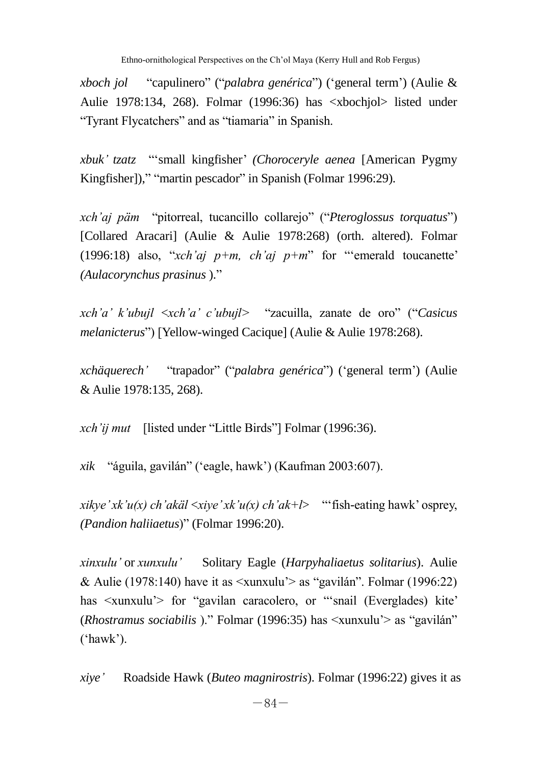*xboch jol* "capulinero" ("*palabra genérica*") ('general term') (Aulie & Aulie 1978:134, 268). Folmar (1996:36) has <xbochjol> listed under "Tyrant Flycatchers" and as "tiamaria" in Spanish.

*xbuk' tzatz* "'small kingfisher' *(Chloroceryle aenea* [American Pygmy Kingfisher])," "martin pescador" in Spanish (Folmar 1996:29).

*xch'aj päm* "pitorreal, tucancillo collarejo" ("*Pteroglossus torquatus*") [Collared Aracari] (Aulie & Aulie 1978:268) (orth. altered). Folmar (1996:18) also, "*xch'aj p+m, ch'aj p+m*" for "'emerald toucanette' *(Aulacorynchus prasinus* )."

*xch'a' k'ubujl <xch'a' c'ubujl>* "zacuilla, zanate de oro" ("*Casicus melanicterus*") [Yellow-winged Cacique] (Aulie & Aulie 1978:268).

*xchäquerech'* "trapador" ("*palabra genérica*") ('general term') (Aulie & Aulie 1978:135, 268).

*xch'ij mut* [listed under "Little Birds"] Folmar (1996:36).

*xik* "águila, gavilán" ('eagle, hawk') (Kaufman 2003:607).

*xikye' xk'u(x) ch'akäl <xiye' xk'u(x) ch'ak+l>* "'fish-eating hawk' osprey, *(Pandion haliiaetus*)" (Folmar 1996:20).

*xinxulu'* or *xunxulu'* Solitary Eagle (*Harpyhaliaetus solitarius*). Aulie & Aulie (1978:140) have it as <xunxulu'> as "gavilán". Folmar (1996:22) has <xunxulu'> for "gavilan caracolero, or "'snail (Everglades) kite' (*Rhostramus sociabilis* )." Folmar (1996:35) has <xunxulu'> as "gavilán" ('hawk').

*xiye'* Roadside Hawk (*Buteo magnirostris*). Folmar (1996:22) gives it as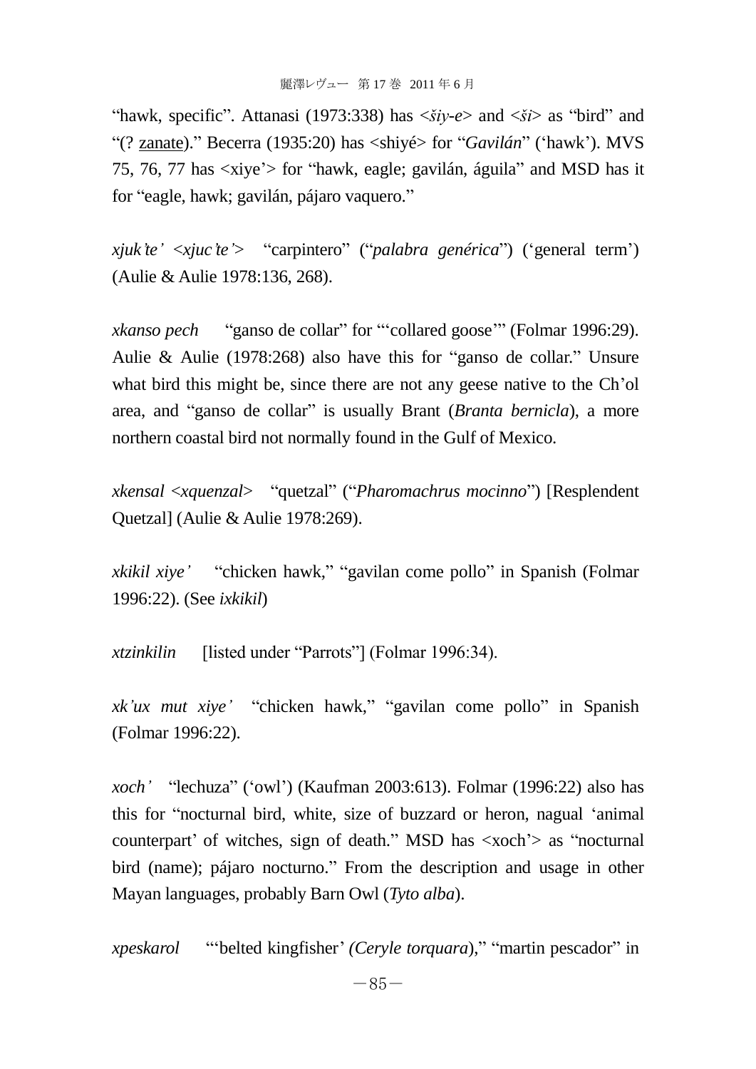"hawk, specific". Attanasi (1973:338) has <*šiy-e*> and <*ši*> as "bird" and "(? zanate)." Becerra (1935:20) has <shiyé> for "*Gavilán*" ('hawk'). MVS 75, 76, 77 has <xiye'> for "hawk, eagle; gavilán, águila" and MSD has it for "eagle, hawk; gavilán, pájaro vaquero."

*xjuk'te'* <*xjuc'te'*> "carpintero" ("*palabra genérica*") ('general term') (Aulie & Aulie 1978:136, 268).

*xkanso pech* "ganso de collar" for "'collared goose'" (Folmar 1996:29). Aulie & Aulie (1978:268) also have this for "ganso de collar." Unsure what bird this might be, since there are not any geese native to the Ch'ol area, and "ganso de collar" is usually Brant (*Branta bernicla*), a more northern coastal bird not normally found in the Gulf of Mexico.

*xkensal* <*xquenzal*> "quetzal" ("*Pharomachrus mocinno*") [Resplendent Quetzal] (Aulie & Aulie 1978:269).

*xkikil xiye'* "chicken hawk," "gavilan come pollo" in Spanish (Folmar 1996:22). (See *ixkikil*)

*xtzinkilin* [listed under "Parrots"] (Folmar 1996:34).

*xk'ux mut xiye'* "chicken hawk," "gavilan come pollo" in Spanish (Folmar 1996:22).

*xoch'* "lechuza" ('owl') (Kaufman 2003:613). Folmar (1996:22) also has this for "nocturnal bird, white, size of buzzard or heron, nagual 'animal counterpart' of witches, sign of death." MSD has <xoch'> as "nocturnal bird (name); pájaro nocturno." From the description and usage in other Mayan languages, probably Barn Owl (*Tyto alba*).

*xpeskarol* "'belted kingfisher' *(Ceryle torquara*)," "martin pescador" in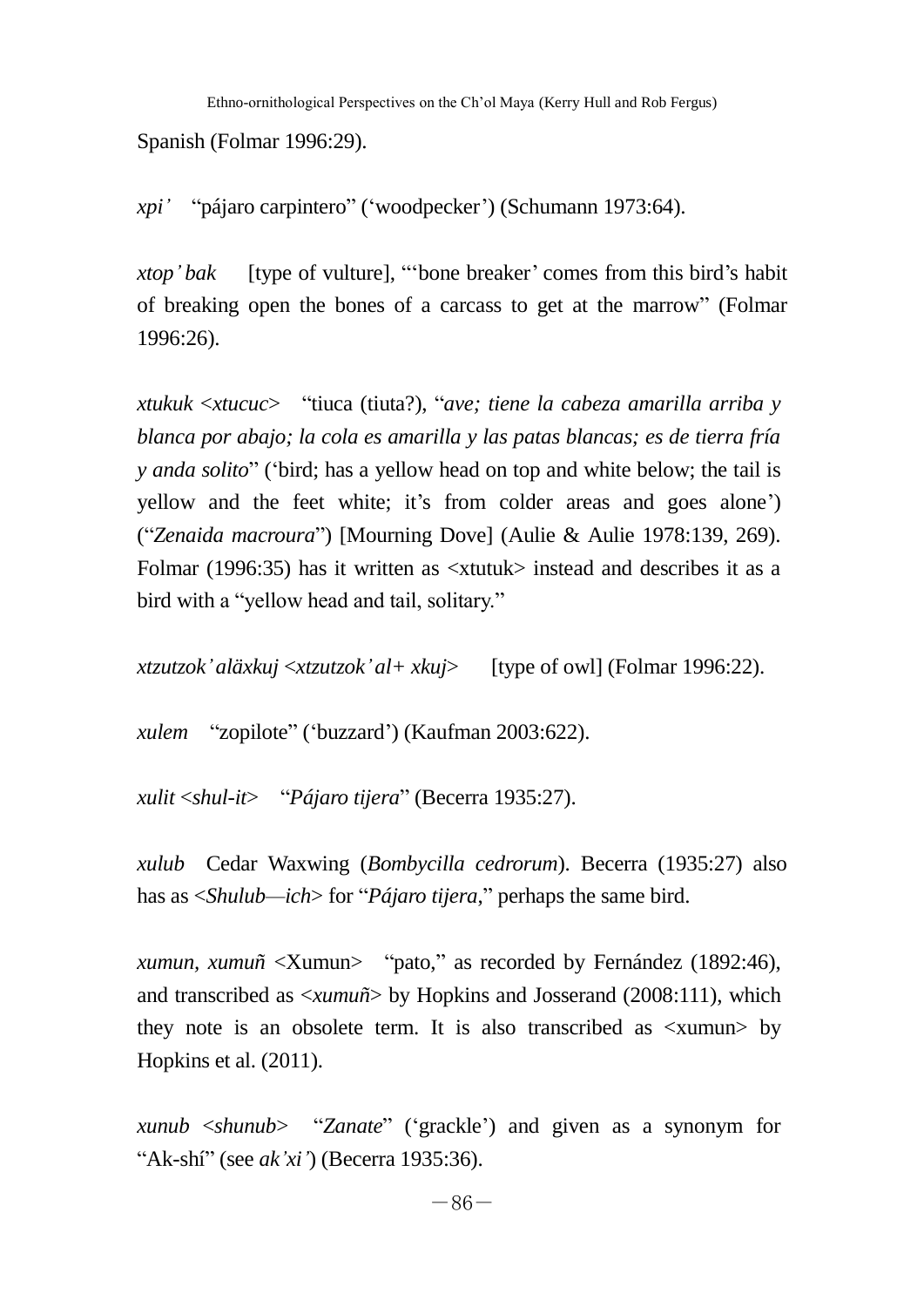Spanish (Folmar 1996:29).

*xpi'* "pájaro carpintero" ('woodpecker') (Schumann 1973:64).

*xtop'bak* [type of vulture], "'bone breaker' comes from this bird's habit of breaking open the bones of a carcass to get at the marrow" (Folmar 1996:26).

*xtukuk* <*xtucuc*> "tiuca (tiuta?), "*ave; tiene la cabeza amarilla arriba y blanca por abajo; la cola es amarilla y las patas blancas; es de tierra fría y anda solito*" ('bird; has a yellow head on top and white below; the tail is yellow and the feet white; it's from colder areas and goes alone') ("*Zenaida macroura*") [Mourning Dove] (Aulie & Aulie 1978:139, 269). Folmar (1996:35) has it written as <xtutuk> instead and describes it as a bird with a "yellow head and tail, solitary."

*xtzutzok'aläxkuj* <*xtzutzok'al+ xkuj*> [type of owl] (Folmar 1996:22).

*xulem* "zopilote" ('buzzard') (Kaufman 2003:622).

*xulit* <*shul-it*> "*Pájaro tijera*" (Becerra 1935:27).

*xulub* Cedar Waxwing (*Bombycilla cedrorum*). Becerra (1935:27) also has as <*Shulub—ich*> for "*Pájaro tijera*," perhaps the same bird.

*xumun, xumuñ* <Xumun> "pato," as recorded by Fernández (1892:46), and transcribed as <*xumuñ*> by Hopkins and Josserand (2008:111), which they note is an obsolete term. It is also transcribed as <xumun> by Hopkins et al. (2011).

*xunub* <*shunub*> "*Zanate*" ('grackle') and given as a synonym for "Ak-shí" (see *ak'xi'*) (Becerra 1935:36).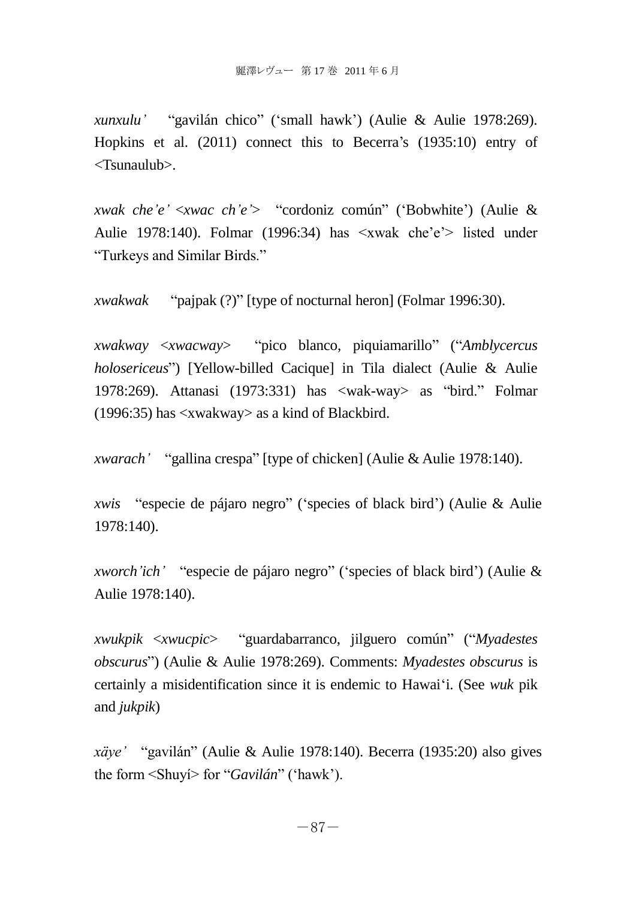*xunxulu'* "gavilán chico" ('small hawk') (Aulie & Aulie 1978:269). Hopkins et al. (2011) connect this to Becerra's (1935:10) entry of <Tsunaulub>.

*xwak che'e'* <*xwac ch'e'*> "cordoniz común" ('Bobwhite') (Aulie & Aulie 1978:140). Folmar (1996:34) has <xwak che'e'> listed under "Turkeys and Similar Birds."

*xwakwak* "pajpak (?)" [type of nocturnal heron] (Folmar 1996:30).

*xwakway* <*xwacway*> "pico blanco, piquiamarillo" ("*Amblycercus holosericeus*") [Yellow-billed Cacique] in Tila dialect (Aulie & Aulie 1978:269). Attanasi (1973:331) has <wak-way> as "bird." Folmar (1996:35) has <xwakway> as a kind of Blackbird.

*xwarach'* "gallina crespa" [type of chicken] (Aulie & Aulie 1978:140).

*xwis* "especie de pájaro negro" ('species of black bird') (Aulie & Aulie 1978:140).

*xworch'ich'* "especie de pájaro negro" ('species of black bird') (Aulie & Aulie 1978:140).

*xwukpik* <*xwucpic*> "guardabarranco, jilguero común" ("*Myadestes obscurus*") (Aulie & Aulie 1978:269). Comments: *Myadestes obscurus* is certainly a misidentification since it is endemic to Hawai'i. (See *wuk* pik and *jukpik*)

*xäye'* "gavilán" (Aulie & Aulie 1978:140). Becerra (1935:20) also gives the form <Shuyí> for "*Gavilán*" ('hawk').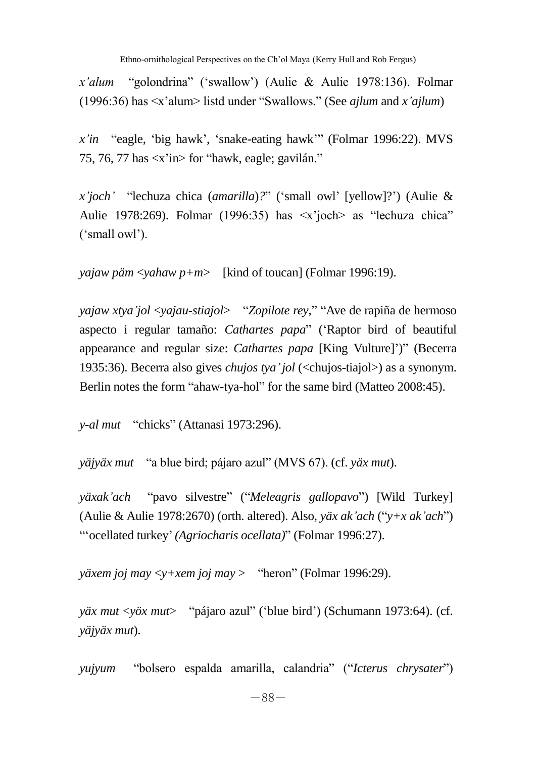*x'alum* "golondrina" ('swallow') (Aulie & Aulie 1978:136). Folmar (1996:36) has <x'alum> listd under "Swallows." (See *ajlum* and *x'ajlum*)

*x'in* "eagle, 'big hawk', 'snake-eating hawk'" (Folmar 1996:22). MVS 75, 76, 77 has <x'in> for "hawk, eagle; gavilán."

*x'joch'* "lechuza chica (*amarilla*)?" ('small owl' [yellow]?') (Aulie & Aulie 1978:269). Folmar (1996:35) has <x'joch> as "lechuza chica" ('small owl').

*yajaw päm* <*yahaw p+m*> [kind of toucan] (Folmar 1996:19).

*yajaw xtya'jol* <*yajau-stiajol*> "*Zopilote rey*," "Ave de rapiña de hermoso aspecto i regular tamaño: *Cathartes papa*" ('Raptor bird of beautiful appearance and regular size: *Cathartes papa* [King Vulture]')" (Becerra 1935:36). Becerra also gives *chujos tya'jol* (<chujos-tiajol>) as a synonym. Berlin notes the form "ahaw-tya-hol" for the same bird (Matteo 2008:45).

*y-al mut* "chicks" (Attanasi 1973:296).

*yäjyäx mut* "a blue bird; pájaro azul" (MVS 67). (cf. *yäx mut*).

*yäxak'ach* "pavo silvestre" ("*Meleagris gallopavo*") [Wild Turkey] (Aulie & Aulie 1978:2670) (orth. altered). Also, *yäx ak'ach* ("*y+x ak'ach*") "'ocellated turkey' *(Agriocharis ocellata)*" (Folmar 1996:27).

*yäxem joj may* <*y+xem joj may* > "heron" (Folmar 1996:29).

*yäx mut* <*yöx mut*> "pájaro azul" ('blue bird') (Schumann 1973:64). (cf. *yäjyäx mut*).

*yujyum* "bolsero espalda amarilla, calandria" ("*Icterus chrysater*")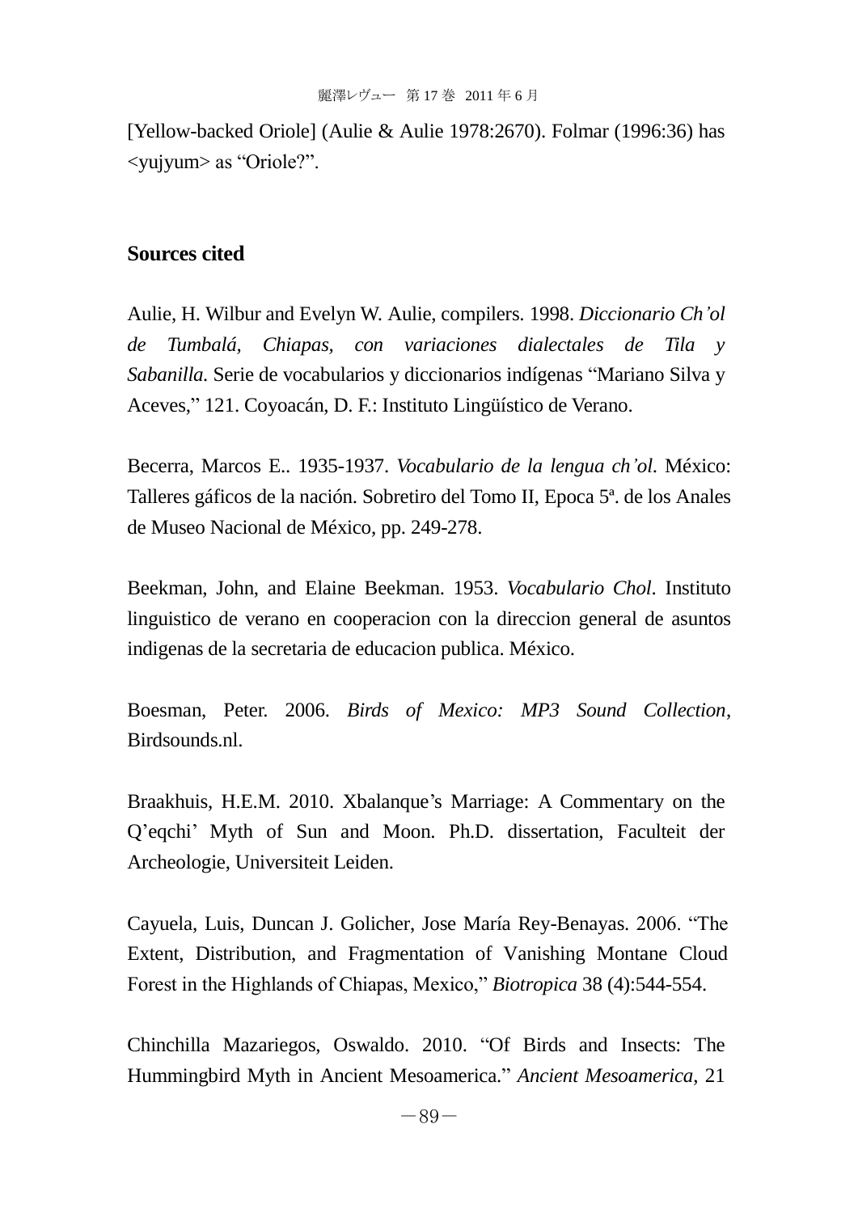[Yellow-backed Oriole] (Aulie & Aulie 1978:2670). Folmar (1996:36) has <yujyum> as "Oriole?".

## Sources cited

Aulie, H. Wilbur and Evelyn W. Aulie, compilers. 1998. *Diccionario Ch'ol de Tumbalá, Chiapas, con variaciones dialectales de Tila y Sabanilla.* Serie de vocabularios y diccionarios indígenas "Mariano Silva y Aceves," 121. Coyoacán, D. F.: Instituto Lingüístico de Verano.

Becerra, Marcos E.. 1935-1937. *Vocabulario de la lengua ch'ol*. México: Talleres gáficos de la nación. Sobretiro del Tomo II, Epoca 5ª. de los Anales de Museo Nacional de México, pp. 249-278.

Beekman, John, and Elaine Beekman. 1953. *Vocabulario Chol*. Instituto linguistico de verano en cooperacion con la direccion general de asuntos indigenas de la secretaria de educacion publica. México.

Boesman, Peter. 2006. *Birds of Mexico: MP3 Sound Collection*, Birdsounds.nl.

Braakhuis, H.E.M. 2010. Xbalanque's Marriage: A Commentary on the Q'eqchi' Myth of Sun and Moon. Ph.D. dissertation, Faculteit der Archeologie, Universiteit Leiden.

Cayuela, Luis, Duncan J. Golicher, Jose María Rey-Benayas. 2006. "The Extent, Distribution, and Fragmentation of Vanishing Montane Cloud Forest in the Highlands of Chiapas, Mexico," *Biotropica* 38 (4):544-554.

Chinchilla Mazariegos, Oswaldo. 2010. "Of Birds and Insects: The Hummingbird Myth in Ancient Mesoamerica." *Ancient Mesoamerica*, 21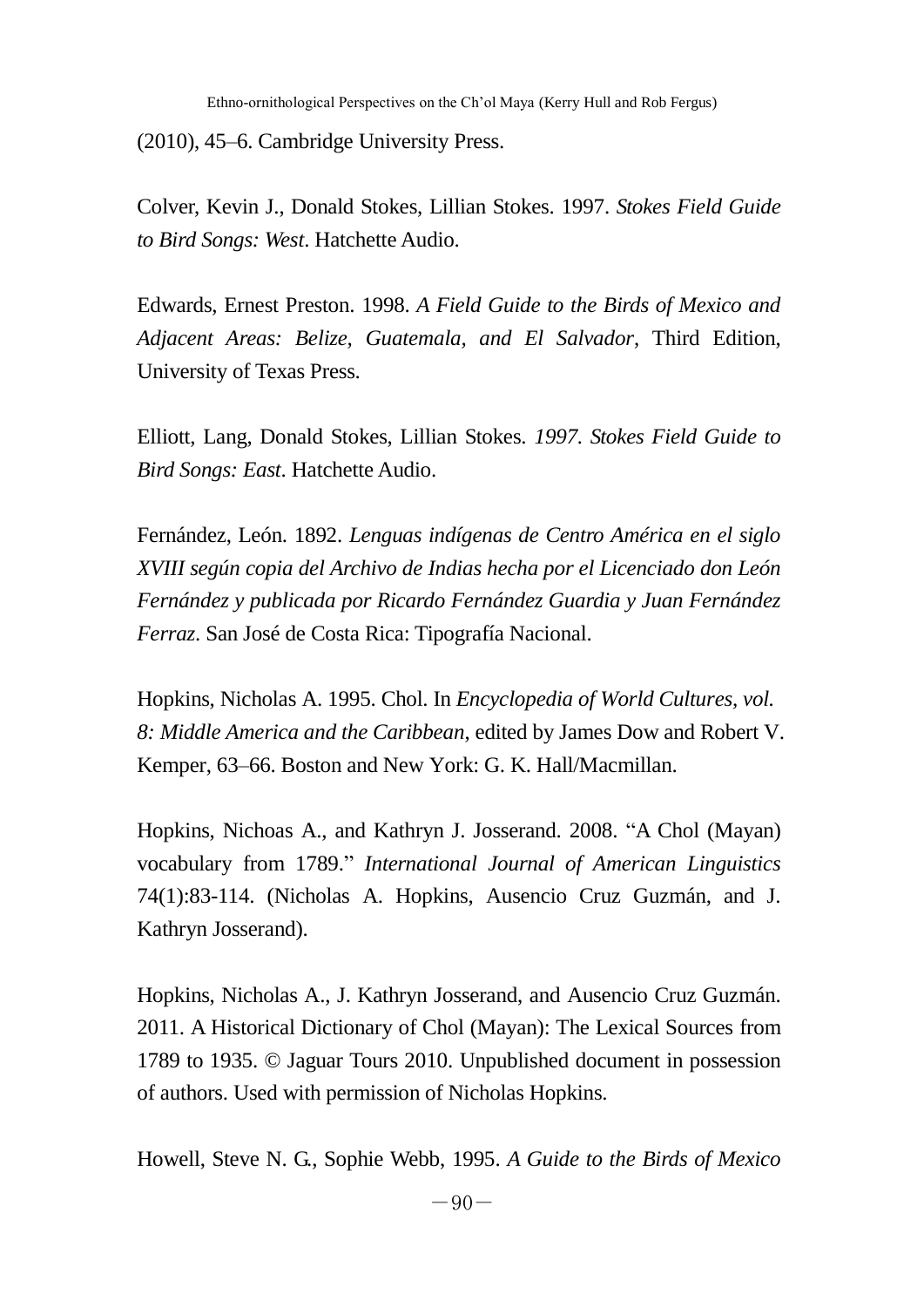(2010), 45–6. Cambridge University Press.

Colver, Kevin J., Donald Stokes, Lillian Stokes. 1997. *Stokes Field Guide to Bird Songs: West*. Hatchette Audio.

Edwards, Ernest Preston. 1998. *A Field Guide to the Birds of Mexico and Adjacent Areas: Belize, Guatemala, and El Salvador*, Third Edition, University of Texas Press.

Elliott, Lang, Donald Stokes, Lillian Stokes. *1997. Stokes Field Guide to Bird Songs: East*. Hatchette Audio.

Fernández, León. 1892. *Lenguas indígenas de Centro América en el siglo XVIII según copia del Archivo de Indias hecha por el Licenciado don León Fernández y publicada por Ricardo Fernández Guardia y Juan Fernández Ferraz*. San José de Costa Rica: Tipografía Nacional.

Hopkins, Nicholas A. 1995. Chol. In *Encyclopedia of World Cultures, vol. 8: Middle America and the Caribbean*, edited by James Dow and Robert V. Kemper, 63–66. Boston and New York: G. K. Hall/Macmillan.

Hopkins, Nichoas A., and Kathryn J. Josserand. 2008. "A Chol (Mayan) vocabulary from 1789." *International Journal of American Linguistics* 74(1):83-114. (Nicholas A. Hopkins, Ausencio Cruz Guzmán, and J. Kathryn Josserand).

Hopkins, Nicholas A., J. Kathryn Josserand, and Ausencio Cruz Guzmán. 2011. A Historical Dictionary of Chol (Mayan): The Lexical Sources from 1789 to 1935. © Jaguar Tours 2010. Unpublished document in possession of authors. Used with permission of Nicholas Hopkins.

Howell, Steve N. G., Sophie Webb, 1995. *A Guide to the Birds of Mexico*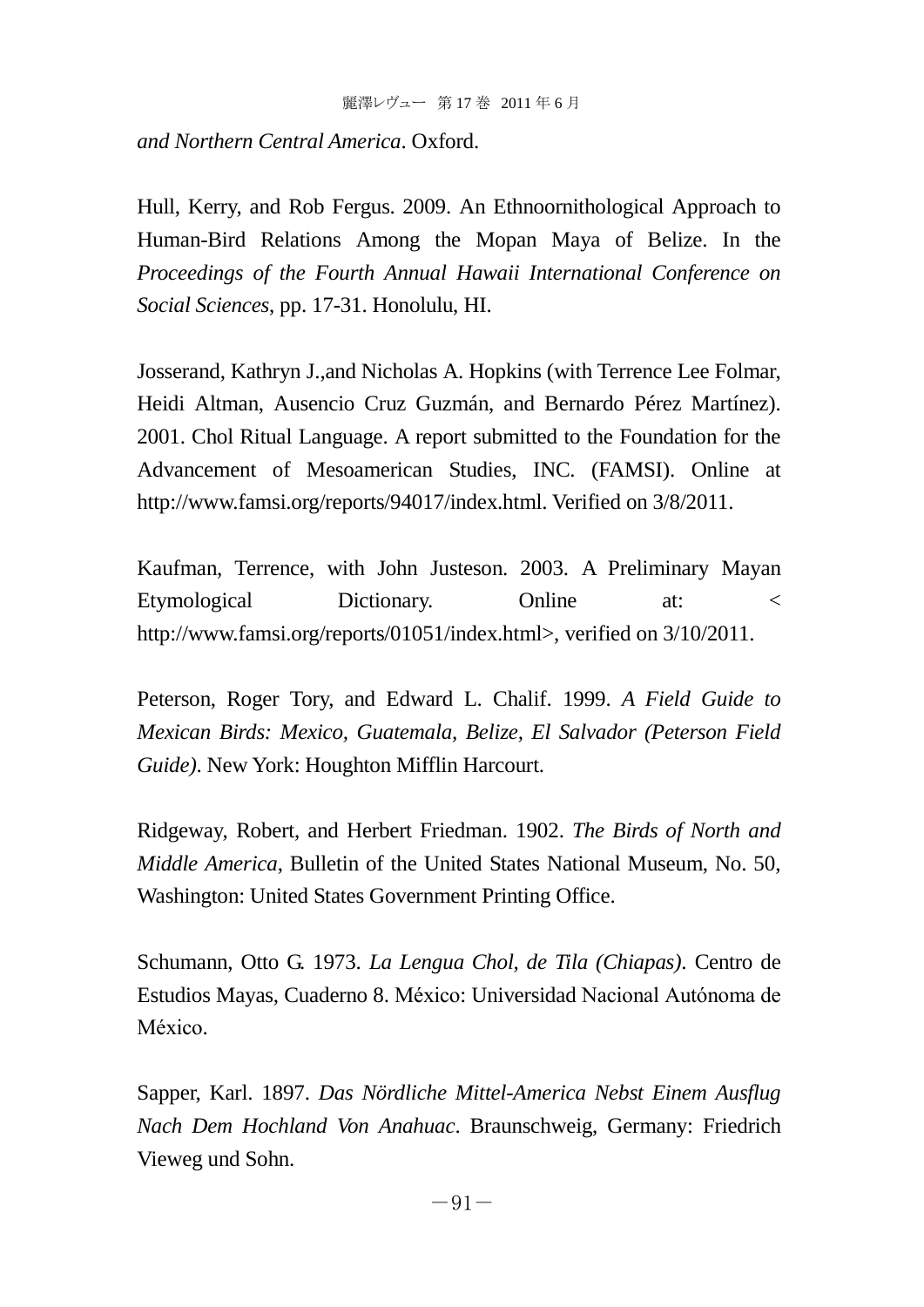*and Northern Central America*. Oxford.

Hull, Kerry, and Rob Fergus. 2009. An Ethnoornithological Approach to Human-Bird Relations Among the Mopan Maya of Belize. In the *Proceedings of the Fourth Annual Hawaii International Conference on Social Sciences*, pp. 17-31. Honolulu, HI.

Josserand, Kathryn J.,and Nicholas A. Hopkins (with Terrence Lee Folmar, Heidi Altman, Ausencio Cruz Guzmán, and Bernardo Pérez Martínez). 2001. Chol Ritual Language. A report submitted to the Foundation for the Advancement of Mesoamerican Studies, INC. (FAMSI). Online at http://www.famsi.org/reports/94017/index.html. Verified on 3/8/2011.

Kaufman, Terrence, with John Justeson. 2003. A Preliminary Mayan Etymological Dictionary. Online at: < http://www.famsi.org/reports/01051/index.html>, verified on 3/10/2011.

Peterson, Roger Tory, and Edward L. Chalif. 1999. *A Field Guide to Mexican Birds: Mexico, Guatemala, Belize, El Salvador (Peterson Field Guide)*. New York: Houghton Mifflin Harcourt.

Ridgeway, Robert, and Herbert Friedman. 1902. *The Birds of North and Middle America*, Bulletin of the United States National Museum, No. 50, Washington: United States Government Printing Office.

Schumann, Otto G. 1973. *La Lengua Chol, de Tila (Chiapas)*. Centro de Estudios Mayas, Cuaderno 8. México: Universidad Nacional Autónoma de México.

Sapper, Karl. 1897. *Das Nördliche Mittel-America Nebst Einem Ausflug Nach Dem Hochland Von Anahuac*. Braunschweig, Germany: Friedrich Vieweg und Sohn.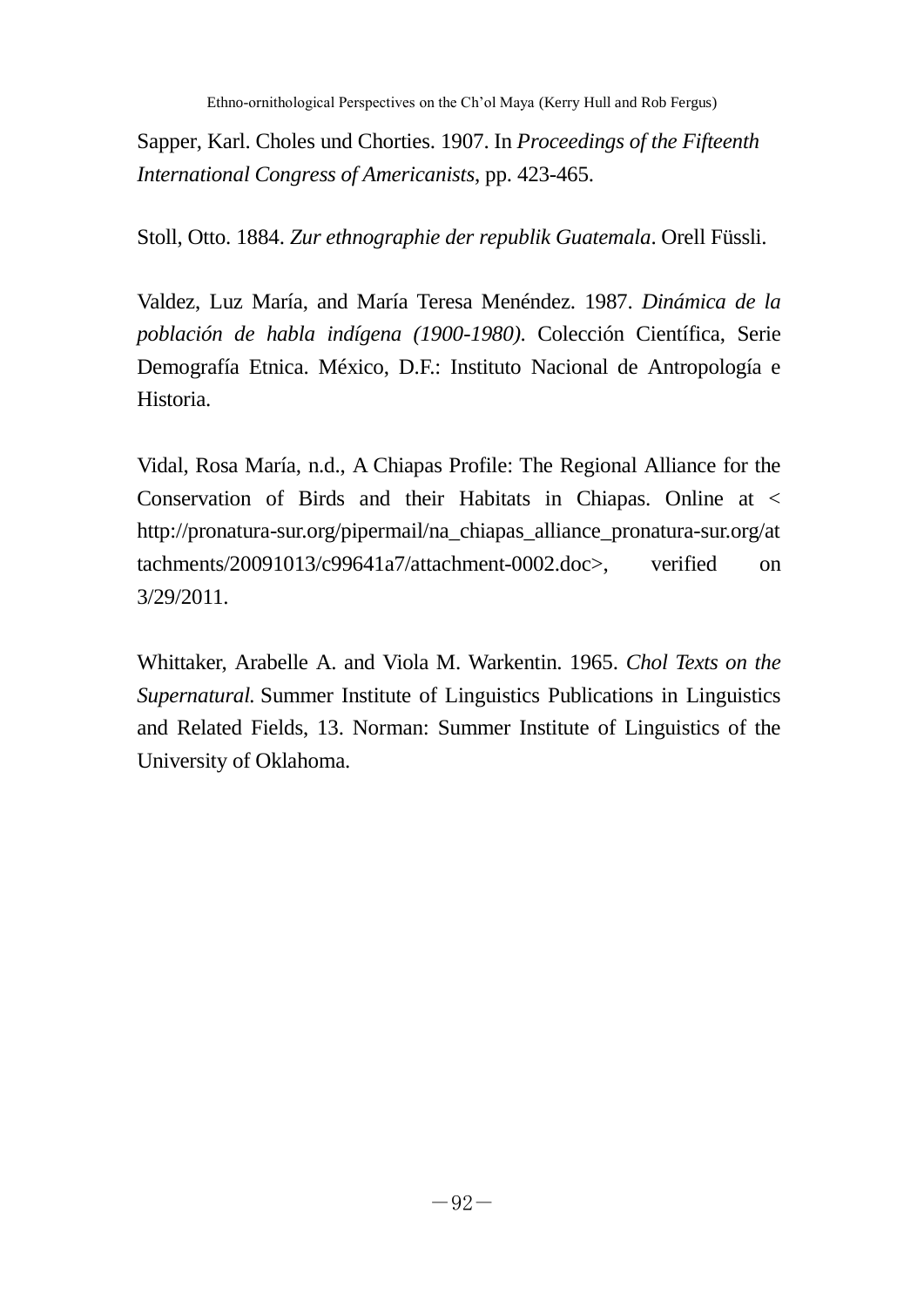Sapper, Karl. Choles und Chorties. 1907. In *Proceedings of the Fifteenth International Congress of Americanists*, pp. 423-465.

Stoll, Otto. 1884. *Zur ethnographie der republik Guatemala*. Orell Füssli.

Valdez, Luz María, and María Teresa Menéndez. 1987. *Dinámica de la población de habla indígena (1900-1980)*. Colección Científica, Serie Demografía Etnica. México, D.F.: Instituto Nacional de Antropología e Historia.

Vidal, Rosa María, n.d., A Chiapas Profile: The Regional Alliance for the Conservation of Birds and their Habitats in Chiapas. Online at < http://pronatura-sur.org/pipermail/na_chiapas_alliance_pronatura-sur.org/attachments/20091013/c99641a7/attachment-0002.doc>, verified on 3/29/2011.

Whittaker, Arabelle A. and Viola M. Warkentin. 1965. *Chol Texts on the Supernatural*. Summer Institute of Linguistics Publications in Linguistics and Related Fields, 13. Norman: Summer Institute of Linguistics of the University of Oklahoma.